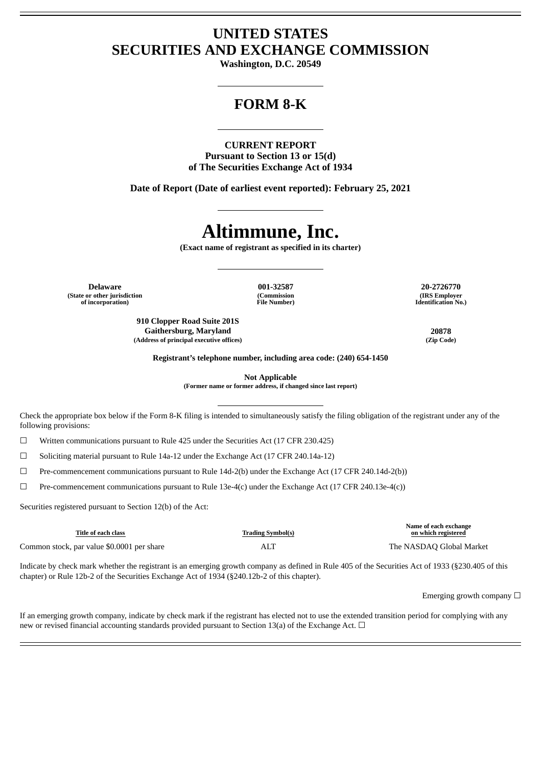# UNITED STATES
# SECURITIES AND EXCHANGE COMMISSION

**Washington, D.C. 20549**

## FORM 8-K

**CURRENT REPORT**
**Pursuant to Section 13 or 15(d)**
**of The Securities Exchange Act of 1934**

**Date of Report (Date of earliest event reported): February 25, 2021**

# Altimmune, Inc.

**(Exact name of registrant as specified in its charter)**

| Delaware | 001-32587 | 20-2726770 |
|---|---|---|
| (State or other jurisdiction of incorporation) | (Commission File Number) | (IRS Employer Identification No.) |

| 910 Clopper Road Suite 201S Gaithersburg, Maryland | 20878 |
|---|---|
| (Address of principal executive offices) | (Zip Code) |

**Registrant's telephone number, including area code: (240) 654-1450**

**Not Applicable**
**(Former name or former address, if changed since last report)**

Check the appropriate box below if the Form 8-K filing is intended to simultaneously satisfy the filing obligation of the registrant under any of the following provisions:

☐ Written communications pursuant to Rule 425 under the Securities Act (17 CFR 230.425)

☐ Soliciting material pursuant to Rule 14a-12 under the Exchange Act (17 CFR 240.14a-12)

☐ Pre-commencement communications pursuant to Rule 14d-2(b) under the Exchange Act (17 CFR 240.14d-2(b))

☐ Pre-commencement communications pursuant to Rule 13e-4(c) under the Exchange Act (17 CFR 240.13e-4(c))

Securities registered pursuant to Section 12(b) of the Act:

| Title of each class | Trading Symbol(s) | Name of each exchange on which registered |
|---|---|---|
| Common stock, par value $0.0001 per share | ALT | The NASDAQ Global Market |

Indicate by check mark whether the registrant is an emerging growth company as defined in Rule 405 of the Securities Act of 1933 (§230.405 of this chapter) or Rule 12b-2 of the Securities Exchange Act of 1934 (§240.12b-2 of this chapter).

Emerging growth company ☐

If an emerging growth company, indicate by check mark if the registrant has elected not to use the extended transition period for complying with any new or revised financial accounting standards provided pursuant to Section 13(a) of the Exchange Act. ☐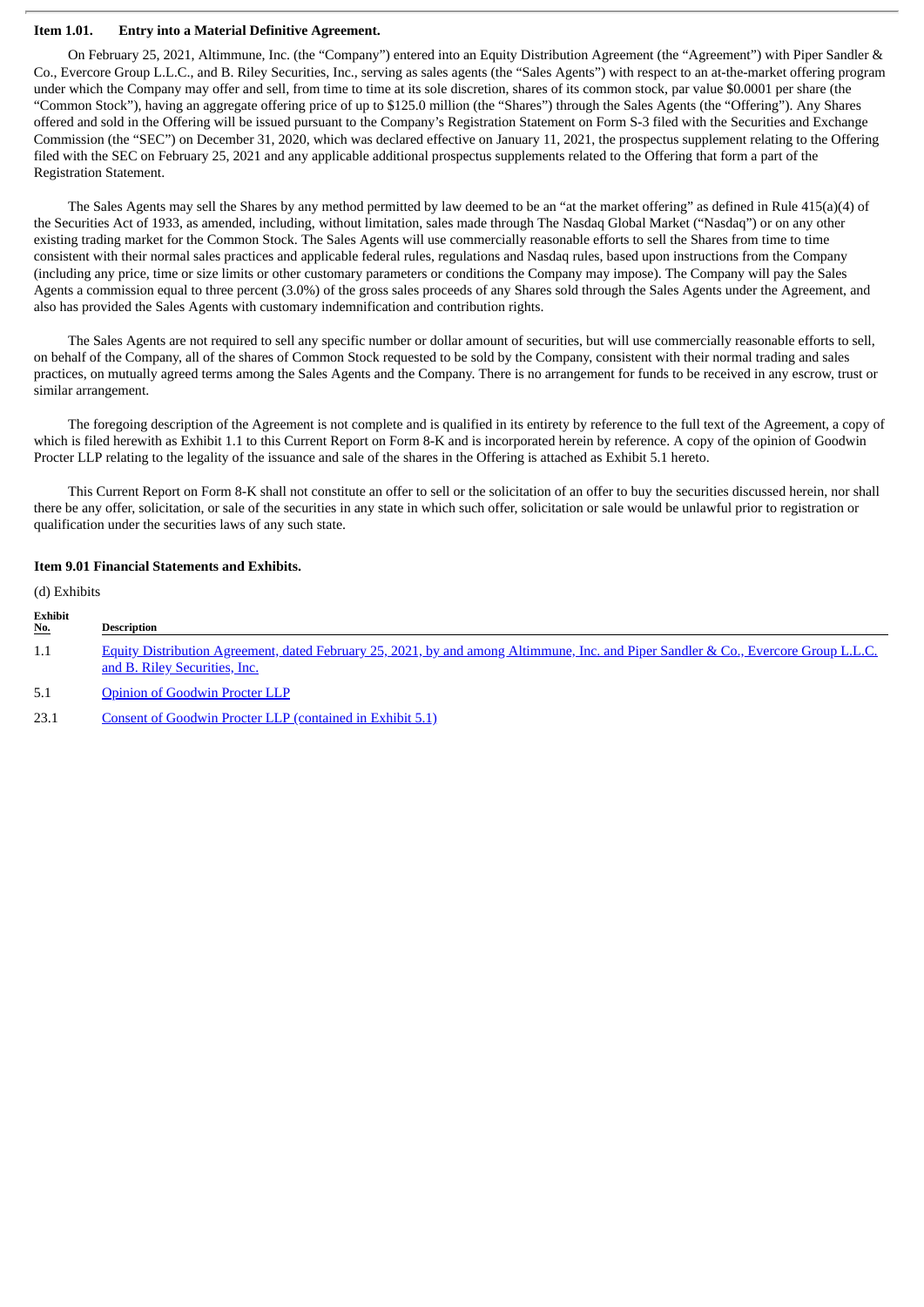### Item 1.01. Entry into a Material Definitive Agreement.

On February 25, 2021, Altimmune, Inc. (the "Company") entered into an Equity Distribution Agreement (the "Agreement") with Piper Sandler & Co., Evercore Group L.L.C., and B. Riley Securities, Inc., serving as sales agents (the "Sales Agents") with respect to an at-the-market offering program under which the Company may offer and sell, from time to time at its sole discretion, shares of its common stock, par value $0.0001 per share (the "Common Stock"), having an aggregate offering price of up to $125.0 million (the "Shares") through the Sales Agents (the "Offering"). Any Shares offered and sold in the Offering will be issued pursuant to the Company's Registration Statement on Form S-3 filed with the Securities and Exchange Commission (the "SEC") on December 31, 2020, which was declared effective on January 11, 2021, the prospectus supplement relating to the Offering filed with the SEC on February 25, 2021 and any applicable additional prospectus supplements related to the Offering that form a part of the Registration Statement.

The Sales Agents may sell the Shares by any method permitted by law deemed to be an "at the market offering" as defined in Rule 415(a)(4) of the Securities Act of 1933, as amended, including, without limitation, sales made through The Nasdaq Global Market ("Nasdaq") or on any other existing trading market for the Common Stock. The Sales Agents will use commercially reasonable efforts to sell the Shares from time to time consistent with their normal sales practices and applicable federal rules, regulations and Nasdaq rules, based upon instructions from the Company (including any price, time or size limits or other customary parameters or conditions the Company may impose). The Company will pay the Sales Agents a commission equal to three percent (3.0%) of the gross sales proceeds of any Shares sold through the Sales Agents under the Agreement, and also has provided the Sales Agents with customary indemnification and contribution rights.

The Sales Agents are not required to sell any specific number or dollar amount of securities, but will use commercially reasonable efforts to sell, on behalf of the Company, all of the shares of Common Stock requested to be sold by the Company, consistent with their normal trading and sales practices, on mutually agreed terms among the Sales Agents and the Company. There is no arrangement for funds to be received in any escrow, trust or similar arrangement.

The foregoing description of the Agreement is not complete and is qualified in its entirety by reference to the full text of the Agreement, a copy of which is filed herewith as Exhibit 1.1 to this Current Report on Form 8-K and is incorporated herein by reference. A copy of the opinion of Goodwin Procter LLP relating to the legality of the issuance and sale of the shares in the Offering is attached as Exhibit 5.1 hereto.

This Current Report on Form 8-K shall not constitute an offer to sell or the solicitation of an offer to buy the securities discussed herein, nor shall there be any offer, solicitation, or sale of the securities in any state in which such offer, solicitation or sale would be unlawful prior to registration or qualification under the securities laws of any such state.

### Item 9.01 Financial Statements and Exhibits.

(d) Exhibits

| Exhibit No. | Description |
|---|---|
| 1.1 | Equity Distribution Agreement, dated February 25, 2021, by and among Altimmune, Inc. and Piper Sandler & Co., Evercore Group L.L.C. and B. Riley Securities, Inc. |
| 5.1 | Opinion of Goodwin Procter LLP |
| 23.1 | Consent of Goodwin Procter LLP (contained in Exhibit 5.1) |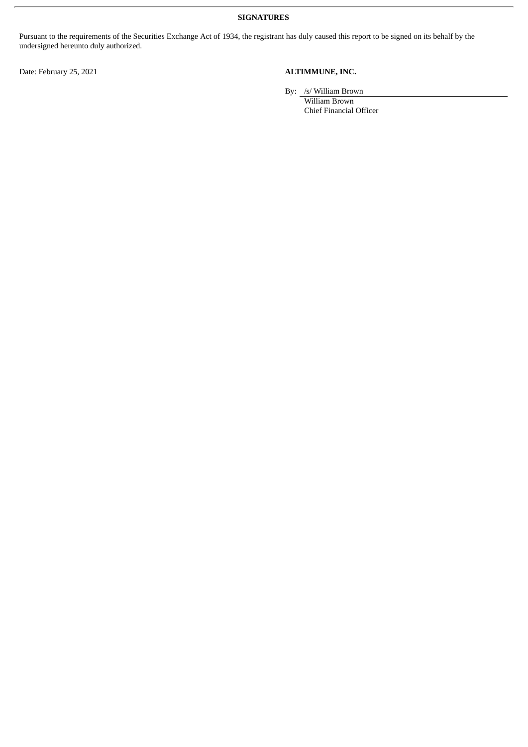## SIGNATURES

Pursuant to the requirements of the Securities Exchange Act of 1934, the registrant has duly caused this report to be signed on its behalf by the undersigned hereunto duly authorized.

Date: February 25, 2021

**ALTIMMUNE, INC.**

By: /s/ William Brown
William Brown
Chief Financial Officer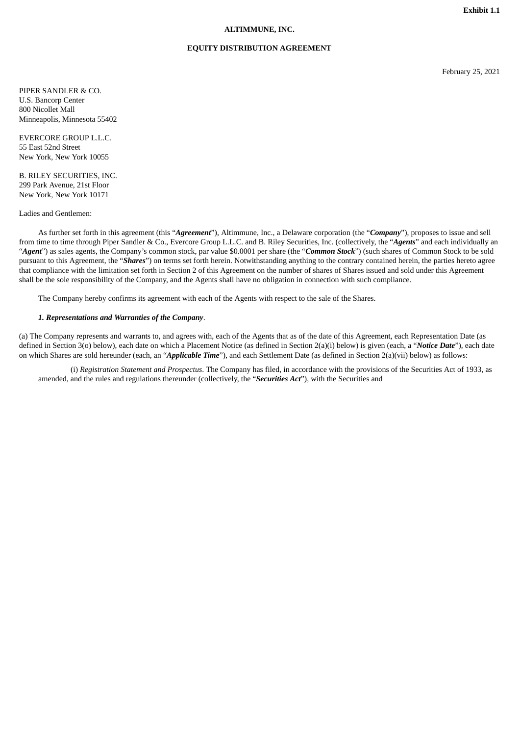**Exhibit 1.1**

**ALTIMMUNE, INC.**

**EQUITY DISTRIBUTION AGREEMENT**

February 25, 2021

PIPER SANDLER & CO.
U.S. Bancorp Center
800 Nicollet Mall
Minneapolis, Minnesota 55402

EVERCORE GROUP L.L.C.
55 East 52nd Street
New York, New York 10055

B. RILEY SECURITIES, INC.
299 Park Avenue, 21st Floor
New York, New York 10171

Ladies and Gentlemen:

As further set forth in this agreement (this "***Agreement***"), Altimmune, Inc., a Delaware corporation (the "***Company***"), proposes to issue and sell from time to time through Piper Sandler & Co., Evercore Group L.L.C. and B. Riley Securities, Inc. (collectively, the "***Agents***" and each individually an "***Agent***") as sales agents, the Company's common stock, par value $0.0001 per share (the "***Common Stock***") (such shares of Common Stock to be sold pursuant to this Agreement, the "***Shares***") on terms set forth herein. Notwithstanding anything to the contrary contained herein, the parties hereto agree that compliance with the limitation set forth in Section 2 of this Agreement on the number of shares of Shares issued and sold under this Agreement shall be the sole responsibility of the Company, and the Agents shall have no obligation in connection with such compliance.

The Company hereby confirms its agreement with each of the Agents with respect to the sale of the Shares.

***1. Representations and Warranties of the Company***.

(a) The Company represents and warrants to, and agrees with, each of the Agents that as of the date of this Agreement, each Representation Date (as defined in Section 3(o) below), each date on which a Placement Notice (as defined in Section 2(a)(i) below) is given (each, a "***Notice Date***"), each date on which Shares are sold hereunder (each, an "***Applicable Time***"), and each Settlement Date (as defined in Section 2(a)(vii) below) as follows:

(i) *Registration Statement and Prospectus*. The Company has filed, in accordance with the provisions of the Securities Act of 1933, as amended, and the rules and regulations thereunder (collectively, the "***Securities Act***"), with the Securities and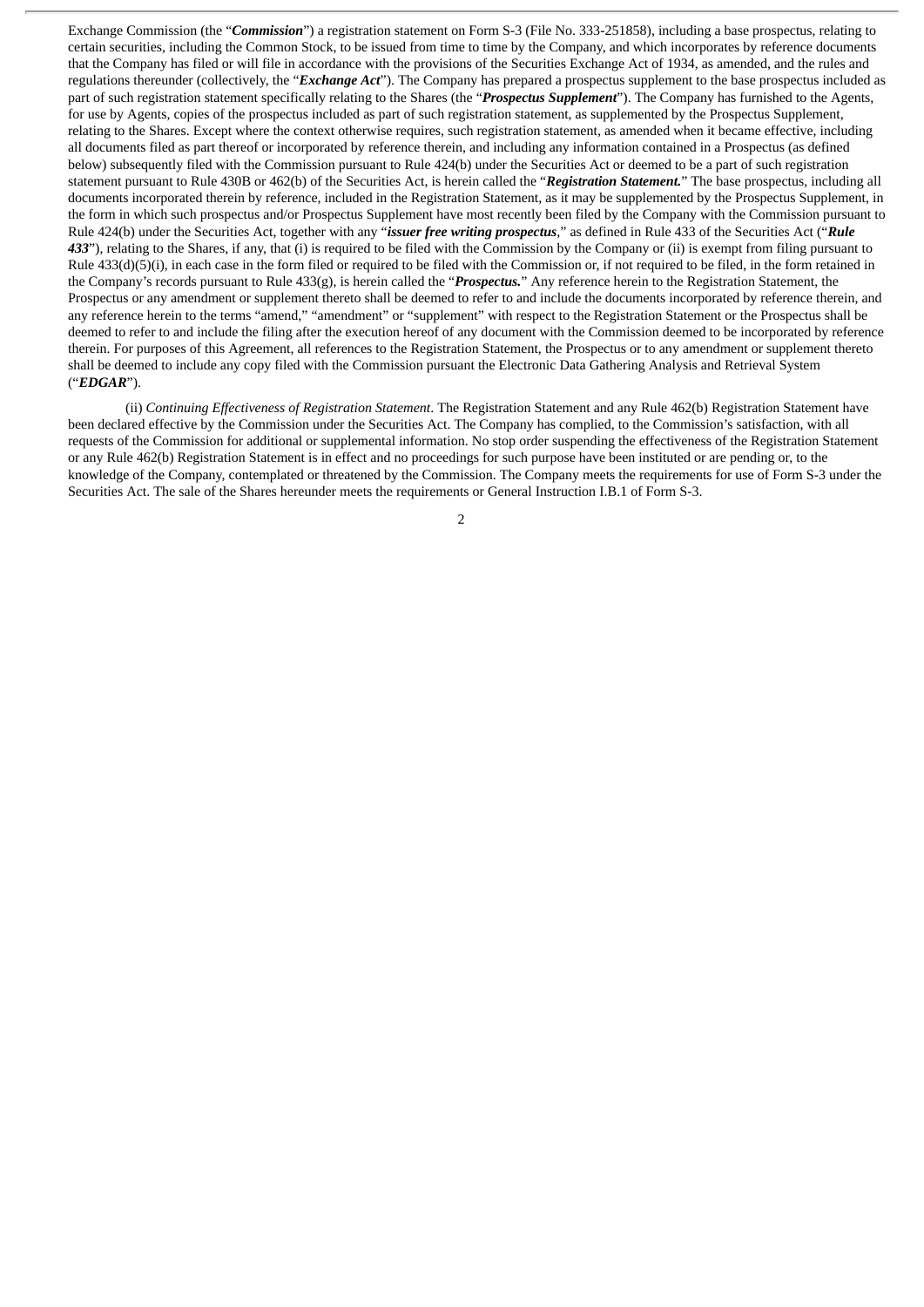Exchange Commission (the "***Commission***") a registration statement on Form S-3 (File No. 333-251858), including a base prospectus, relating to certain securities, including the Common Stock, to be issued from time to time by the Company, and which incorporates by reference documents that the Company has filed or will file in accordance with the provisions of the Securities Exchange Act of 1934, as amended, and the rules and regulations thereunder (collectively, the "***Exchange Act***"). The Company has prepared a prospectus supplement to the base prospectus included as part of such registration statement specifically relating to the Shares (the "***Prospectus Supplement***"). The Company has furnished to the Agents, for use by Agents, copies of the prospectus included as part of such registration statement, as supplemented by the Prospectus Supplement, relating to the Shares. Except where the context otherwise requires, such registration statement, as amended when it became effective, including all documents filed as part thereof or incorporated by reference therein, and including any information contained in a Prospectus (as defined below) subsequently filed with the Commission pursuant to Rule 424(b) under the Securities Act or deemed to be a part of such registration statement pursuant to Rule 430B or 462(b) of the Securities Act, is herein called the "***Registration Statement.***" The base prospectus, including all documents incorporated therein by reference, included in the Registration Statement, as it may be supplemented by the Prospectus Supplement, in the form in which such prospectus and/or Prospectus Supplement have most recently been filed by the Company with the Commission pursuant to Rule 424(b) under the Securities Act, together with any "***issuer free writing prospectus***," as defined in Rule 433 of the Securities Act ("***Rule 433***"), relating to the Shares, if any, that (i) is required to be filed with the Commission by the Company or (ii) is exempt from filing pursuant to Rule 433(d)(5)(i), in each case in the form filed or required to be filed with the Commission or, if not required to be filed, in the form retained in the Company's records pursuant to Rule 433(g), is herein called the "***Prospectus.***" Any reference herein to the Registration Statement, the Prospectus or any amendment or supplement thereto shall be deemed to refer to and include the documents incorporated by reference therein, and any reference herein to the terms "amend," "amendment" or "supplement" with respect to the Registration Statement or the Prospectus shall be deemed to refer to and include the filing after the execution hereof of any document with the Commission deemed to be incorporated by reference therein. For purposes of this Agreement, all references to the Registration Statement, the Prospectus or to any amendment or supplement thereto shall be deemed to include any copy filed with the Commission pursuant the Electronic Data Gathering Analysis and Retrieval System ("***EDGAR***").

(ii) *Continuing Effectiveness of Registration Statement*. The Registration Statement and any Rule 462(b) Registration Statement have been declared effective by the Commission under the Securities Act. The Company has complied, to the Commission's satisfaction, with all requests of the Commission for additional or supplemental information. No stop order suspending the effectiveness of the Registration Statement or any Rule 462(b) Registration Statement is in effect and no proceedings for such purpose have been instituted or are pending or, to the knowledge of the Company, contemplated or threatened by the Commission. The Company meets the requirements for use of Form S-3 under the Securities Act. The sale of the Shares hereunder meets the requirements or General Instruction I.B.1 of Form S-3.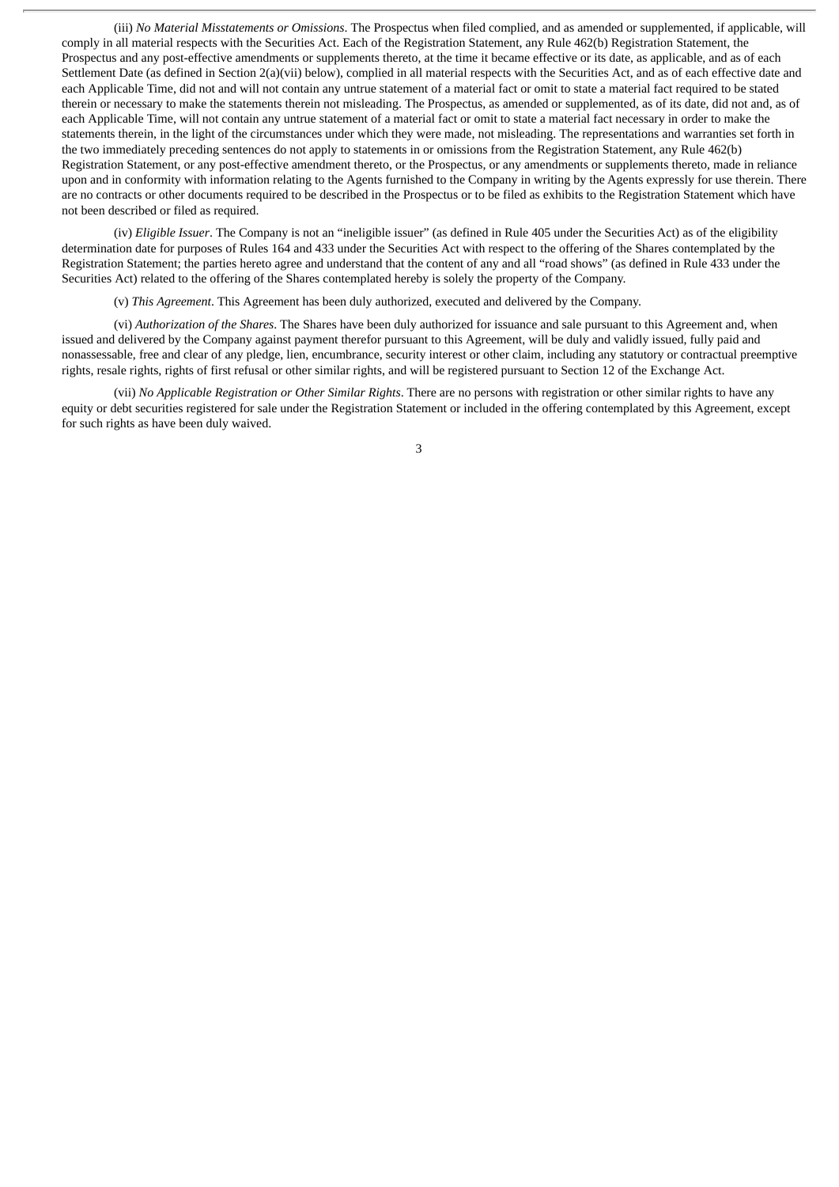(iii) *No Material Misstatements or Omissions*. The Prospectus when filed complied, and as amended or supplemented, if applicable, will comply in all material respects with the Securities Act. Each of the Registration Statement, any Rule 462(b) Registration Statement, the Prospectus and any post-effective amendments or supplements thereto, at the time it became effective or its date, as applicable, and as of each Settlement Date (as defined in Section 2(a)(vii) below), complied in all material respects with the Securities Act, and as of each effective date and each Applicable Time, did not and will not contain any untrue statement of a material fact or omit to state a material fact required to be stated therein or necessary to make the statements therein not misleading. The Prospectus, as amended or supplemented, as of its date, did not and, as of each Applicable Time, will not contain any untrue statement of a material fact or omit to state a material fact necessary in order to make the statements therein, in the light of the circumstances under which they were made, not misleading. The representations and warranties set forth in the two immediately preceding sentences do not apply to statements in or omissions from the Registration Statement, any Rule 462(b) Registration Statement, or any post-effective amendment thereto, or the Prospectus, or any amendments or supplements thereto, made in reliance upon and in conformity with information relating to the Agents furnished to the Company in writing by the Agents expressly for use therein. There are no contracts or other documents required to be described in the Prospectus or to be filed as exhibits to the Registration Statement which have not been described or filed as required.

(iv) *Eligible Issuer*. The Company is not an "ineligible issuer" (as defined in Rule 405 under the Securities Act) as of the eligibility determination date for purposes of Rules 164 and 433 under the Securities Act with respect to the offering of the Shares contemplated by the Registration Statement; the parties hereto agree and understand that the content of any and all "road shows" (as defined in Rule 433 under the Securities Act) related to the offering of the Shares contemplated hereby is solely the property of the Company.

(v) *This Agreement*. This Agreement has been duly authorized, executed and delivered by the Company.

(vi) *Authorization of the Shares*. The Shares have been duly authorized for issuance and sale pursuant to this Agreement and, when issued and delivered by the Company against payment therefor pursuant to this Agreement, will be duly and validly issued, fully paid and nonassessable, free and clear of any pledge, lien, encumbrance, security interest or other claim, including any statutory or contractual preemptive rights, resale rights, rights of first refusal or other similar rights, and will be registered pursuant to Section 12 of the Exchange Act.

(vii) *No Applicable Registration or Other Similar Rights*. There are no persons with registration or other similar rights to have any equity or debt securities registered for sale under the Registration Statement or included in the offering contemplated by this Agreement, except for such rights as have been duly waived.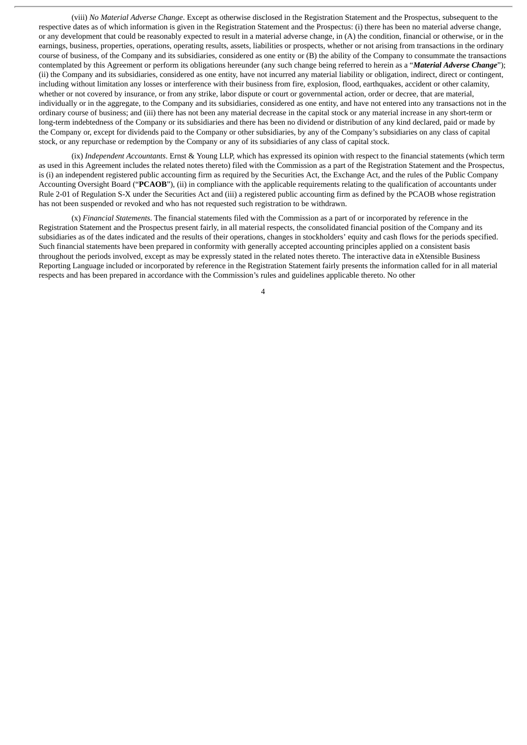(viii) *No Material Adverse Change*. Except as otherwise disclosed in the Registration Statement and the Prospectus, subsequent to the respective dates as of which information is given in the Registration Statement and the Prospectus: (i) there has been no material adverse change, or any development that could be reasonably expected to result in a material adverse change, in (A) the condition, financial or otherwise, or in the earnings, business, properties, operations, operating results, assets, liabilities or prospects, whether or not arising from transactions in the ordinary course of business, of the Company and its subsidiaries, considered as one entity or (B) the ability of the Company to consummate the transactions contemplated by this Agreement or perform its obligations hereunder (any such change being referred to herein as a "***Material Adverse Change***"); (ii) the Company and its subsidiaries, considered as one entity, have not incurred any material liability or obligation, indirect, direct or contingent, including without limitation any losses or interference with their business from fire, explosion, flood, earthquakes, accident or other calamity, whether or not covered by insurance, or from any strike, labor dispute or court or governmental action, order or decree, that are material, individually or in the aggregate, to the Company and its subsidiaries, considered as one entity, and have not entered into any transactions not in the ordinary course of business; and (iii) there has not been any material decrease in the capital stock or any material increase in any short-term or long-term indebtedness of the Company or its subsidiaries and there has been no dividend or distribution of any kind declared, paid or made by the Company or, except for dividends paid to the Company or other subsidiaries, by any of the Company's subsidiaries on any class of capital stock, or any repurchase or redemption by the Company or any of its subsidiaries of any class of capital stock.

(ix) *Independent Accountants*. Ernst & Young LLP, which has expressed its opinion with respect to the financial statements (which term as used in this Agreement includes the related notes thereto) filed with the Commission as a part of the Registration Statement and the Prospectus, is (i) an independent registered public accounting firm as required by the Securities Act, the Exchange Act, and the rules of the Public Company Accounting Oversight Board ("**PCAOB**"), (ii) in compliance with the applicable requirements relating to the qualification of accountants under Rule 2-01 of Regulation S-X under the Securities Act and (iii) a registered public accounting firm as defined by the PCAOB whose registration has not been suspended or revoked and who has not requested such registration to be withdrawn.

(x) *Financial Statements*. The financial statements filed with the Commission as a part of or incorporated by reference in the Registration Statement and the Prospectus present fairly, in all material respects, the consolidated financial position of the Company and its subsidiaries as of the dates indicated and the results of their operations, changes in stockholders' equity and cash flows for the periods specified. Such financial statements have been prepared in conformity with generally accepted accounting principles applied on a consistent basis throughout the periods involved, except as may be expressly stated in the related notes thereto. The interactive data in eXtensible Business Reporting Language included or incorporated by reference in the Registration Statement fairly presents the information called for in all material respects and has been prepared in accordance with the Commission's rules and guidelines applicable thereto. No other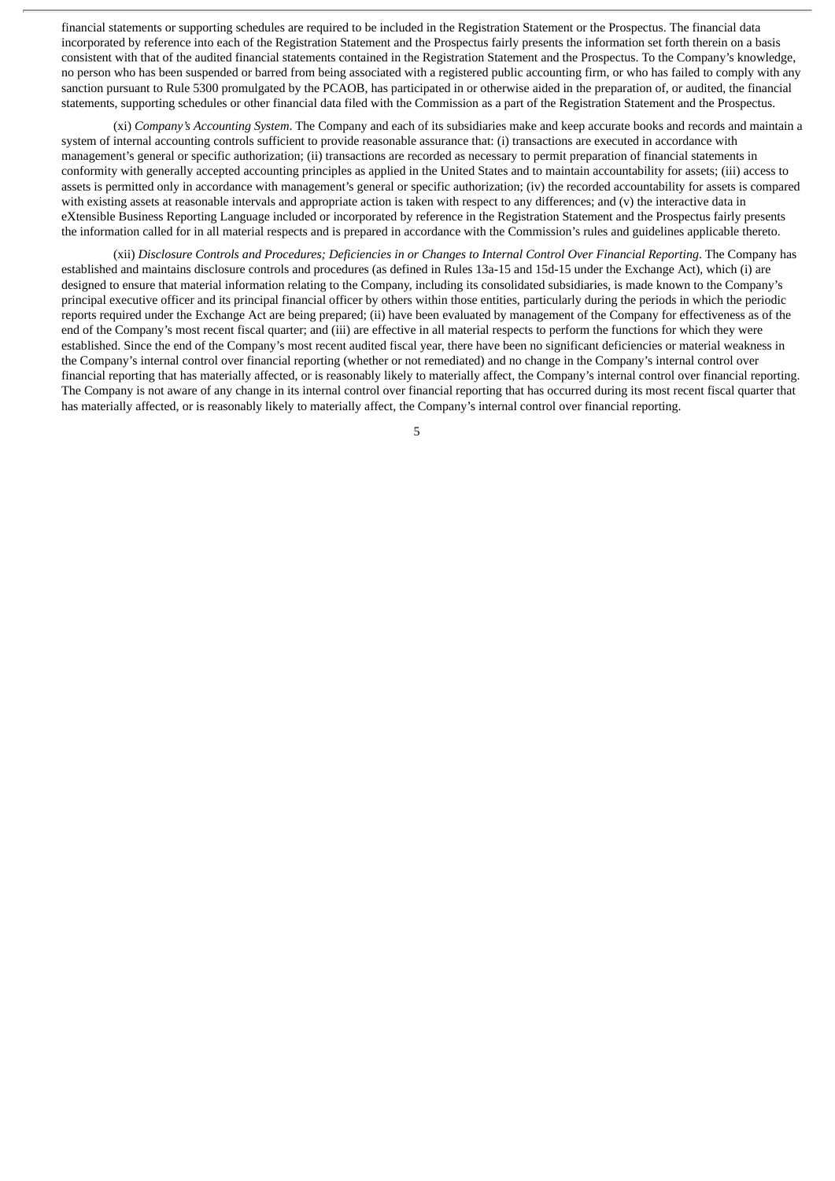financial statements or supporting schedules are required to be included in the Registration Statement or the Prospectus. The financial data incorporated by reference into each of the Registration Statement and the Prospectus fairly presents the information set forth therein on a basis consistent with that of the audited financial statements contained in the Registration Statement and the Prospectus. To the Company's knowledge, no person who has been suspended or barred from being associated with a registered public accounting firm, or who has failed to comply with any sanction pursuant to Rule 5300 promulgated by the PCAOB, has participated in or otherwise aided in the preparation of, or audited, the financial statements, supporting schedules or other financial data filed with the Commission as a part of the Registration Statement and the Prospectus.

(xi) *Company's Accounting System*. The Company and each of its subsidiaries make and keep accurate books and records and maintain a system of internal accounting controls sufficient to provide reasonable assurance that: (i) transactions are executed in accordance with management's general or specific authorization; (ii) transactions are recorded as necessary to permit preparation of financial statements in conformity with generally accepted accounting principles as applied in the United States and to maintain accountability for assets; (iii) access to assets is permitted only in accordance with management's general or specific authorization; (iv) the recorded accountability for assets is compared with existing assets at reasonable intervals and appropriate action is taken with respect to any differences; and (v) the interactive data in eXtensible Business Reporting Language included or incorporated by reference in the Registration Statement and the Prospectus fairly presents the information called for in all material respects and is prepared in accordance with the Commission's rules and guidelines applicable thereto.

(xii) *Disclosure Controls and Procedures; Deficiencies in or Changes to Internal Control Over Financial Reporting*. The Company has established and maintains disclosure controls and procedures (as defined in Rules 13a-15 and 15d-15 under the Exchange Act), which (i) are designed to ensure that material information relating to the Company, including its consolidated subsidiaries, is made known to the Company's principal executive officer and its principal financial officer by others within those entities, particularly during the periods in which the periodic reports required under the Exchange Act are being prepared; (ii) have been evaluated by management of the Company for effectiveness as of the end of the Company's most recent fiscal quarter; and (iii) are effective in all material respects to perform the functions for which they were established. Since the end of the Company's most recent audited fiscal year, there have been no significant deficiencies or material weakness in the Company's internal control over financial reporting (whether or not remediated) and no change in the Company's internal control over financial reporting that has materially affected, or is reasonably likely to materially affect, the Company's internal control over financial reporting. The Company is not aware of any change in its internal control over financial reporting that has occurred during its most recent fiscal quarter that has materially affected, or is reasonably likely to materially affect, the Company's internal control over financial reporting.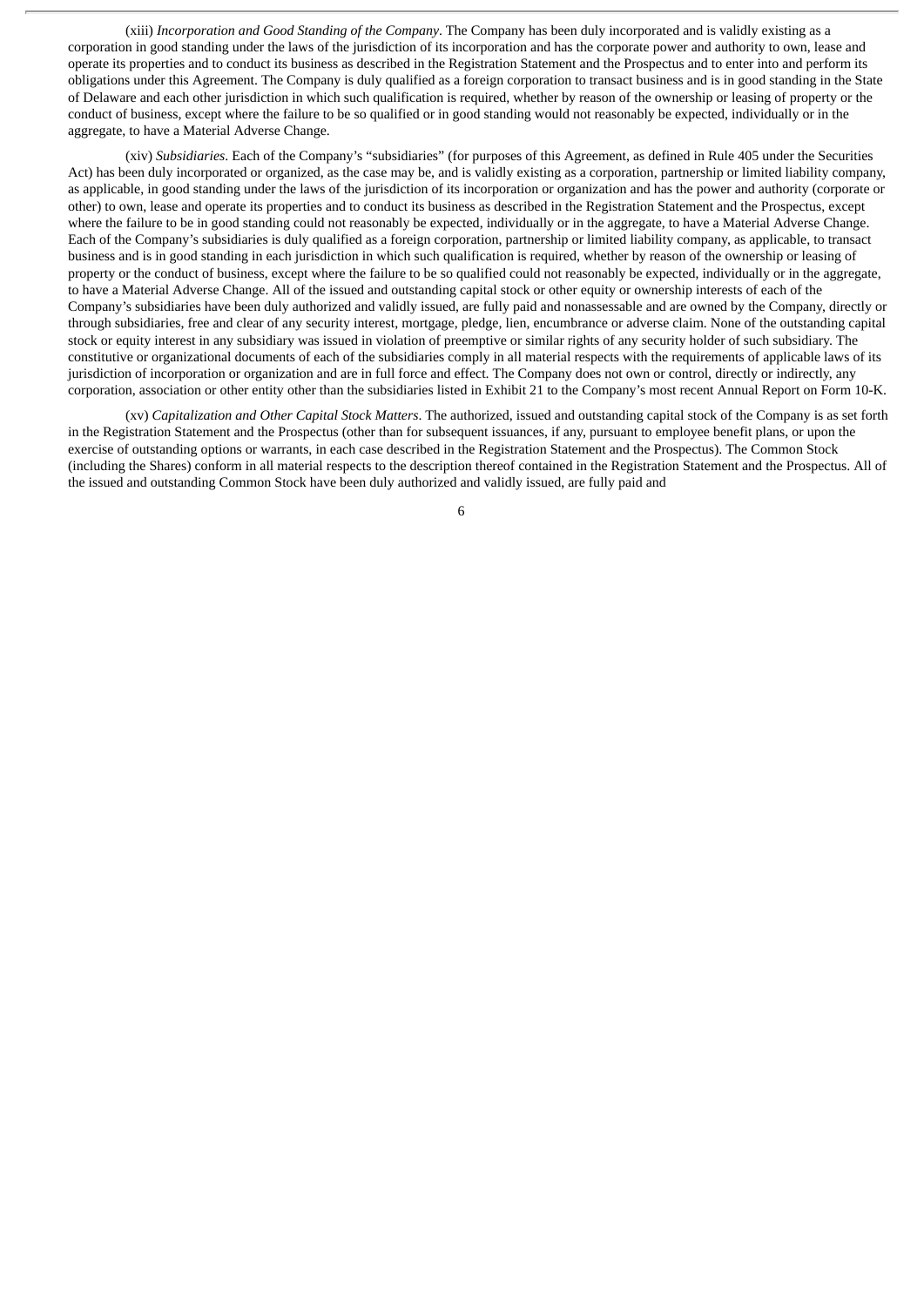(xiii) *Incorporation and Good Standing of the Company*. The Company has been duly incorporated and is validly existing as a corporation in good standing under the laws of the jurisdiction of its incorporation and has the corporate power and authority to own, lease and operate its properties and to conduct its business as described in the Registration Statement and the Prospectus and to enter into and perform its obligations under this Agreement. The Company is duly qualified as a foreign corporation to transact business and is in good standing in the State of Delaware and each other jurisdiction in which such qualification is required, whether by reason of the ownership or leasing of property or the conduct of business, except where the failure to be so qualified or in good standing would not reasonably be expected, individually or in the aggregate, to have a Material Adverse Change.

(xiv) *Subsidiaries*. Each of the Company's "subsidiaries" (for purposes of this Agreement, as defined in Rule 405 under the Securities Act) has been duly incorporated or organized, as the case may be, and is validly existing as a corporation, partnership or limited liability company, as applicable, in good standing under the laws of the jurisdiction of its incorporation or organization and has the power and authority (corporate or other) to own, lease and operate its properties and to conduct its business as described in the Registration Statement and the Prospectus, except where the failure to be in good standing could not reasonably be expected, individually or in the aggregate, to have a Material Adverse Change. Each of the Company's subsidiaries is duly qualified as a foreign corporation, partnership or limited liability company, as applicable, to transact business and is in good standing in each jurisdiction in which such qualification is required, whether by reason of the ownership or leasing of property or the conduct of business, except where the failure to be so qualified could not reasonably be expected, individually or in the aggregate, to have a Material Adverse Change. All of the issued and outstanding capital stock or other equity or ownership interests of each of the Company's subsidiaries have been duly authorized and validly issued, are fully paid and nonassessable and are owned by the Company, directly or through subsidiaries, free and clear of any security interest, mortgage, pledge, lien, encumbrance or adverse claim. None of the outstanding capital stock or equity interest in any subsidiary was issued in violation of preemptive or similar rights of any security holder of such subsidiary. The constitutive or organizational documents of each of the subsidiaries comply in all material respects with the requirements of applicable laws of its jurisdiction of incorporation or organization and are in full force and effect. The Company does not own or control, directly or indirectly, any corporation, association or other entity other than the subsidiaries listed in Exhibit 21 to the Company's most recent Annual Report on Form 10-K.

(xv) *Capitalization and Other Capital Stock Matters*. The authorized, issued and outstanding capital stock of the Company is as set forth in the Registration Statement and the Prospectus (other than for subsequent issuances, if any, pursuant to employee benefit plans, or upon the exercise of outstanding options or warrants, in each case described in the Registration Statement and the Prospectus). The Common Stock (including the Shares) conform in all material respects to the description thereof contained in the Registration Statement and the Prospectus. All of the issued and outstanding Common Stock have been duly authorized and validly issued, are fully paid and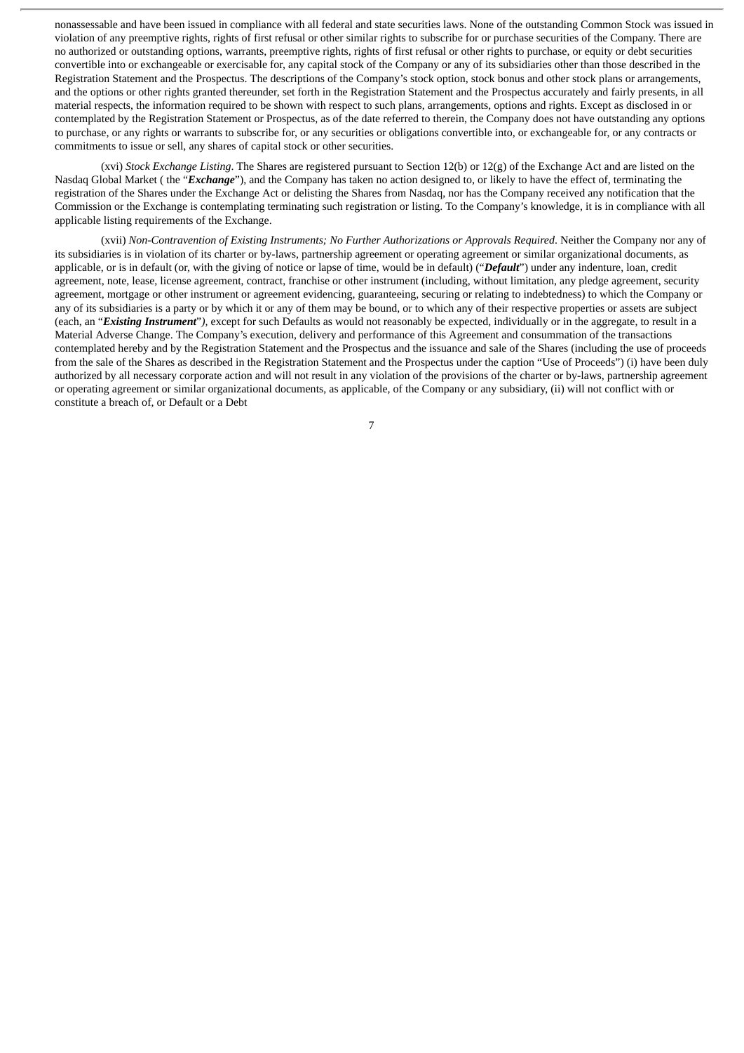nonassessable and have been issued in compliance with all federal and state securities laws. None of the outstanding Common Stock was issued in violation of any preemptive rights, rights of first refusal or other similar rights to subscribe for or purchase securities of the Company. There are no authorized or outstanding options, warrants, preemptive rights, rights of first refusal or other rights to purchase, or equity or debt securities convertible into or exchangeable or exercisable for, any capital stock of the Company or any of its subsidiaries other than those described in the Registration Statement and the Prospectus. The descriptions of the Company's stock option, stock bonus and other stock plans or arrangements, and the options or other rights granted thereunder, set forth in the Registration Statement and the Prospectus accurately and fairly presents, in all material respects, the information required to be shown with respect to such plans, arrangements, options and rights. Except as disclosed in or contemplated by the Registration Statement or Prospectus, as of the date referred to therein, the Company does not have outstanding any options to purchase, or any rights or warrants to subscribe for, or any securities or obligations convertible into, or exchangeable for, or any contracts or commitments to issue or sell, any shares of capital stock or other securities.

(xvi) *Stock Exchange Listing*. The Shares are registered pursuant to Section 12(b) or 12(g) of the Exchange Act and are listed on the Nasdaq Global Market ( the "***Exchange***"), and the Company has taken no action designed to, or likely to have the effect of, terminating the registration of the Shares under the Exchange Act or delisting the Shares from Nasdaq, nor has the Company received any notification that the Commission or the Exchange is contemplating terminating such registration or listing. To the Company's knowledge, it is in compliance with all applicable listing requirements of the Exchange.

(xvii) *Non-Contravention of Existing Instruments; No Further Authorizations or Approvals Required*. Neither the Company nor any of its subsidiaries is in violation of its charter or by-laws, partnership agreement or operating agreement or similar organizational documents, as applicable, or is in default (or, with the giving of notice or lapse of time, would be in default) ("***Default***") under any indenture, loan, credit agreement, note, lease, license agreement, contract, franchise or other instrument (including, without limitation, any pledge agreement, security agreement, mortgage or other instrument or agreement evidencing, guaranteeing, securing or relating to indebtedness) to which the Company or any of its subsidiaries is a party or by which it or any of them may be bound, or to which any of their respective properties or assets are subject (each, an "***Existing Instrument***"), except for such Defaults as would not reasonably be expected, individually or in the aggregate, to result in a Material Adverse Change. The Company's execution, delivery and performance of this Agreement and consummation of the transactions contemplated hereby and by the Registration Statement and the Prospectus and the issuance and sale of the Shares (including the use of proceeds from the sale of the Shares as described in the Registration Statement and the Prospectus under the caption "Use of Proceeds") (i) have been duly authorized by all necessary corporate action and will not result in any violation of the provisions of the charter or by-laws, partnership agreement or operating agreement or similar organizational documents, as applicable, of the Company or any subsidiary, (ii) will not conflict with or constitute a breach of, or Default or a Debt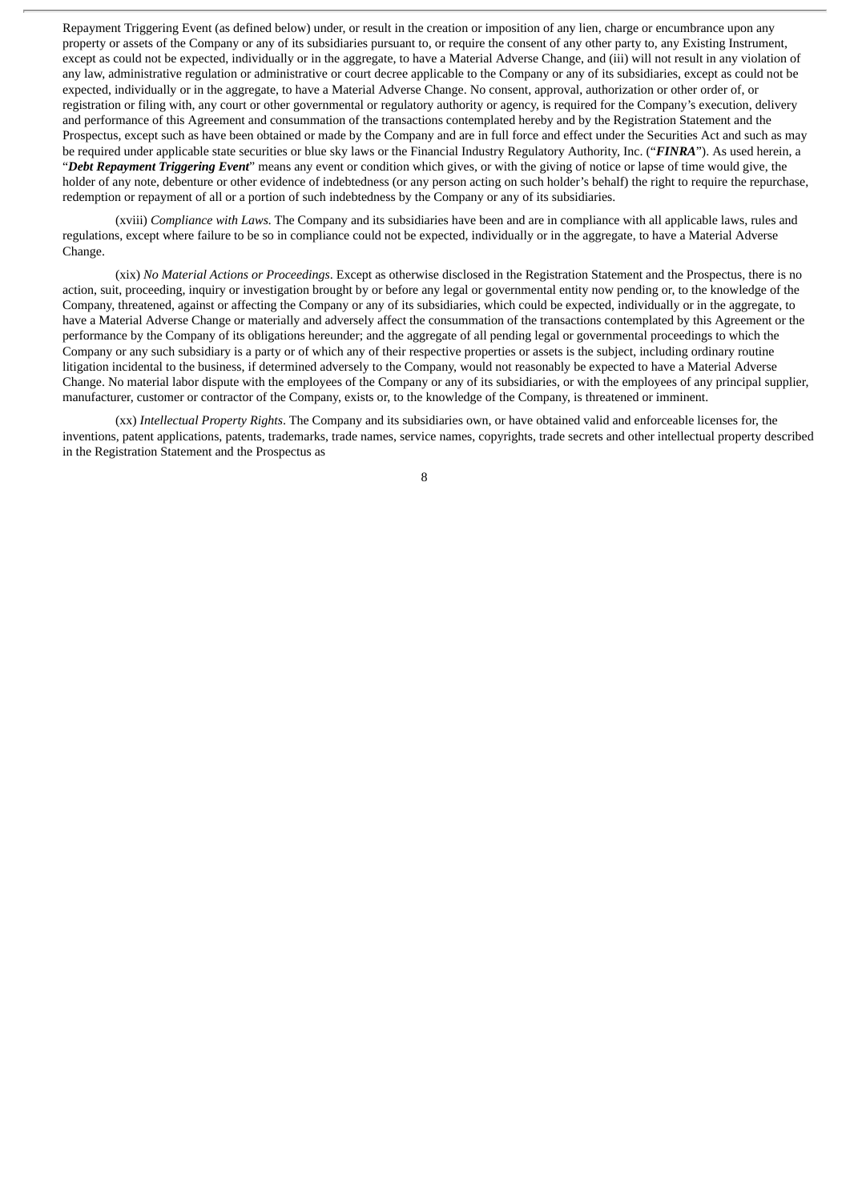Repayment Triggering Event (as defined below) under, or result in the creation or imposition of any lien, charge or encumbrance upon any property or assets of the Company or any of its subsidiaries pursuant to, or require the consent of any other party to, any Existing Instrument, except as could not be expected, individually or in the aggregate, to have a Material Adverse Change, and (iii) will not result in any violation of any law, administrative regulation or administrative or court decree applicable to the Company or any of its subsidiaries, except as could not be expected, individually or in the aggregate, to have a Material Adverse Change. No consent, approval, authorization or other order of, or registration or filing with, any court or other governmental or regulatory authority or agency, is required for the Company's execution, delivery and performance of this Agreement and consummation of the transactions contemplated hereby and by the Registration Statement and the Prospectus, except such as have been obtained or made by the Company and are in full force and effect under the Securities Act and such as may be required under applicable state securities or blue sky laws or the Financial Industry Regulatory Authority, Inc. ("***FINRA***"). As used herein, a "***Debt Repayment Triggering Event***" means any event or condition which gives, or with the giving of notice or lapse of time would give, the holder of any note, debenture or other evidence of indebtedness (or any person acting on such holder's behalf) the right to require the repurchase, redemption or repayment of all or a portion of such indebtedness by the Company or any of its subsidiaries.

(xviii) *Compliance with Laws*. The Company and its subsidiaries have been and are in compliance with all applicable laws, rules and regulations, except where failure to be so in compliance could not be expected, individually or in the aggregate, to have a Material Adverse Change.

(xix) *No Material Actions or Proceedings*. Except as otherwise disclosed in the Registration Statement and the Prospectus, there is no action, suit, proceeding, inquiry or investigation brought by or before any legal or governmental entity now pending or, to the knowledge of the Company, threatened, against or affecting the Company or any of its subsidiaries, which could be expected, individually or in the aggregate, to have a Material Adverse Change or materially and adversely affect the consummation of the transactions contemplated by this Agreement or the performance by the Company of its obligations hereunder; and the aggregate of all pending legal or governmental proceedings to which the Company or any such subsidiary is a party or of which any of their respective properties or assets is the subject, including ordinary routine litigation incidental to the business, if determined adversely to the Company, would not reasonably be expected to have a Material Adverse Change. No material labor dispute with the employees of the Company or any of its subsidiaries, or with the employees of any principal supplier, manufacturer, customer or contractor of the Company, exists or, to the knowledge of the Company, is threatened or imminent.

(xx) *Intellectual Property Rights*. The Company and its subsidiaries own, or have obtained valid and enforceable licenses for, the inventions, patent applications, patents, trademarks, trade names, service names, copyrights, trade secrets and other intellectual property described in the Registration Statement and the Prospectus as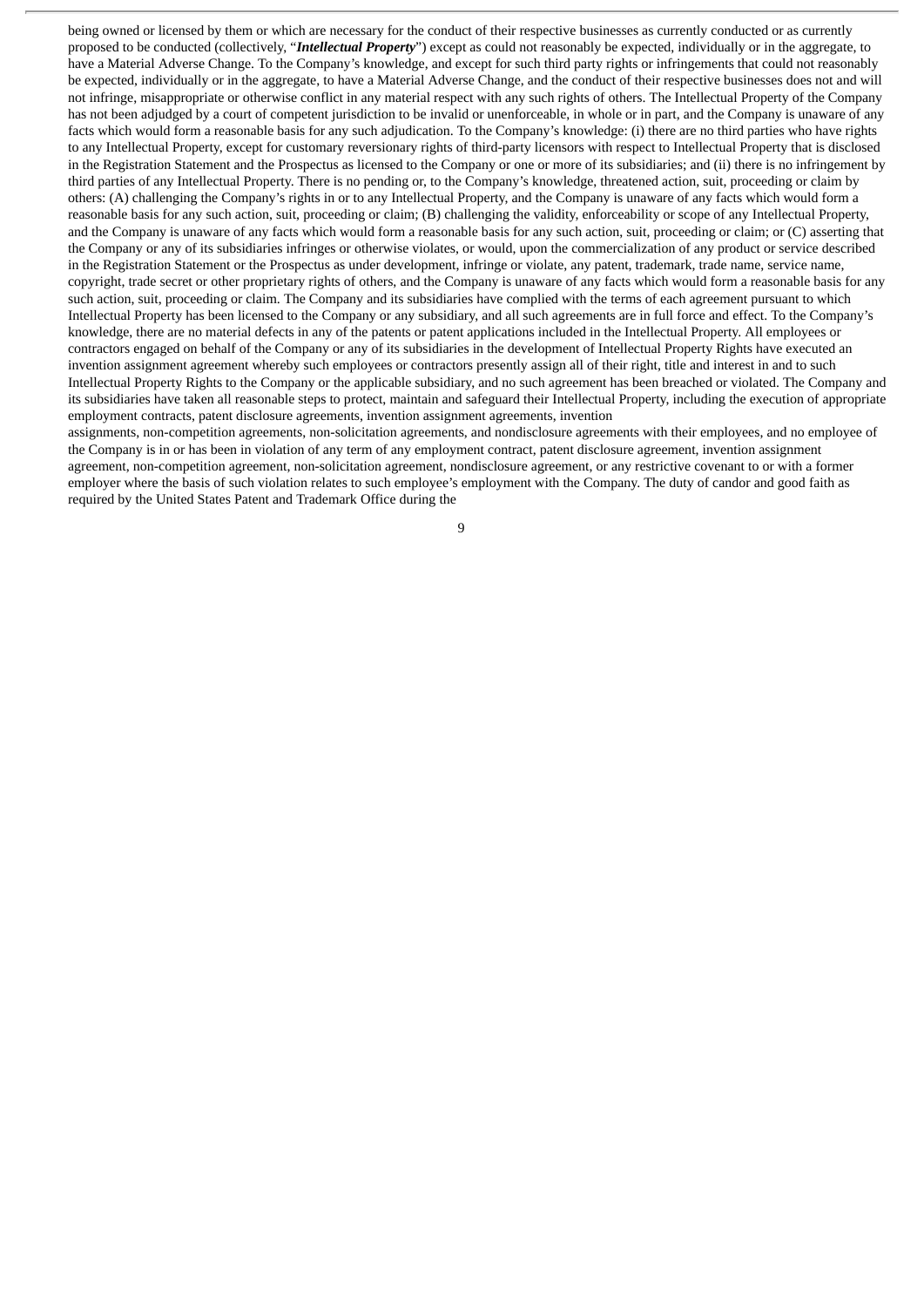being owned or licensed by them or which are necessary for the conduct of their respective businesses as currently conducted or as currently proposed to be conducted (collectively, "***Intellectual Property***") except as could not reasonably be expected, individually or in the aggregate, to have a Material Adverse Change. To the Company's knowledge, and except for such third party rights or infringements that could not reasonably be expected, individually or in the aggregate, to have a Material Adverse Change, and the conduct of their respective businesses does not and will not infringe, misappropriate or otherwise conflict in any material respect with any such rights of others. The Intellectual Property of the Company has not been adjudged by a court of competent jurisdiction to be invalid or unenforceable, in whole or in part, and the Company is unaware of any facts which would form a reasonable basis for any such adjudication. To the Company's knowledge: (i) there are no third parties who have rights to any Intellectual Property, except for customary reversionary rights of third-party licensors with respect to Intellectual Property that is disclosed in the Registration Statement and the Prospectus as licensed to the Company or one or more of its subsidiaries; and (ii) there is no infringement by third parties of any Intellectual Property. There is no pending or, to the Company's knowledge, threatened action, suit, proceeding or claim by others: (A) challenging the Company's rights in or to any Intellectual Property, and the Company is unaware of any facts which would form a reasonable basis for any such action, suit, proceeding or claim; (B) challenging the validity, enforceability or scope of any Intellectual Property, and the Company is unaware of any facts which would form a reasonable basis for any such action, suit, proceeding or claim; or (C) asserting that the Company or any of its subsidiaries infringes or otherwise violates, or would, upon the commercialization of any product or service described in the Registration Statement or the Prospectus as under development, infringe or violate, any patent, trademark, trade name, service name, copyright, trade secret or other proprietary rights of others, and the Company is unaware of any facts which would form a reasonable basis for any such action, suit, proceeding or claim. The Company and its subsidiaries have complied with the terms of each agreement pursuant to which Intellectual Property has been licensed to the Company or any subsidiary, and all such agreements are in full force and effect. To the Company's knowledge, there are no material defects in any of the patents or patent applications included in the Intellectual Property. All employees or contractors engaged on behalf of the Company or any of its subsidiaries in the development of Intellectual Property Rights have executed an invention assignment agreement whereby such employees or contractors presently assign all of their right, title and interest in and to such Intellectual Property Rights to the Company or the applicable subsidiary, and no such agreement has been breached or violated. The Company and its subsidiaries have taken all reasonable steps to protect, maintain and safeguard their Intellectual Property, including the execution of appropriate employment contracts, patent disclosure agreements, invention assignment agreements, invention assignments, non-competition agreements, non-solicitation agreements, and nondisclosure agreements with their employees, and no employee of the Company is in or has been in violation of any term of any employment contract, patent disclosure agreement, invention assignment agreement, non-competition agreement, non-solicitation agreement, nondisclosure agreement, or any restrictive covenant to or with a former employer where the basis of such violation relates to such employee's employment with the Company. The duty of candor and good faith as required by the United States Patent and Trademark Office during the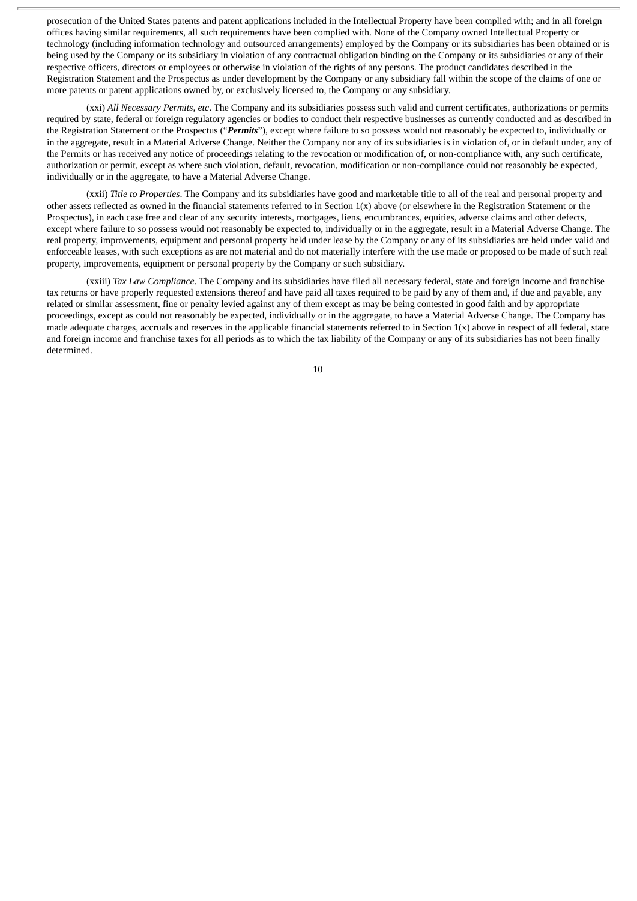prosecution of the United States patents and patent applications included in the Intellectual Property have been complied with; and in all foreign offices having similar requirements, all such requirements have been complied with. None of the Company owned Intellectual Property or technology (including information technology and outsourced arrangements) employed by the Company or its subsidiaries has been obtained or is being used by the Company or its subsidiary in violation of any contractual obligation binding on the Company or its subsidiaries or any of their respective officers, directors or employees or otherwise in violation of the rights of any persons. The product candidates described in the Registration Statement and the Prospectus as under development by the Company or any subsidiary fall within the scope of the claims of one or more patents or patent applications owned by, or exclusively licensed to, the Company or any subsidiary.

(xxi) *All Necessary Permits, etc*. The Company and its subsidiaries possess such valid and current certificates, authorizations or permits required by state, federal or foreign regulatory agencies or bodies to conduct their respective businesses as currently conducted and as described in the Registration Statement or the Prospectus ("***Permits***"), except where failure to so possess would not reasonably be expected to, individually or in the aggregate, result in a Material Adverse Change. Neither the Company nor any of its subsidiaries is in violation of, or in default under, any of the Permits or has received any notice of proceedings relating to the revocation or modification of, or non-compliance with, any such certificate, authorization or permit, except as where such violation, default, revocation, modification or non-compliance could not reasonably be expected, individually or in the aggregate, to have a Material Adverse Change.

(xxii) *Title to Properties*. The Company and its subsidiaries have good and marketable title to all of the real and personal property and other assets reflected as owned in the financial statements referred to in Section 1(x) above (or elsewhere in the Registration Statement or the Prospectus), in each case free and clear of any security interests, mortgages, liens, encumbrances, equities, adverse claims and other defects, except where failure to so possess would not reasonably be expected to, individually or in the aggregate, result in a Material Adverse Change. The real property, improvements, equipment and personal property held under lease by the Company or any of its subsidiaries are held under valid and enforceable leases, with such exceptions as are not material and do not materially interfere with the use made or proposed to be made of such real property, improvements, equipment or personal property by the Company or such subsidiary.

(xxiii) *Tax Law Compliance*. The Company and its subsidiaries have filed all necessary federal, state and foreign income and franchise tax returns or have properly requested extensions thereof and have paid all taxes required to be paid by any of them and, if due and payable, any related or similar assessment, fine or penalty levied against any of them except as may be being contested in good faith and by appropriate proceedings, except as could not reasonably be expected, individually or in the aggregate, to have a Material Adverse Change. The Company has made adequate charges, accruals and reserves in the applicable financial statements referred to in Section 1(x) above in respect of all federal, state and foreign income and franchise taxes for all periods as to which the tax liability of the Company or any of its subsidiaries has not been finally determined.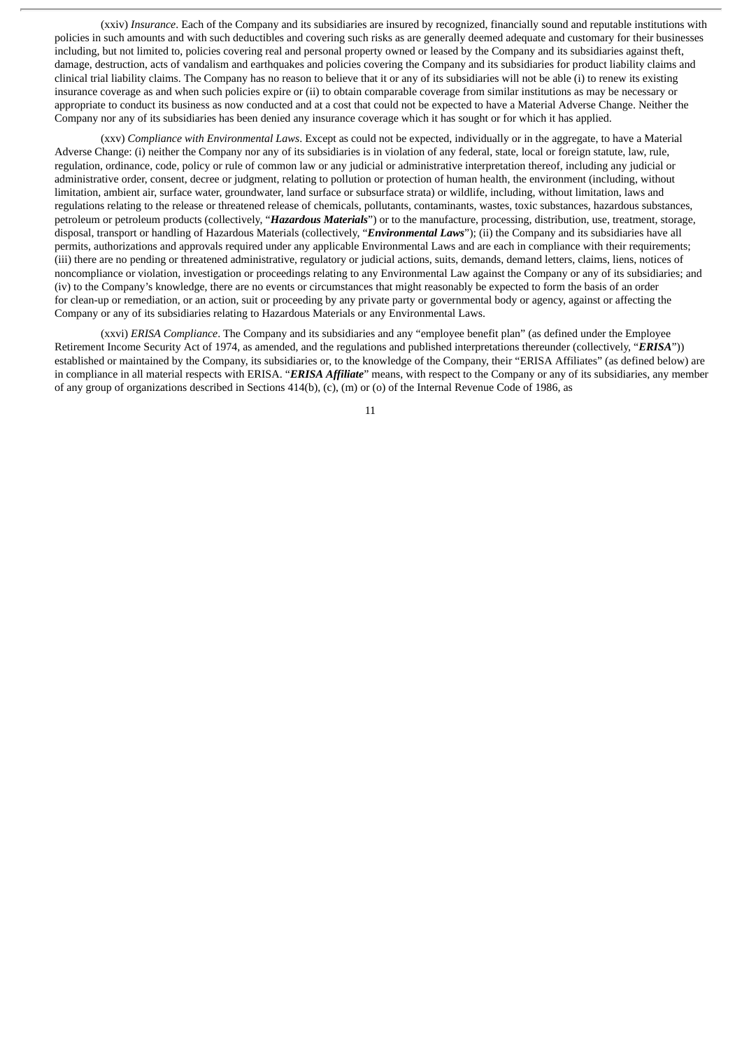(xxiv) *Insurance*. Each of the Company and its subsidiaries are insured by recognized, financially sound and reputable institutions with policies in such amounts and with such deductibles and covering such risks as are generally deemed adequate and customary for their businesses including, but not limited to, policies covering real and personal property owned or leased by the Company and its subsidiaries against theft, damage, destruction, acts of vandalism and earthquakes and policies covering the Company and its subsidiaries for product liability claims and clinical trial liability claims. The Company has no reason to believe that it or any of its subsidiaries will not be able (i) to renew its existing insurance coverage as and when such policies expire or (ii) to obtain comparable coverage from similar institutions as may be necessary or appropriate to conduct its business as now conducted and at a cost that could not be expected to have a Material Adverse Change. Neither the Company nor any of its subsidiaries has been denied any insurance coverage which it has sought or for which it has applied.

(xxv) *Compliance with Environmental Laws*. Except as could not be expected, individually or in the aggregate, to have a Material Adverse Change: (i) neither the Company nor any of its subsidiaries is in violation of any federal, state, local or foreign statute, law, rule, regulation, ordinance, code, policy or rule of common law or any judicial or administrative interpretation thereof, including any judicial or administrative order, consent, decree or judgment, relating to pollution or protection of human health, the environment (including, without limitation, ambient air, surface water, groundwater, land surface or subsurface strata) or wildlife, including, without limitation, laws and regulations relating to the release or threatened release of chemicals, pollutants, contaminants, wastes, toxic substances, hazardous substances, petroleum or petroleum products (collectively, "***Hazardous Materials***") or to the manufacture, processing, distribution, use, treatment, storage, disposal, transport or handling of Hazardous Materials (collectively, "***Environmental Laws***"); (ii) the Company and its subsidiaries have all permits, authorizations and approvals required under any applicable Environmental Laws and are each in compliance with their requirements; (iii) there are no pending or threatened administrative, regulatory or judicial actions, suits, demands, demand letters, claims, liens, notices of noncompliance or violation, investigation or proceedings relating to any Environmental Law against the Company or any of its subsidiaries; and (iv) to the Company's knowledge, there are no events or circumstances that might reasonably be expected to form the basis of an order for clean-up or remediation, or an action, suit or proceeding by any private party or governmental body or agency, against or affecting the Company or any of its subsidiaries relating to Hazardous Materials or any Environmental Laws.

(xxvi) *ERISA Compliance*. The Company and its subsidiaries and any "employee benefit plan" (as defined under the Employee Retirement Income Security Act of 1974, as amended, and the regulations and published interpretations thereunder (collectively, "***ERISA***")) established or maintained by the Company, its subsidiaries or, to the knowledge of the Company, their "ERISA Affiliates" (as defined below) are in compliance in all material respects with ERISA. "***ERISA Affiliate***" means, with respect to the Company or any of its subsidiaries, any member of any group of organizations described in Sections 414(b), (c), (m) or (o) of the Internal Revenue Code of 1986, as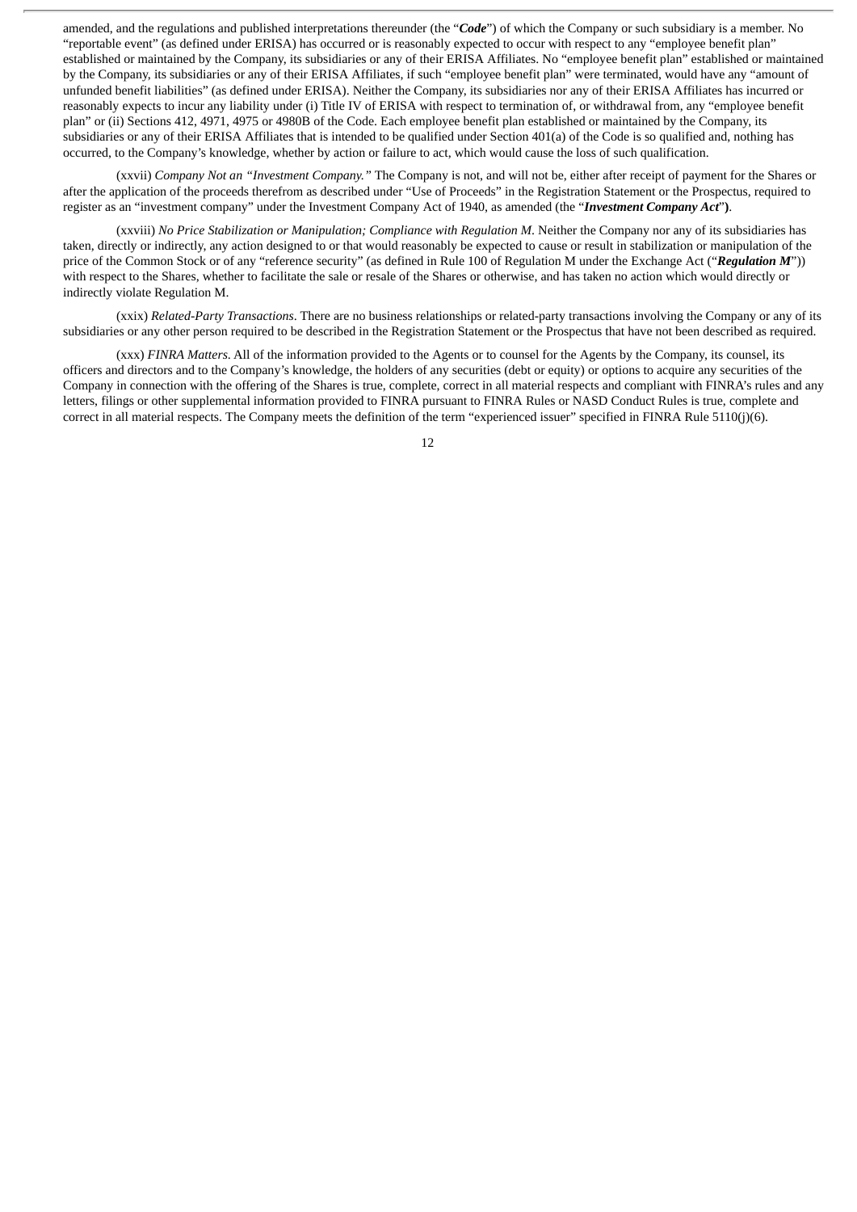amended, and the regulations and published interpretations thereunder (the "***Code***") of which the Company or such subsidiary is a member. No "reportable event" (as defined under ERISA) has occurred or is reasonably expected to occur with respect to any "employee benefit plan" established or maintained by the Company, its subsidiaries or any of their ERISA Affiliates. No "employee benefit plan" established or maintained by the Company, its subsidiaries or any of their ERISA Affiliates, if such "employee benefit plan" were terminated, would have any "amount of unfunded benefit liabilities" (as defined under ERISA). Neither the Company, its subsidiaries nor any of their ERISA Affiliates has incurred or reasonably expects to incur any liability under (i) Title IV of ERISA with respect to termination of, or withdrawal from, any "employee benefit plan" or (ii) Sections 412, 4971, 4975 or 4980B of the Code. Each employee benefit plan established or maintained by the Company, its subsidiaries or any of their ERISA Affiliates that is intended to be qualified under Section 401(a) of the Code is so qualified and, nothing has occurred, to the Company's knowledge, whether by action or failure to act, which would cause the loss of such qualification.

(xxvii) *Company Not an "Investment Company."* The Company is not, and will not be, either after receipt of payment for the Shares or after the application of the proceeds therefrom as described under "Use of Proceeds" in the Registration Statement or the Prospectus, required to register as an "investment company" under the Investment Company Act of 1940, as amended (the "***Investment Company Act***").

(xxviii) *No Price Stabilization or Manipulation; Compliance with Regulation M*. Neither the Company nor any of its subsidiaries has taken, directly or indirectly, any action designed to or that would reasonably be expected to cause or result in stabilization or manipulation of the price of the Common Stock or of any "reference security" (as defined in Rule 100 of Regulation M under the Exchange Act ("***Regulation M***")) with respect to the Shares, whether to facilitate the sale or resale of the Shares or otherwise, and has taken no action which would directly or indirectly violate Regulation M.

(xxix) *Related-Party Transactions*. There are no business relationships or related-party transactions involving the Company or any of its subsidiaries or any other person required to be described in the Registration Statement or the Prospectus that have not been described as required.

(xxx) *FINRA Matters*. All of the information provided to the Agents or to counsel for the Agents by the Company, its counsel, its officers and directors and to the Company's knowledge, the holders of any securities (debt or equity) or options to acquire any securities of the Company in connection with the offering of the Shares is true, complete, correct in all material respects and compliant with FINRA's rules and any letters, filings or other supplemental information provided to FINRA pursuant to FINRA Rules or NASD Conduct Rules is true, complete and correct in all material respects. The Company meets the definition of the term "experienced issuer" specified in FINRA Rule 5110(j)(6).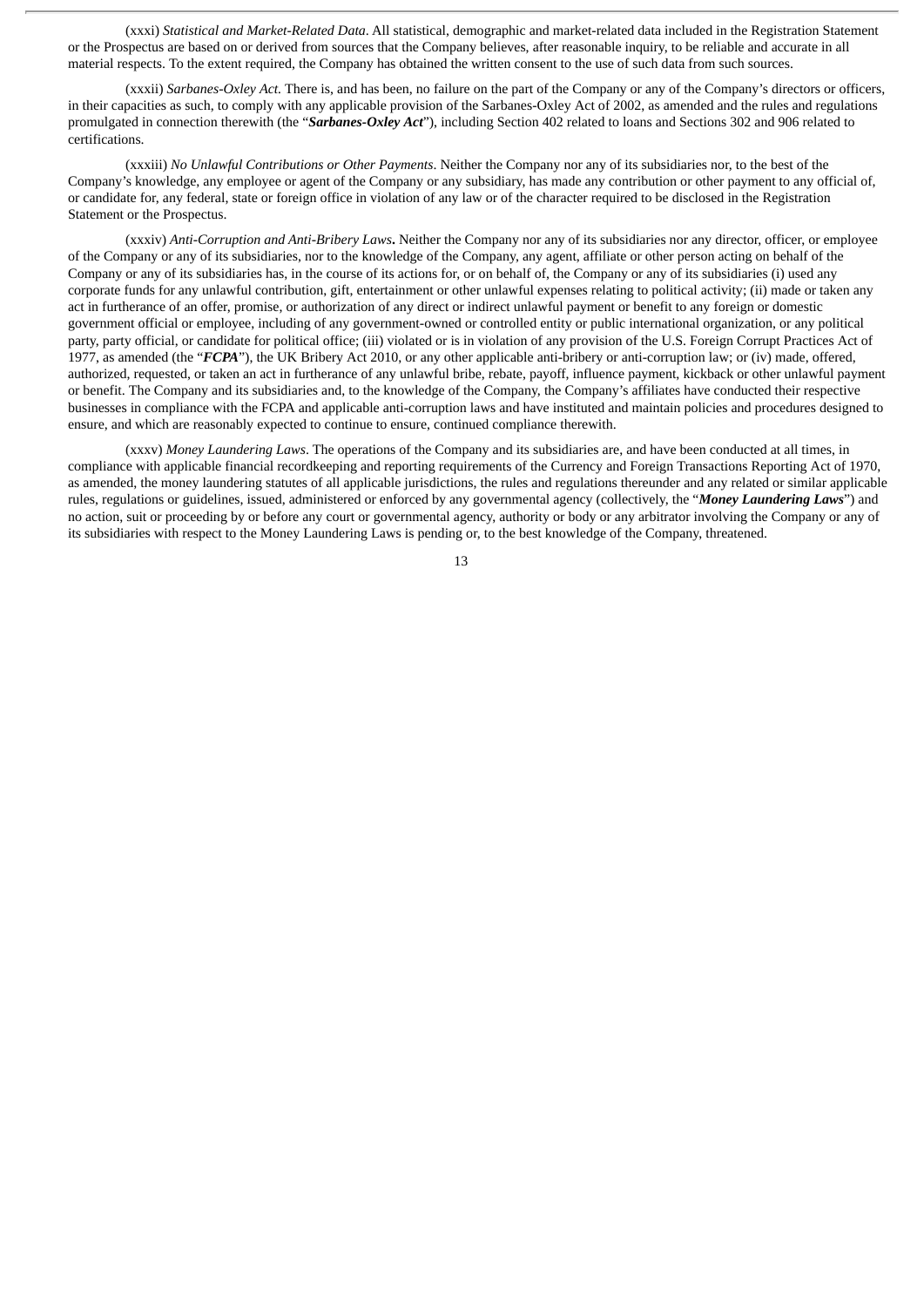(xxxi) *Statistical and Market-Related Data*. All statistical, demographic and market-related data included in the Registration Statement or the Prospectus are based on or derived from sources that the Company believes, after reasonable inquiry, to be reliable and accurate in all material respects. To the extent required, the Company has obtained the written consent to the use of such data from such sources.

(xxxii) *Sarbanes-Oxley Act*. There is, and has been, no failure on the part of the Company or any of the Company's directors or officers, in their capacities as such, to comply with any applicable provision of the Sarbanes-Oxley Act of 2002, as amended and the rules and regulations promulgated in connection therewith (the "***Sarbanes-Oxley Act***"), including Section 402 related to loans and Sections 302 and 906 related to certifications.

(xxxiii) *No Unlawful Contributions or Other Payments*. Neither the Company nor any of its subsidiaries nor, to the best of the Company's knowledge, any employee or agent of the Company or any subsidiary, has made any contribution or other payment to any official of, or candidate for, any federal, state or foreign office in violation of any law or of the character required to be disclosed in the Registration Statement or the Prospectus.

(xxxiv) *Anti-Corruption and Anti-Bribery Laws***.** Neither the Company nor any of its subsidiaries nor any director, officer, or employee of the Company or any of its subsidiaries, nor to the knowledge of the Company, any agent, affiliate or other person acting on behalf of the Company or any of its subsidiaries has, in the course of its actions for, or on behalf of, the Company or any of its subsidiaries (i) used any corporate funds for any unlawful contribution, gift, entertainment or other unlawful expenses relating to political activity; (ii) made or taken any act in furtherance of an offer, promise, or authorization of any direct or indirect unlawful payment or benefit to any foreign or domestic government official or employee, including of any government-owned or controlled entity or public international organization, or any political party, party official, or candidate for political office; (iii) violated or is in violation of any provision of the U.S. Foreign Corrupt Practices Act of 1977, as amended (the "***FCPA***"), the UK Bribery Act 2010, or any other applicable anti-bribery or anti-corruption law; or (iv) made, offered, authorized, requested, or taken an act in furtherance of any unlawful bribe, rebate, payoff, influence payment, kickback or other unlawful payment or benefit. The Company and its subsidiaries and, to the knowledge of the Company, the Company's affiliates have conducted their respective businesses in compliance with the FCPA and applicable anti-corruption laws and have instituted and maintain policies and procedures designed to ensure, and which are reasonably expected to continue to ensure, continued compliance therewith.

(xxxv) *Money Laundering Laws*. The operations of the Company and its subsidiaries are, and have been conducted at all times, in compliance with applicable financial recordkeeping and reporting requirements of the Currency and Foreign Transactions Reporting Act of 1970, as amended, the money laundering statutes of all applicable jurisdictions, the rules and regulations thereunder and any related or similar applicable rules, regulations or guidelines, issued, administered or enforced by any governmental agency (collectively, the "***Money Laundering Laws***") and no action, suit or proceeding by or before any court or governmental agency, authority or body or any arbitrator involving the Company or any of its subsidiaries with respect to the Money Laundering Laws is pending or, to the best knowledge of the Company, threatened.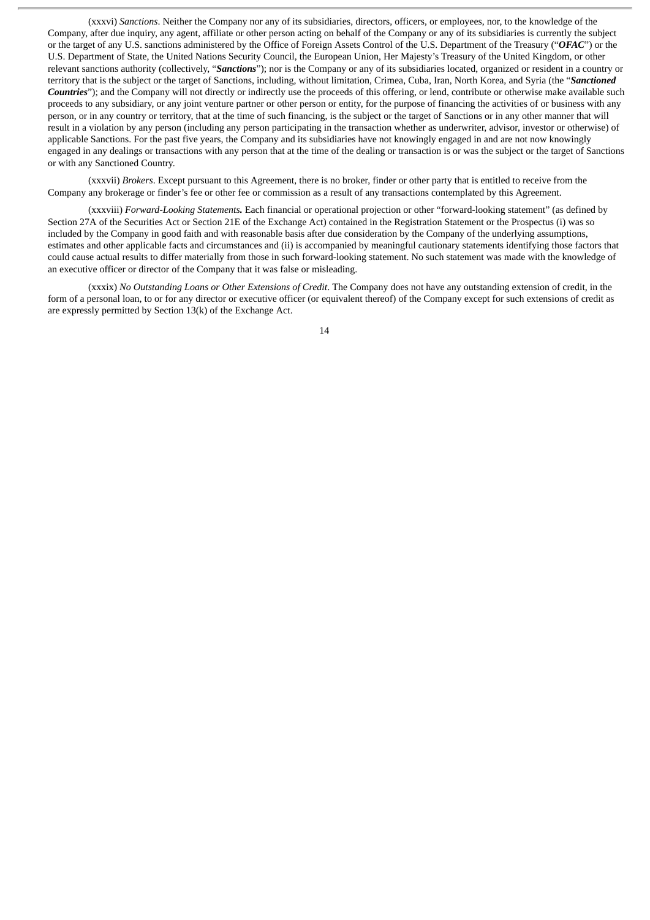(xxxvi) *Sanctions*. Neither the Company nor any of its subsidiaries, directors, officers, or employees, nor, to the knowledge of the Company, after due inquiry, any agent, affiliate or other person acting on behalf of the Company or any of its subsidiaries is currently the subject or the target of any U.S. sanctions administered by the Office of Foreign Assets Control of the U.S. Department of the Treasury ("***OFAC***") or the U.S. Department of State, the United Nations Security Council, the European Union, Her Majesty's Treasury of the United Kingdom, or other relevant sanctions authority (collectively, "***Sanctions***"); nor is the Company or any of its subsidiaries located, organized or resident in a country or territory that is the subject or the target of Sanctions, including, without limitation, Crimea, Cuba, Iran, North Korea, and Syria (the "***Sanctioned Countries***"); and the Company will not directly or indirectly use the proceeds of this offering, or lend, contribute or otherwise make available such proceeds to any subsidiary, or any joint venture partner or other person or entity, for the purpose of financing the activities of or business with any person, or in any country or territory, that at the time of such financing, is the subject or the target of Sanctions or in any other manner that will result in a violation by any person (including any person participating in the transaction whether as underwriter, advisor, investor or otherwise) of applicable Sanctions. For the past five years, the Company and its subsidiaries have not knowingly engaged in and are not now knowingly engaged in any dealings or transactions with any person that at the time of the dealing or transaction is or was the subject or the target of Sanctions or with any Sanctioned Country.

(xxxvii) *Brokers*. Except pursuant to this Agreement, there is no broker, finder or other party that is entitled to receive from the Company any brokerage or finder's fee or other fee or commission as a result of any transactions contemplated by this Agreement.

(xxxviii) *Forward-Looking Statements.* Each financial or operational projection or other "forward-looking statement" (as defined by Section 27A of the Securities Act or Section 21E of the Exchange Act) contained in the Registration Statement or the Prospectus (i) was so included by the Company in good faith and with reasonable basis after due consideration by the Company of the underlying assumptions, estimates and other applicable facts and circumstances and (ii) is accompanied by meaningful cautionary statements identifying those factors that could cause actual results to differ materially from those in such forward-looking statement. No such statement was made with the knowledge of an executive officer or director of the Company that it was false or misleading.

(xxxix) *No Outstanding Loans or Other Extensions of Credit*. The Company does not have any outstanding extension of credit, in the form of a personal loan, to or for any director or executive officer (or equivalent thereof) of the Company except for such extensions of credit as are expressly permitted by Section 13(k) of the Exchange Act.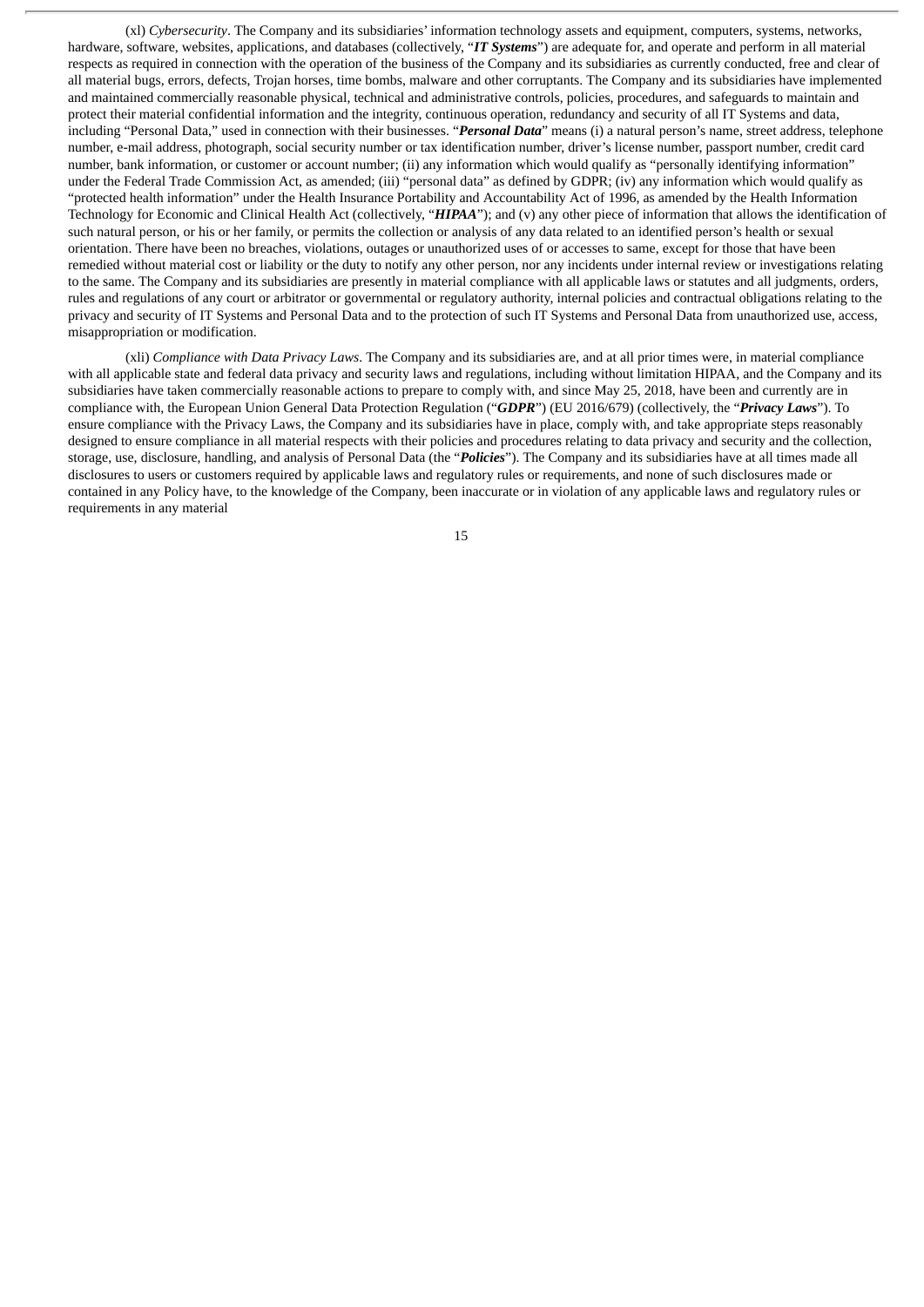(xl) *Cybersecurity*. The Company and its subsidiaries' information technology assets and equipment, computers, systems, networks, hardware, software, websites, applications, and databases (collectively, "***IT Systems***") are adequate for, and operate and perform in all material respects as required in connection with the operation of the business of the Company and its subsidiaries as currently conducted, free and clear of all material bugs, errors, defects, Trojan horses, time bombs, malware and other corruptants. The Company and its subsidiaries have implemented and maintained commercially reasonable physical, technical and administrative controls, policies, procedures, and safeguards to maintain and protect their material confidential information and the integrity, continuous operation, redundancy and security of all IT Systems and data, including "Personal Data," used in connection with their businesses. "***Personal Data***" means (i) a natural person's name, street address, telephone number, e-mail address, photograph, social security number or tax identification number, driver's license number, passport number, credit card number, bank information, or customer or account number; (ii) any information which would qualify as "personally identifying information" under the Federal Trade Commission Act, as amended; (iii) "personal data" as defined by GDPR; (iv) any information which would qualify as "protected health information" under the Health Insurance Portability and Accountability Act of 1996, as amended by the Health Information Technology for Economic and Clinical Health Act (collectively, "***HIPAA***"); and (v) any other piece of information that allows the identification of such natural person, or his or her family, or permits the collection or analysis of any data related to an identified person's health or sexual orientation. There have been no breaches, violations, outages or unauthorized uses of or accesses to same, except for those that have been remedied without material cost or liability or the duty to notify any other person, nor any incidents under internal review or investigations relating to the same. The Company and its subsidiaries are presently in material compliance with all applicable laws or statutes and all judgments, orders, rules and regulations of any court or arbitrator or governmental or regulatory authority, internal policies and contractual obligations relating to the privacy and security of IT Systems and Personal Data and to the protection of such IT Systems and Personal Data from unauthorized use, access, misappropriation or modification.

(xli) *Compliance with Data Privacy Laws*. The Company and its subsidiaries are, and at all prior times were, in material compliance with all applicable state and federal data privacy and security laws and regulations, including without limitation HIPAA, and the Company and its subsidiaries have taken commercially reasonable actions to prepare to comply with, and since May 25, 2018, have been and currently are in compliance with, the European Union General Data Protection Regulation ("***GDPR***") (EU 2016/679) (collectively, the "***Privacy Laws***"). To ensure compliance with the Privacy Laws, the Company and its subsidiaries have in place, comply with, and take appropriate steps reasonably designed to ensure compliance in all material respects with their policies and procedures relating to data privacy and security and the collection, storage, use, disclosure, handling, and analysis of Personal Data (the "***Policies***"). The Company and its subsidiaries have at all times made all disclosures to users or customers required by applicable laws and regulatory rules or requirements, and none of such disclosures made or contained in any Policy have, to the knowledge of the Company, been inaccurate or in violation of any applicable laws and regulatory rules or requirements in any material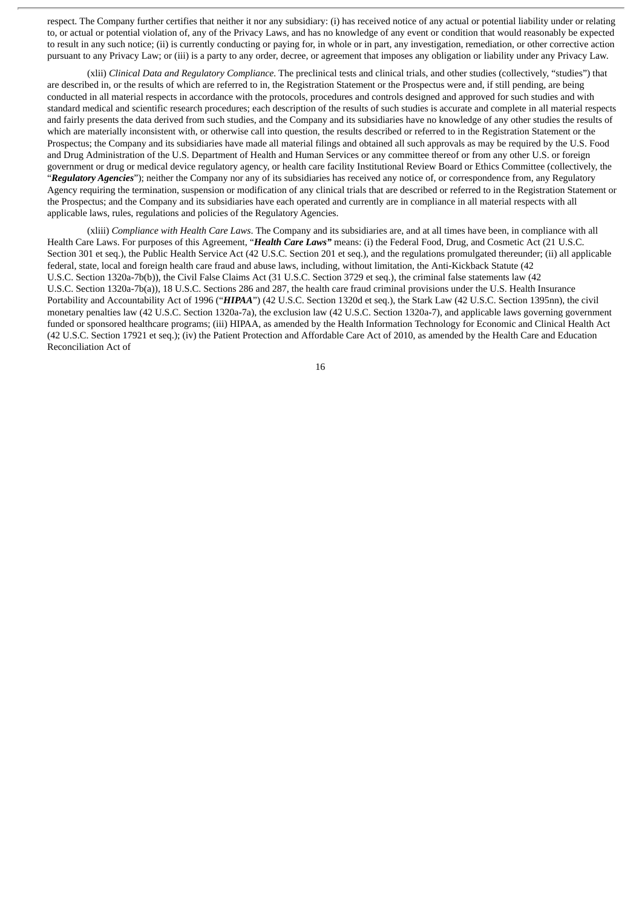respect. The Company further certifies that neither it nor any subsidiary: (i) has received notice of any actual or potential liability under or relating to, or actual or potential violation of, any of the Privacy Laws, and has no knowledge of any event or condition that would reasonably be expected to result in any such notice; (ii) is currently conducting or paying for, in whole or in part, any investigation, remediation, or other corrective action pursuant to any Privacy Law; or (iii) is a party to any order, decree, or agreement that imposes any obligation or liability under any Privacy Law.

(xlii) *Clinical Data and Regulatory Compliance*. The preclinical tests and clinical trials, and other studies (collectively, "studies") that are described in, or the results of which are referred to in, the Registration Statement or the Prospectus were and, if still pending, are being conducted in all material respects in accordance with the protocols, procedures and controls designed and approved for such studies and with standard medical and scientific research procedures; each description of the results of such studies is accurate and complete in all material respects and fairly presents the data derived from such studies, and the Company and its subsidiaries have no knowledge of any other studies the results of which are materially inconsistent with, or otherwise call into question, the results described or referred to in the Registration Statement or the Prospectus; the Company and its subsidiaries have made all material filings and obtained all such approvals as may be required by the U.S. Food and Drug Administration of the U.S. Department of Health and Human Services or any committee thereof or from any other U.S. or foreign government or drug or medical device regulatory agency, or health care facility Institutional Review Board or Ethics Committee (collectively, the "***Regulatory Agencies***"); neither the Company nor any of its subsidiaries has received any notice of, or correspondence from, any Regulatory Agency requiring the termination, suspension or modification of any clinical trials that are described or referred to in the Registration Statement or the Prospectus; and the Company and its subsidiaries have each operated and currently are in compliance in all material respects with all applicable laws, rules, regulations and policies of the Regulatory Agencies.

(xliii) *Compliance with Health Care Laws*. The Company and its subsidiaries are, and at all times have been, in compliance with all Health Care Laws. For purposes of this Agreement, "***Health Care Laws***" means: (i) the Federal Food, Drug, and Cosmetic Act (21 U.S.C. Section 301 et seq.), the Public Health Service Act (42 U.S.C. Section 201 et seq.), and the regulations promulgated thereunder; (ii) all applicable federal, state, local and foreign health care fraud and abuse laws, including, without limitation, the Anti-Kickback Statute (42 U.S.C. Section 1320a-7b(b)), the Civil False Claims Act (31 U.S.C. Section 3729 et seq.), the criminal false statements law (42 U.S.C. Section 1320a-7b(a)), 18 U.S.C. Sections 286 and 287, the health care fraud criminal provisions under the U.S. Health Insurance Portability and Accountability Act of 1996 ("***HIPAA***") (42 U.S.C. Section 1320d et seq.), the Stark Law (42 U.S.C. Section 1395nn), the civil monetary penalties law (42 U.S.C. Section 1320a-7a), the exclusion law (42 U.S.C. Section 1320a-7), and applicable laws governing government funded or sponsored healthcare programs; (iii) HIPAA, as amended by the Health Information Technology for Economic and Clinical Health Act (42 U.S.C. Section 17921 et seq.); (iv) the Patient Protection and Affordable Care Act of 2010, as amended by the Health Care and Education Reconciliation Act of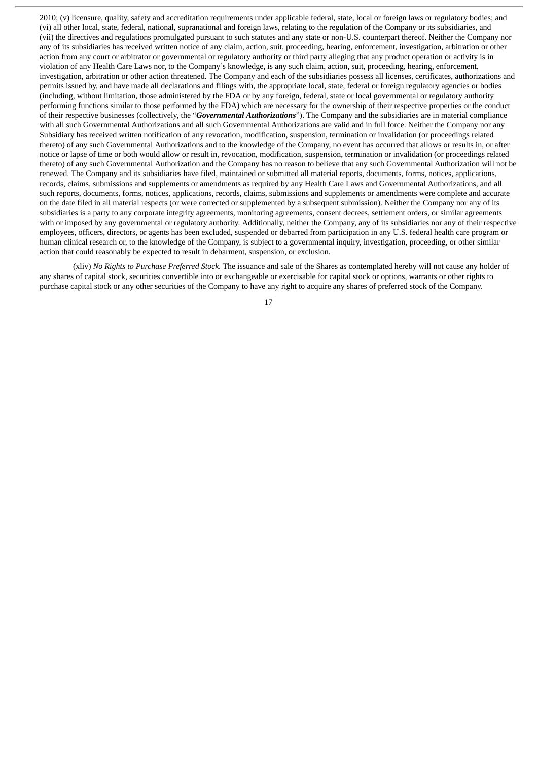2010; (v) licensure, quality, safety and accreditation requirements under applicable federal, state, local or foreign laws or regulatory bodies; and (vi) all other local, state, federal, national, supranational and foreign laws, relating to the regulation of the Company or its subsidiaries, and (vii) the directives and regulations promulgated pursuant to such statutes and any state or non-U.S. counterpart thereof. Neither the Company nor any of its subsidiaries has received written notice of any claim, action, suit, proceeding, hearing, enforcement, investigation, arbitration or other action from any court or arbitrator or governmental or regulatory authority or third party alleging that any product operation or activity is in violation of any Health Care Laws nor, to the Company's knowledge, is any such claim, action, suit, proceeding, hearing, enforcement, investigation, arbitration or other action threatened. The Company and each of the subsidiaries possess all licenses, certificates, authorizations and permits issued by, and have made all declarations and filings with, the appropriate local, state, federal or foreign regulatory agencies or bodies (including, without limitation, those administered by the FDA or by any foreign, federal, state or local governmental or regulatory authority performing functions similar to those performed by the FDA) which are necessary for the ownership of their respective properties or the conduct of their respective businesses (collectively, the "***Governmental Authorizations***"). The Company and the subsidiaries are in material compliance with all such Governmental Authorizations and all such Governmental Authorizations are valid and in full force. Neither the Company nor any Subsidiary has received written notification of any revocation, modification, suspension, termination or invalidation (or proceedings related thereto) of any such Governmental Authorizations and to the knowledge of the Company, no event has occurred that allows or results in, or after notice or lapse of time or both would allow or result in, revocation, modification, suspension, termination or invalidation (or proceedings related thereto) of any such Governmental Authorization and the Company has no reason to believe that any such Governmental Authorization will not be renewed. The Company and its subsidiaries have filed, maintained or submitted all material reports, documents, forms, notices, applications, records, claims, submissions and supplements or amendments as required by any Health Care Laws and Governmental Authorizations, and all such reports, documents, forms, notices, applications, records, claims, submissions and supplements or amendments were complete and accurate on the date filed in all material respects (or were corrected or supplemented by a subsequent submission). Neither the Company nor any of its subsidiaries is a party to any corporate integrity agreements, monitoring agreements, consent decrees, settlement orders, or similar agreements with or imposed by any governmental or regulatory authority. Additionally, neither the Company, any of its subsidiaries nor any of their respective employees, officers, directors, or agents has been excluded, suspended or debarred from participation in any U.S. federal health care program or human clinical research or, to the knowledge of the Company, is subject to a governmental inquiry, investigation, proceeding, or other similar action that could reasonably be expected to result in debarment, suspension, or exclusion.

(xliv) *No Rights to Purchase Preferred Stock.* The issuance and sale of the Shares as contemplated hereby will not cause any holder of any shares of capital stock, securities convertible into or exchangeable or exercisable for capital stock or options, warrants or other rights to purchase capital stock or any other securities of the Company to have any right to acquire any shares of preferred stock of the Company.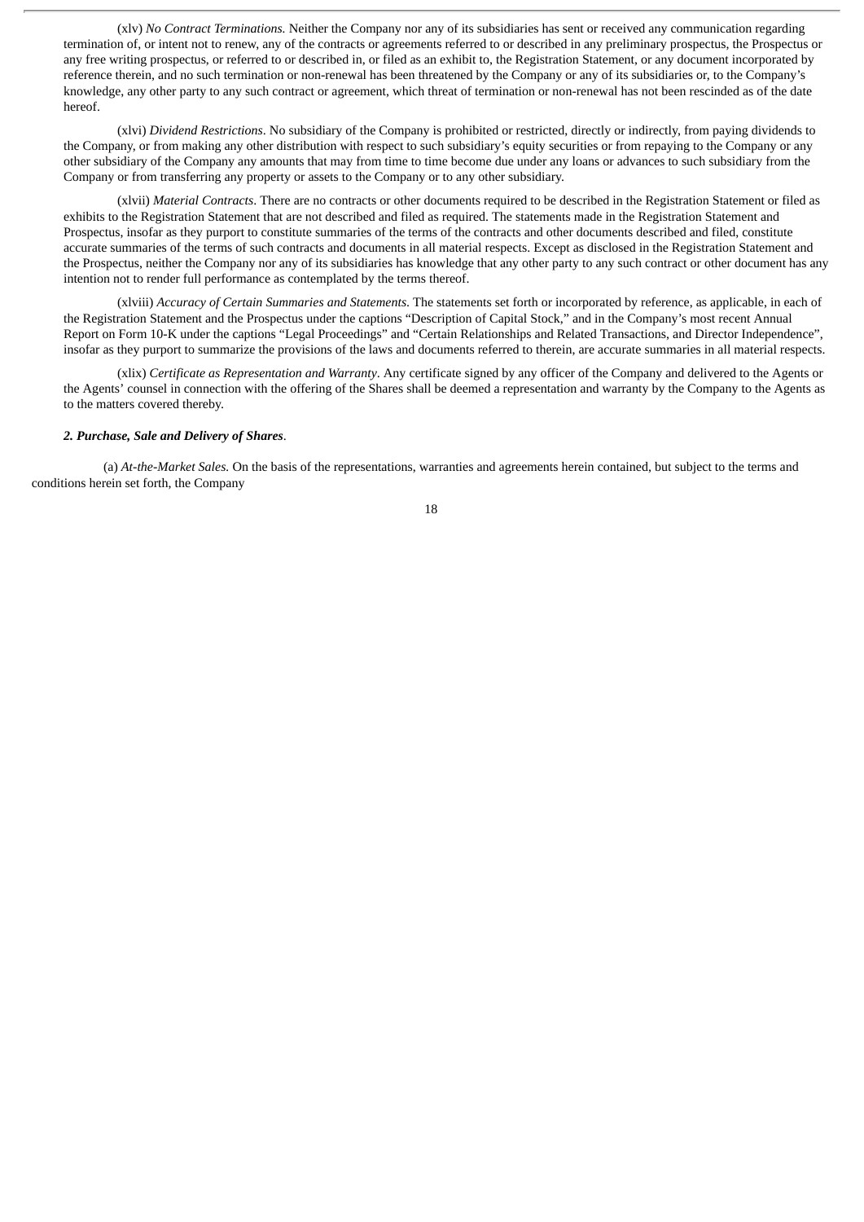(xlv) *No Contract Terminations.* Neither the Company nor any of its subsidiaries has sent or received any communication regarding termination of, or intent not to renew, any of the contracts or agreements referred to or described in any preliminary prospectus, the Prospectus or any free writing prospectus, or referred to or described in, or filed as an exhibit to, the Registration Statement, or any document incorporated by reference therein, and no such termination or non-renewal has been threatened by the Company or any of its subsidiaries or, to the Company's knowledge, any other party to any such contract or agreement, which threat of termination or non-renewal has not been rescinded as of the date hereof.

(xlvi) *Dividend Restrictions*. No subsidiary of the Company is prohibited or restricted, directly or indirectly, from paying dividends to the Company, or from making any other distribution with respect to such subsidiary's equity securities or from repaying to the Company or any other subsidiary of the Company any amounts that may from time to time become due under any loans or advances to such subsidiary from the Company or from transferring any property or assets to the Company or to any other subsidiary.

(xlvii) *Material Contracts*. There are no contracts or other documents required to be described in the Registration Statement or filed as exhibits to the Registration Statement that are not described and filed as required. The statements made in the Registration Statement and Prospectus, insofar as they purport to constitute summaries of the terms of the contracts and other documents described and filed, constitute accurate summaries of the terms of such contracts and documents in all material respects. Except as disclosed in the Registration Statement and the Prospectus, neither the Company nor any of its subsidiaries has knowledge that any other party to any such contract or other document has any intention not to render full performance as contemplated by the terms thereof.

(xlviii) *Accuracy of Certain Summaries and Statements*. The statements set forth or incorporated by reference, as applicable, in each of the Registration Statement and the Prospectus under the captions "Description of Capital Stock," and in the Company's most recent Annual Report on Form 10-K under the captions "Legal Proceedings" and "Certain Relationships and Related Transactions, and Director Independence", insofar as they purport to summarize the provisions of the laws and documents referred to therein, are accurate summaries in all material respects.

(xlix) *Certificate as Representation and Warranty*. Any certificate signed by any officer of the Company and delivered to the Agents or the Agents' counsel in connection with the offering of the Shares shall be deemed a representation and warranty by the Company to the Agents as to the matters covered thereby.

***2. Purchase, Sale and Delivery of Shares***.

(a) *At-the-Market Sales.* On the basis of the representations, warranties and agreements herein contained, but subject to the terms and conditions herein set forth, the Company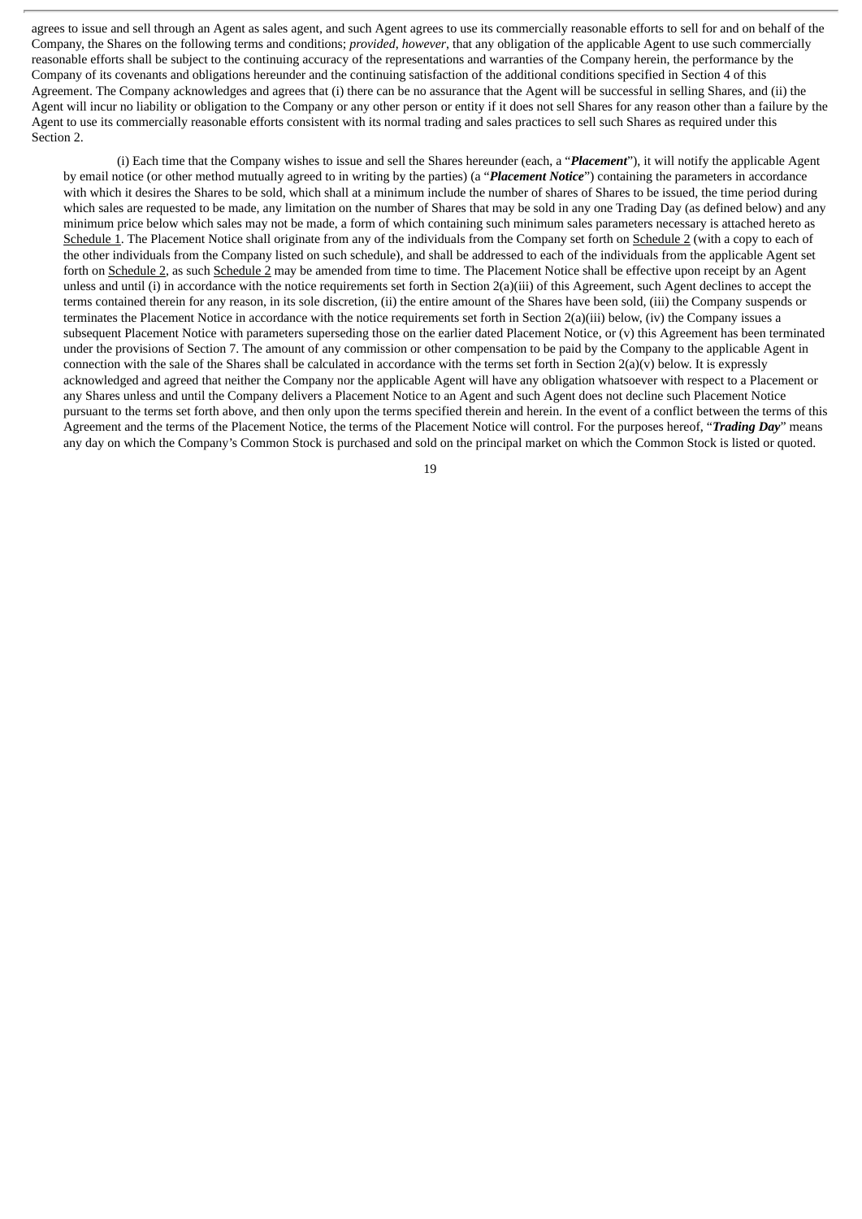agrees to issue and sell through an Agent as sales agent, and such Agent agrees to use its commercially reasonable efforts to sell for and on behalf of the Company, the Shares on the following terms and conditions; *provided*, *however*, that any obligation of the applicable Agent to use such commercially reasonable efforts shall be subject to the continuing accuracy of the representations and warranties of the Company herein, the performance by the Company of its covenants and obligations hereunder and the continuing satisfaction of the additional conditions specified in Section 4 of this Agreement. The Company acknowledges and agrees that (i) there can be no assurance that the Agent will be successful in selling Shares, and (ii) the Agent will incur no liability or obligation to the Company or any other person or entity if it does not sell Shares for any reason other than a failure by the Agent to use its commercially reasonable efforts consistent with its normal trading and sales practices to sell such Shares as required under this Section 2.

(i) Each time that the Company wishes to issue and sell the Shares hereunder (each, a "***Placement***"), it will notify the applicable Agent by email notice (or other method mutually agreed to in writing by the parties) (a "***Placement Notice***") containing the parameters in accordance with which it desires the Shares to be sold, which shall at a minimum include the number of shares of Shares to be issued, the time period during which sales are requested to be made, any limitation on the number of Shares that may be sold in any one Trading Day (as defined below) and any minimum price below which sales may not be made, a form of which containing such minimum sales parameters necessary is attached hereto as Schedule 1. The Placement Notice shall originate from any of the individuals from the Company set forth on Schedule 2 (with a copy to each of the other individuals from the Company listed on such schedule), and shall be addressed to each of the individuals from the applicable Agent set forth on Schedule 2, as such Schedule 2 may be amended from time to time. The Placement Notice shall be effective upon receipt by an Agent unless and until (i) in accordance with the notice requirements set forth in Section 2(a)(iii) of this Agreement, such Agent declines to accept the terms contained therein for any reason, in its sole discretion, (ii) the entire amount of the Shares have been sold, (iii) the Company suspends or terminates the Placement Notice in accordance with the notice requirements set forth in Section 2(a)(iii) below, (iv) the Company issues a subsequent Placement Notice with parameters superseding those on the earlier dated Placement Notice, or (v) this Agreement has been terminated under the provisions of Section 7. The amount of any commission or other compensation to be paid by the Company to the applicable Agent in connection with the sale of the Shares shall be calculated in accordance with the terms set forth in Section 2(a)(v) below. It is expressly acknowledged and agreed that neither the Company nor the applicable Agent will have any obligation whatsoever with respect to a Placement or any Shares unless and until the Company delivers a Placement Notice to an Agent and such Agent does not decline such Placement Notice pursuant to the terms set forth above, and then only upon the terms specified therein and herein. In the event of a conflict between the terms of this Agreement and the terms of the Placement Notice, the terms of the Placement Notice will control. For the purposes hereof, "***Trading Day***" means any day on which the Company's Common Stock is purchased and sold on the principal market on which the Common Stock is listed or quoted.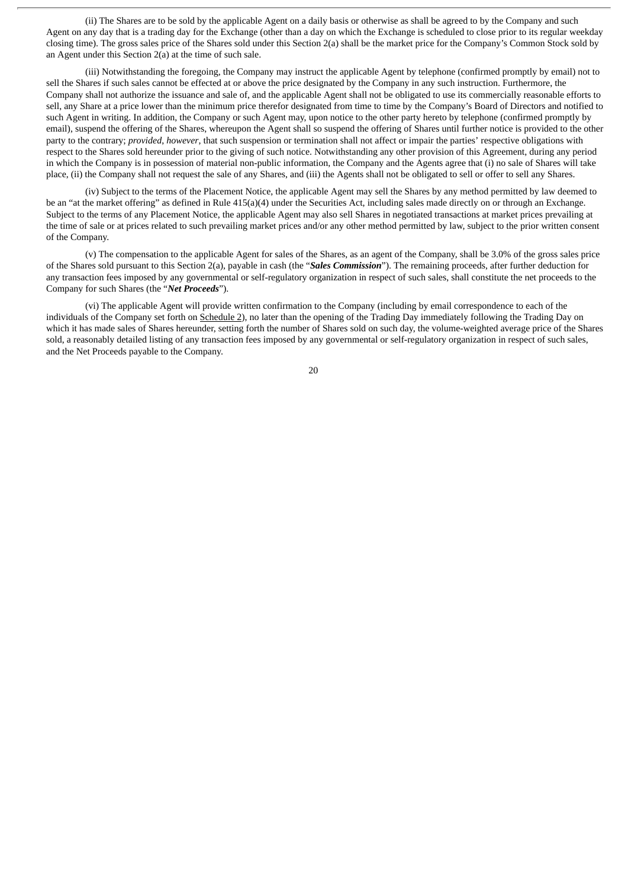(ii) The Shares are to be sold by the applicable Agent on a daily basis or otherwise as shall be agreed to by the Company and such Agent on any day that is a trading day for the Exchange (other than a day on which the Exchange is scheduled to close prior to its regular weekday closing time). The gross sales price of the Shares sold under this Section 2(a) shall be the market price for the Company's Common Stock sold by an Agent under this Section 2(a) at the time of such sale.

(iii) Notwithstanding the foregoing, the Company may instruct the applicable Agent by telephone (confirmed promptly by email) not to sell the Shares if such sales cannot be effected at or above the price designated by the Company in any such instruction. Furthermore, the Company shall not authorize the issuance and sale of, and the applicable Agent shall not be obligated to use its commercially reasonable efforts to sell, any Share at a price lower than the minimum price therefor designated from time to time by the Company's Board of Directors and notified to such Agent in writing. In addition, the Company or such Agent may, upon notice to the other party hereto by telephone (confirmed promptly by email), suspend the offering of the Shares, whereupon the Agent shall so suspend the offering of Shares until further notice is provided to the other party to the contrary; *provided*, *however*, that such suspension or termination shall not affect or impair the parties' respective obligations with respect to the Shares sold hereunder prior to the giving of such notice. Notwithstanding any other provision of this Agreement, during any period in which the Company is in possession of material non-public information, the Company and the Agents agree that (i) no sale of Shares will take place, (ii) the Company shall not request the sale of any Shares, and (iii) the Agents shall not be obligated to sell or offer to sell any Shares.

(iv) Subject to the terms of the Placement Notice, the applicable Agent may sell the Shares by any method permitted by law deemed to be an "at the market offering" as defined in Rule 415(a)(4) under the Securities Act, including sales made directly on or through an Exchange. Subject to the terms of any Placement Notice, the applicable Agent may also sell Shares in negotiated transactions at market prices prevailing at the time of sale or at prices related to such prevailing market prices and/or any other method permitted by law, subject to the prior written consent of the Company.

(v) The compensation to the applicable Agent for sales of the Shares, as an agent of the Company, shall be 3.0% of the gross sales price of the Shares sold pursuant to this Section 2(a), payable in cash (the "***Sales Commission***"). The remaining proceeds, after further deduction for any transaction fees imposed by any governmental or self-regulatory organization in respect of such sales, shall constitute the net proceeds to the Company for such Shares (the "***Net Proceeds***").

(vi) The applicable Agent will provide written confirmation to the Company (including by email correspondence to each of the individuals of the Company set forth on Schedule 2), no later than the opening of the Trading Day immediately following the Trading Day on which it has made sales of Shares hereunder, setting forth the number of Shares sold on such day, the volume-weighted average price of the Shares sold, a reasonably detailed listing of any transaction fees imposed by any governmental or self-regulatory organization in respect of such sales, and the Net Proceeds payable to the Company.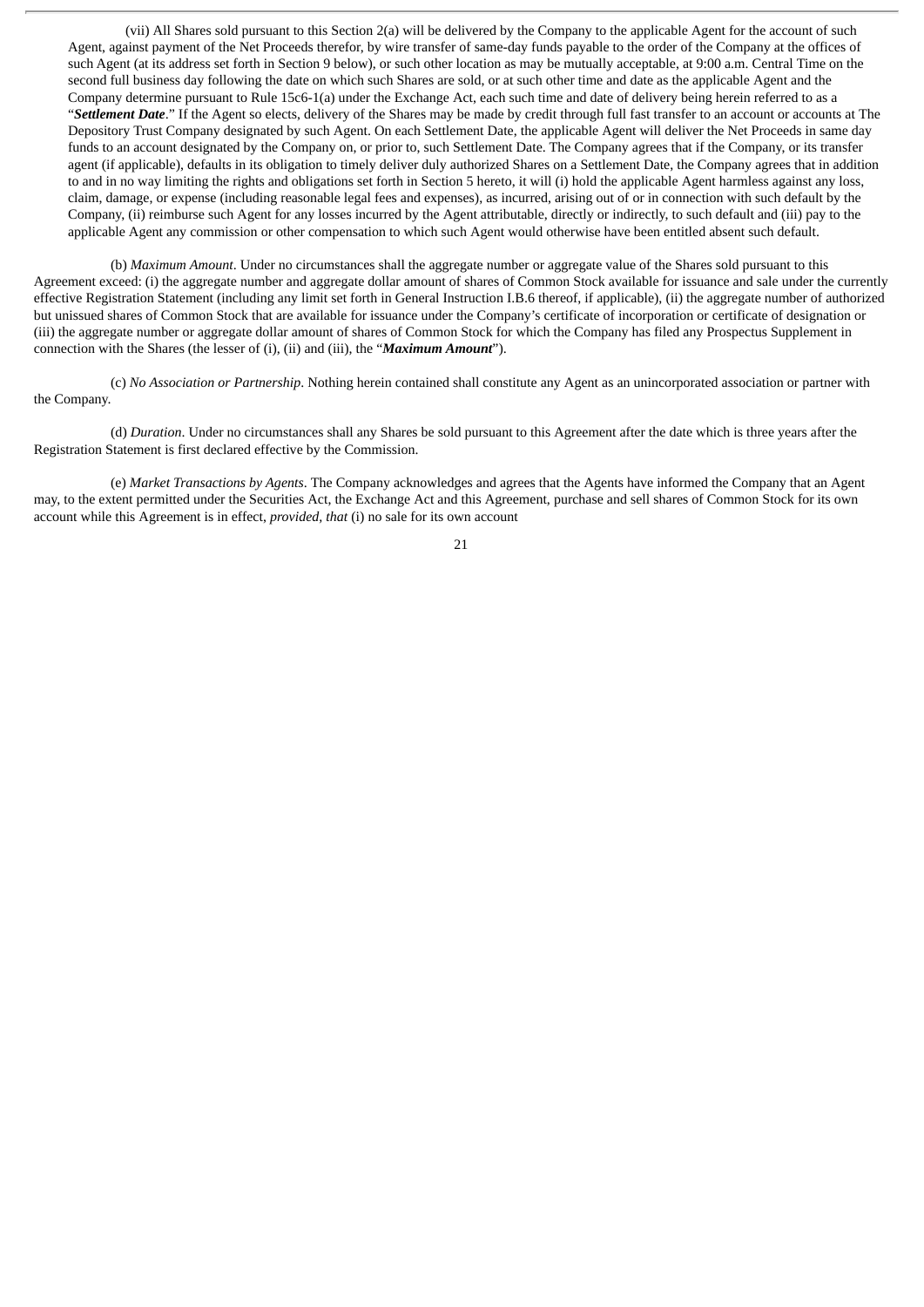(vii) All Shares sold pursuant to this Section 2(a) will be delivered by the Company to the applicable Agent for the account of such Agent, against payment of the Net Proceeds therefor, by wire transfer of same-day funds payable to the order of the Company at the offices of such Agent (at its address set forth in Section 9 below), or such other location as may be mutually acceptable, at 9:00 a.m. Central Time on the second full business day following the date on which such Shares are sold, or at such other time and date as the applicable Agent and the Company determine pursuant to Rule 15c6-1(a) under the Exchange Act, each such time and date of delivery being herein referred to as a "***Settlement Date***." If the Agent so elects, delivery of the Shares may be made by credit through full fast transfer to an account or accounts at The Depository Trust Company designated by such Agent. On each Settlement Date, the applicable Agent will deliver the Net Proceeds in same day funds to an account designated by the Company on, or prior to, such Settlement Date. The Company agrees that if the Company, or its transfer agent (if applicable), defaults in its obligation to timely deliver duly authorized Shares on a Settlement Date, the Company agrees that in addition to and in no way limiting the rights and obligations set forth in Section 5 hereto, it will (i) hold the applicable Agent harmless against any loss, claim, damage, or expense (including reasonable legal fees and expenses), as incurred, arising out of or in connection with such default by the Company, (ii) reimburse such Agent for any losses incurred by the Agent attributable, directly or indirectly, to such default and (iii) pay to the applicable Agent any commission or other compensation to which such Agent would otherwise have been entitled absent such default.

(b) *Maximum Amount*. Under no circumstances shall the aggregate number or aggregate value of the Shares sold pursuant to this Agreement exceed: (i) the aggregate number and aggregate dollar amount of shares of Common Stock available for issuance and sale under the currently effective Registration Statement (including any limit set forth in General Instruction I.B.6 thereof, if applicable), (ii) the aggregate number of authorized but unissued shares of Common Stock that are available for issuance under the Company's certificate of incorporation or certificate of designation or (iii) the aggregate number or aggregate dollar amount of shares of Common Stock for which the Company has filed any Prospectus Supplement in connection with the Shares (the lesser of (i), (ii) and (iii), the "***Maximum Amount***").

(c) *No Association or Partnership*. Nothing herein contained shall constitute any Agent as an unincorporated association or partner with the Company.

(d) *Duration*. Under no circumstances shall any Shares be sold pursuant to this Agreement after the date which is three years after the Registration Statement is first declared effective by the Commission.

(e) *Market Transactions by Agents*. The Company acknowledges and agrees that the Agents have informed the Company that an Agent may, to the extent permitted under the Securities Act, the Exchange Act and this Agreement, purchase and sell shares of Common Stock for its own account while this Agreement is in effect, *provided, that* (i) no sale for its own account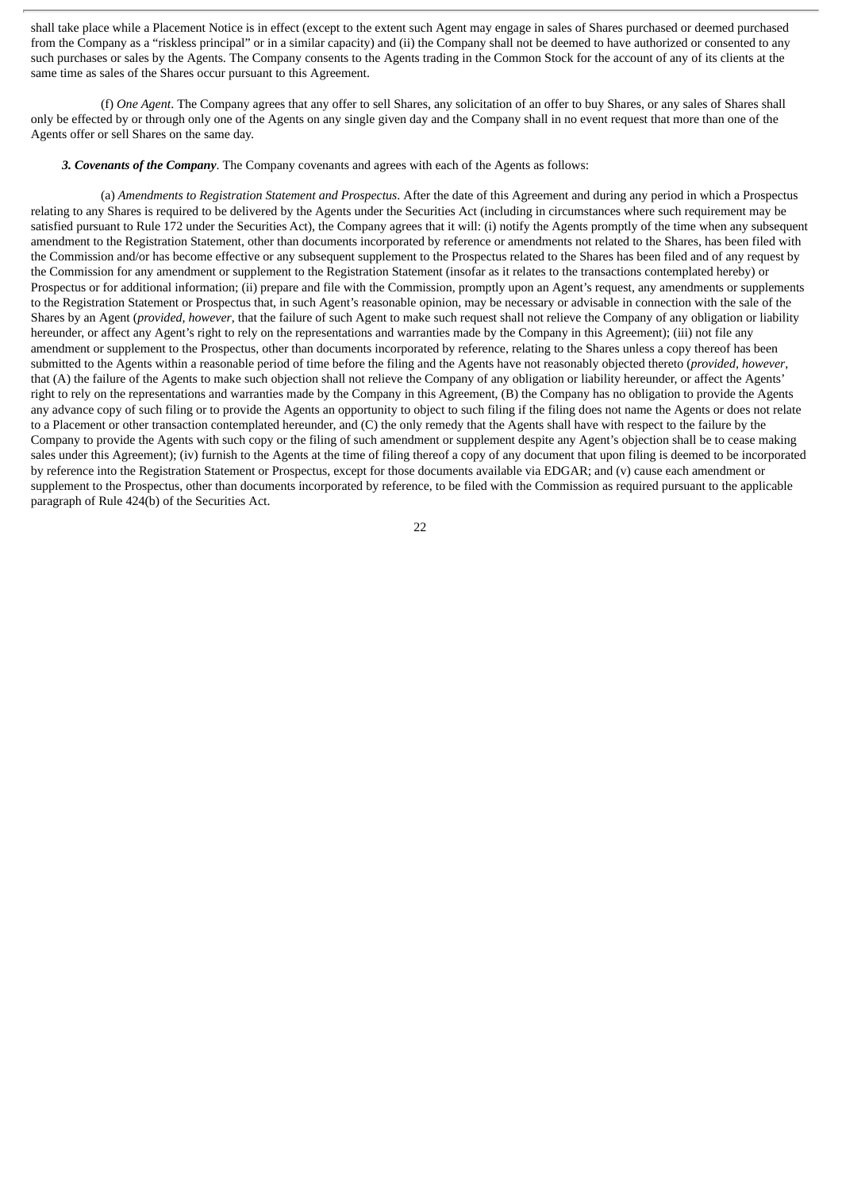shall take place while a Placement Notice is in effect (except to the extent such Agent may engage in sales of Shares purchased or deemed purchased from the Company as a "riskless principal" or in a similar capacity) and (ii) the Company shall not be deemed to have authorized or consented to any such purchases or sales by the Agents. The Company consents to the Agents trading in the Common Stock for the account of any of its clients at the same time as sales of the Shares occur pursuant to this Agreement.

(f) *One Agent*. The Company agrees that any offer to sell Shares, any solicitation of an offer to buy Shares, or any sales of Shares shall only be effected by or through only one of the Agents on any single given day and the Company shall in no event request that more than one of the Agents offer or sell Shares on the same day.

***3. Covenants of the Company***. The Company covenants and agrees with each of the Agents as follows:

(a) *Amendments to Registration Statement and Prospectus*. After the date of this Agreement and during any period in which a Prospectus relating to any Shares is required to be delivered by the Agents under the Securities Act (including in circumstances where such requirement may be satisfied pursuant to Rule 172 under the Securities Act), the Company agrees that it will: (i) notify the Agents promptly of the time when any subsequent amendment to the Registration Statement, other than documents incorporated by reference or amendments not related to the Shares, has been filed with the Commission and/or has become effective or any subsequent supplement to the Prospectus related to the Shares has been filed and of any request by the Commission for any amendment or supplement to the Registration Statement (insofar as it relates to the transactions contemplated hereby) or Prospectus or for additional information; (ii) prepare and file with the Commission, promptly upon an Agent's request, any amendments or supplements to the Registration Statement or Prospectus that, in such Agent's reasonable opinion, may be necessary or advisable in connection with the sale of the Shares by an Agent (*provided, however*, that the failure of such Agent to make such request shall not relieve the Company of any obligation or liability hereunder, or affect any Agent's right to rely on the representations and warranties made by the Company in this Agreement); (iii) not file any amendment or supplement to the Prospectus, other than documents incorporated by reference, relating to the Shares unless a copy thereof has been submitted to the Agents within a reasonable period of time before the filing and the Agents have not reasonably objected thereto (*provided, however*, that (A) the failure of the Agents to make such objection shall not relieve the Company of any obligation or liability hereunder, or affect the Agents' right to rely on the representations and warranties made by the Company in this Agreement, (B) the Company has no obligation to provide the Agents any advance copy of such filing or to provide the Agents an opportunity to object to such filing if the filing does not name the Agents or does not relate to a Placement or other transaction contemplated hereunder, and (C) the only remedy that the Agents shall have with respect to the failure by the Company to provide the Agents with such copy or the filing of such amendment or supplement despite any Agent's objection shall be to cease making sales under this Agreement); (iv) furnish to the Agents at the time of filing thereof a copy of any document that upon filing is deemed to be incorporated by reference into the Registration Statement or Prospectus, except for those documents available via EDGAR; and (v) cause each amendment or supplement to the Prospectus, other than documents incorporated by reference, to be filed with the Commission as required pursuant to the applicable paragraph of Rule 424(b) of the Securities Act.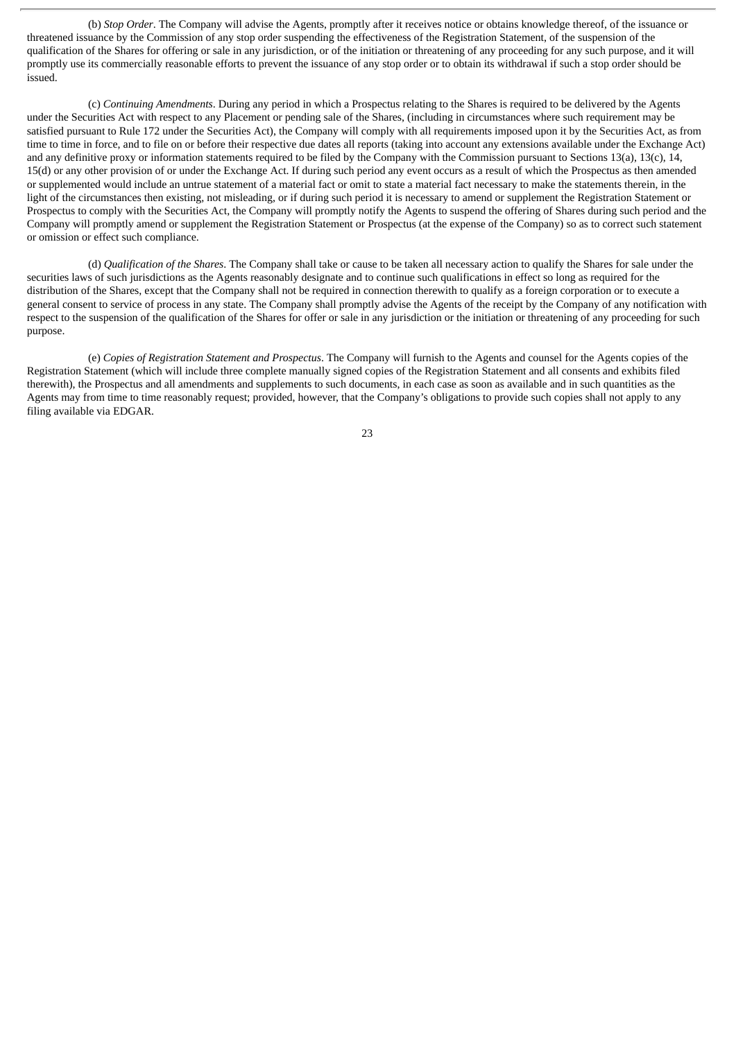(b) *Stop Order*. The Company will advise the Agents, promptly after it receives notice or obtains knowledge thereof, of the issuance or threatened issuance by the Commission of any stop order suspending the effectiveness of the Registration Statement, of the suspension of the qualification of the Shares for offering or sale in any jurisdiction, or of the initiation or threatening of any proceeding for any such purpose, and it will promptly use its commercially reasonable efforts to prevent the issuance of any stop order or to obtain its withdrawal if such a stop order should be issued.

(c) *Continuing Amendments*. During any period in which a Prospectus relating to the Shares is required to be delivered by the Agents under the Securities Act with respect to any Placement or pending sale of the Shares, (including in circumstances where such requirement may be satisfied pursuant to Rule 172 under the Securities Act), the Company will comply with all requirements imposed upon it by the Securities Act, as from time to time in force, and to file on or before their respective due dates all reports (taking into account any extensions available under the Exchange Act) and any definitive proxy or information statements required to be filed by the Company with the Commission pursuant to Sections 13(a), 13(c), 14, 15(d) or any other provision of or under the Exchange Act. If during such period any event occurs as a result of which the Prospectus as then amended or supplemented would include an untrue statement of a material fact or omit to state a material fact necessary to make the statements therein, in the light of the circumstances then existing, not misleading, or if during such period it is necessary to amend or supplement the Registration Statement or Prospectus to comply with the Securities Act, the Company will promptly notify the Agents to suspend the offering of Shares during such period and the Company will promptly amend or supplement the Registration Statement or Prospectus (at the expense of the Company) so as to correct such statement or omission or effect such compliance.

(d) *Qualification of the Shares*. The Company shall take or cause to be taken all necessary action to qualify the Shares for sale under the securities laws of such jurisdictions as the Agents reasonably designate and to continue such qualifications in effect so long as required for the distribution of the Shares, except that the Company shall not be required in connection therewith to qualify as a foreign corporation or to execute a general consent to service of process in any state. The Company shall promptly advise the Agents of the receipt by the Company of any notification with respect to the suspension of the qualification of the Shares for offer or sale in any jurisdiction or the initiation or threatening of any proceeding for such purpose.

(e) *Copies of Registration Statement and Prospectus*. The Company will furnish to the Agents and counsel for the Agents copies of the Registration Statement (which will include three complete manually signed copies of the Registration Statement and all consents and exhibits filed therewith), the Prospectus and all amendments and supplements to such documents, in each case as soon as available and in such quantities as the Agents may from time to time reasonably request; provided, however, that the Company's obligations to provide such copies shall not apply to any filing available via EDGAR.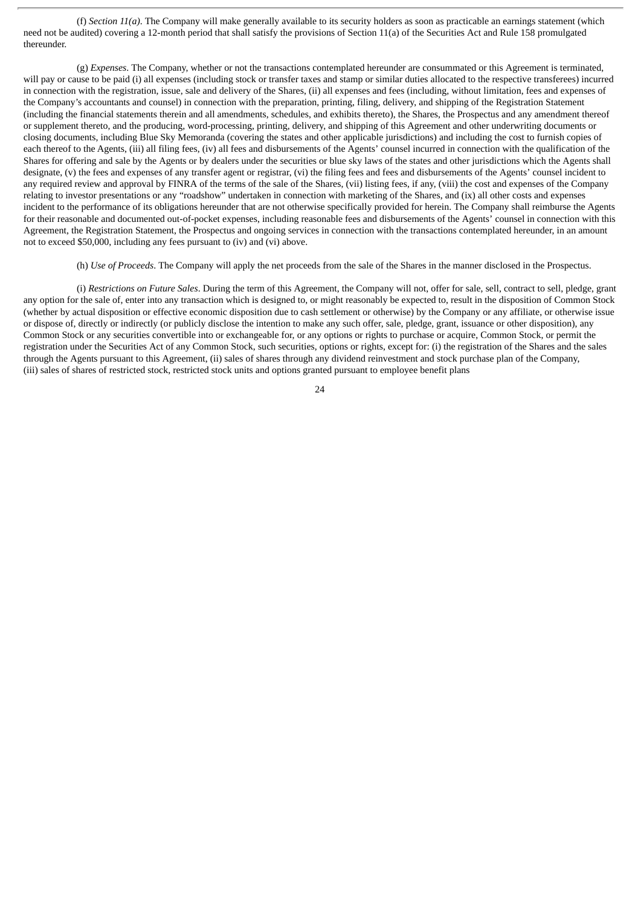(f) *Section 11(a)*. The Company will make generally available to its security holders as soon as practicable an earnings statement (which need not be audited) covering a 12-month period that shall satisfy the provisions of Section 11(a) of the Securities Act and Rule 158 promulgated thereunder.

(g) *Expenses*. The Company, whether or not the transactions contemplated hereunder are consummated or this Agreement is terminated, will pay or cause to be paid (i) all expenses (including stock or transfer taxes and stamp or similar duties allocated to the respective transferees) incurred in connection with the registration, issue, sale and delivery of the Shares, (ii) all expenses and fees (including, without limitation, fees and expenses of the Company's accountants and counsel) in connection with the preparation, printing, filing, delivery, and shipping of the Registration Statement (including the financial statements therein and all amendments, schedules, and exhibits thereto), the Shares, the Prospectus and any amendment thereof or supplement thereto, and the producing, word-processing, printing, delivery, and shipping of this Agreement and other underwriting documents or closing documents, including Blue Sky Memoranda (covering the states and other applicable jurisdictions) and including the cost to furnish copies of each thereof to the Agents, (iii) all filing fees, (iv) all fees and disbursements of the Agents' counsel incurred in connection with the qualification of the Shares for offering and sale by the Agents or by dealers under the securities or blue sky laws of the states and other jurisdictions which the Agents shall designate, (v) the fees and expenses of any transfer agent or registrar, (vi) the filing fees and fees and disbursements of the Agents' counsel incident to any required review and approval by FINRA of the terms of the sale of the Shares, (vii) listing fees, if any, (viii) the cost and expenses of the Company relating to investor presentations or any "roadshow" undertaken in connection with marketing of the Shares, and (ix) all other costs and expenses incident to the performance of its obligations hereunder that are not otherwise specifically provided for herein. The Company shall reimburse the Agents for their reasonable and documented out-of-pocket expenses, including reasonable fees and disbursements of the Agents' counsel in connection with this Agreement, the Registration Statement, the Prospectus and ongoing services in connection with the transactions contemplated hereunder, in an amount not to exceed $50,000, including any fees pursuant to (iv) and (vi) above.

(h) *Use of Proceeds*. The Company will apply the net proceeds from the sale of the Shares in the manner disclosed in the Prospectus.

(i) *Restrictions on Future Sales*. During the term of this Agreement, the Company will not, offer for sale, sell, contract to sell, pledge, grant any option for the sale of, enter into any transaction which is designed to, or might reasonably be expected to, result in the disposition of Common Stock (whether by actual disposition or effective economic disposition due to cash settlement or otherwise) by the Company or any affiliate, or otherwise issue or dispose of, directly or indirectly (or publicly disclose the intention to make any such offer, sale, pledge, grant, issuance or other disposition), any Common Stock or any securities convertible into or exchangeable for, or any options or rights to purchase or acquire, Common Stock, or permit the registration under the Securities Act of any Common Stock, such securities, options or rights, except for: (i) the registration of the Shares and the sales through the Agents pursuant to this Agreement, (ii) sales of shares through any dividend reinvestment and stock purchase plan of the Company, (iii) sales of shares of restricted stock, restricted stock units and options granted pursuant to employee benefit plans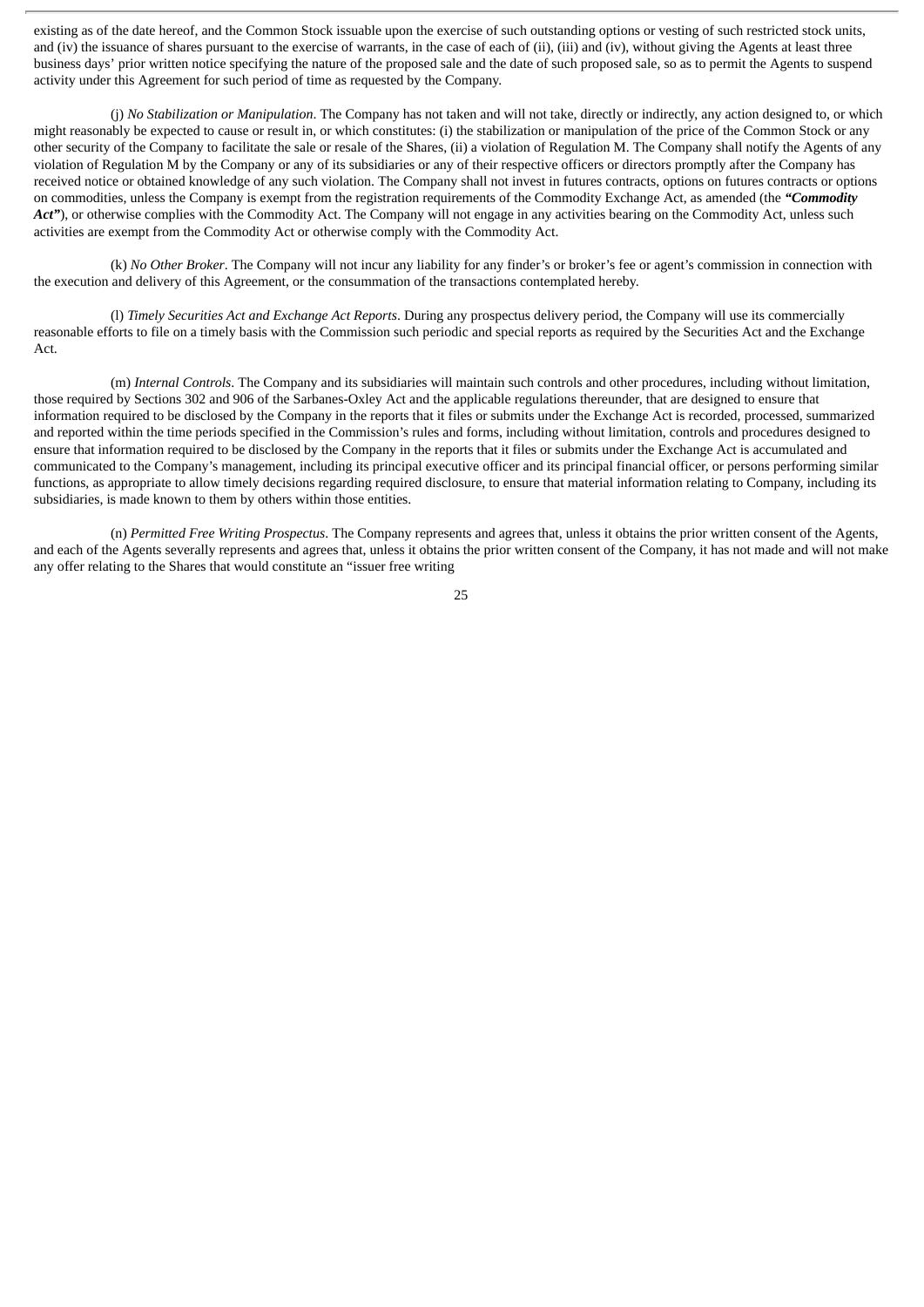existing as of the date hereof, and the Common Stock issuable upon the exercise of such outstanding options or vesting of such restricted stock units, and (iv) the issuance of shares pursuant to the exercise of warrants, in the case of each of (ii), (iii) and (iv), without giving the Agents at least three business days' prior written notice specifying the nature of the proposed sale and the date of such proposed sale, so as to permit the Agents to suspend activity under this Agreement for such period of time as requested by the Company.

(j) *No Stabilization or Manipulation*. The Company has not taken and will not take, directly or indirectly, any action designed to, or which might reasonably be expected to cause or result in, or which constitutes: (i) the stabilization or manipulation of the price of the Common Stock or any other security of the Company to facilitate the sale or resale of the Shares, (ii) a violation of Regulation M. The Company shall notify the Agents of any violation of Regulation M by the Company or any of its subsidiaries or any of their respective officers or directors promptly after the Company has received notice or obtained knowledge of any such violation. The Company shall not invest in futures contracts, options on futures contracts or options on commodities, unless the Company is exempt from the registration requirements of the Commodity Exchange Act, as amended (the ***"Commodity Act"***), or otherwise complies with the Commodity Act. The Company will not engage in any activities bearing on the Commodity Act, unless such activities are exempt from the Commodity Act or otherwise comply with the Commodity Act.

(k) *No Other Broker*. The Company will not incur any liability for any finder's or broker's fee or agent's commission in connection with the execution and delivery of this Agreement, or the consummation of the transactions contemplated hereby.

(l) *Timely Securities Act and Exchange Act Reports*. During any prospectus delivery period, the Company will use its commercially reasonable efforts to file on a timely basis with the Commission such periodic and special reports as required by the Securities Act and the Exchange Act.

(m) *Internal Controls*. The Company and its subsidiaries will maintain such controls and other procedures, including without limitation, those required by Sections 302 and 906 of the Sarbanes-Oxley Act and the applicable regulations thereunder, that are designed to ensure that information required to be disclosed by the Company in the reports that it files or submits under the Exchange Act is recorded, processed, summarized and reported within the time periods specified in the Commission's rules and forms, including without limitation, controls and procedures designed to ensure that information required to be disclosed by the Company in the reports that it files or submits under the Exchange Act is accumulated and communicated to the Company's management, including its principal executive officer and its principal financial officer, or persons performing similar functions, as appropriate to allow timely decisions regarding required disclosure, to ensure that material information relating to Company, including its subsidiaries, is made known to them by others within those entities.

(n) *Permitted Free Writing Prospectus*. The Company represents and agrees that, unless it obtains the prior written consent of the Agents, and each of the Agents severally represents and agrees that, unless it obtains the prior written consent of the Company, it has not made and will not make any offer relating to the Shares that would constitute an "issuer free writing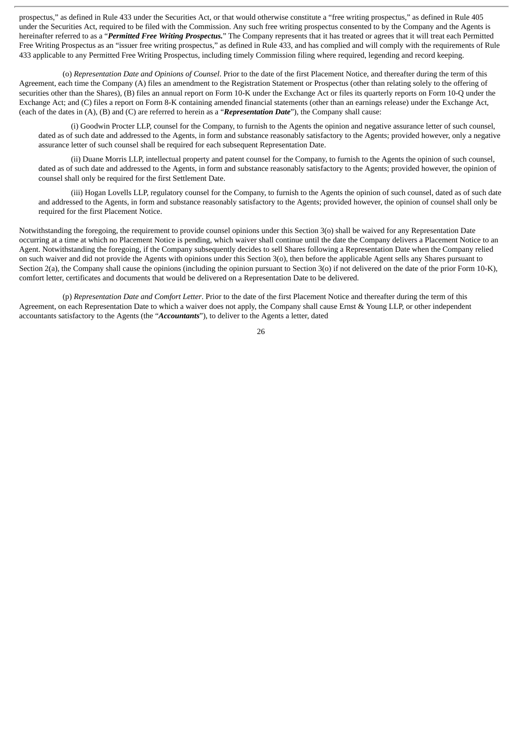prospectus," as defined in Rule 433 under the Securities Act, or that would otherwise constitute a "free writing prospectus," as defined in Rule 405 under the Securities Act, required to be filed with the Commission. Any such free writing prospectus consented to by the Company and the Agents is hereinafter referred to as a "***Permitted Free Writing Prospectus.***" The Company represents that it has treated or agrees that it will treat each Permitted Free Writing Prospectus as an "issuer free writing prospectus," as defined in Rule 433, and has complied and will comply with the requirements of Rule 433 applicable to any Permitted Free Writing Prospectus, including timely Commission filing where required, legending and record keeping.

(o) *Representation Date and Opinions of Counsel*. Prior to the date of the first Placement Notice, and thereafter during the term of this Agreement, each time the Company (A) files an amendment to the Registration Statement or Prospectus (other than relating solely to the offering of securities other than the Shares), (B) files an annual report on Form 10-K under the Exchange Act or files its quarterly reports on Form 10-Q under the Exchange Act; and (C) files a report on Form 8-K containing amended financial statements (other than an earnings release) under the Exchange Act, (each of the dates in (A), (B) and (C) are referred to herein as a "***Representation Date***"), the Company shall cause:

(i) Goodwin Procter LLP, counsel for the Company, to furnish to the Agents the opinion and negative assurance letter of such counsel, dated as of such date and addressed to the Agents, in form and substance reasonably satisfactory to the Agents; provided however, only a negative assurance letter of such counsel shall be required for each subsequent Representation Date.

(ii) Duane Morris LLP, intellectual property and patent counsel for the Company, to furnish to the Agents the opinion of such counsel, dated as of such date and addressed to the Agents, in form and substance reasonably satisfactory to the Agents; provided however, the opinion of counsel shall only be required for the first Settlement Date.

(iii) Hogan Lovells LLP, regulatory counsel for the Company, to furnish to the Agents the opinion of such counsel, dated as of such date and addressed to the Agents, in form and substance reasonably satisfactory to the Agents; provided however, the opinion of counsel shall only be required for the first Placement Notice.

Notwithstanding the foregoing, the requirement to provide counsel opinions under this Section 3(o) shall be waived for any Representation Date occurring at a time at which no Placement Notice is pending, which waiver shall continue until the date the Company delivers a Placement Notice to an Agent. Notwithstanding the foregoing, if the Company subsequently decides to sell Shares following a Representation Date when the Company relied on such waiver and did not provide the Agents with opinions under this Section 3(o), then before the applicable Agent sells any Shares pursuant to Section 2(a), the Company shall cause the opinions (including the opinion pursuant to Section 3(o) if not delivered on the date of the prior Form 10-K), comfort letter, certificates and documents that would be delivered on a Representation Date to be delivered.

(p) *Representation Date and Comfort Letter*. Prior to the date of the first Placement Notice and thereafter during the term of this Agreement, on each Representation Date to which a waiver does not apply, the Company shall cause Ernst & Young LLP, or other independent accountants satisfactory to the Agents (the "***Accountants***"), to deliver to the Agents a letter, dated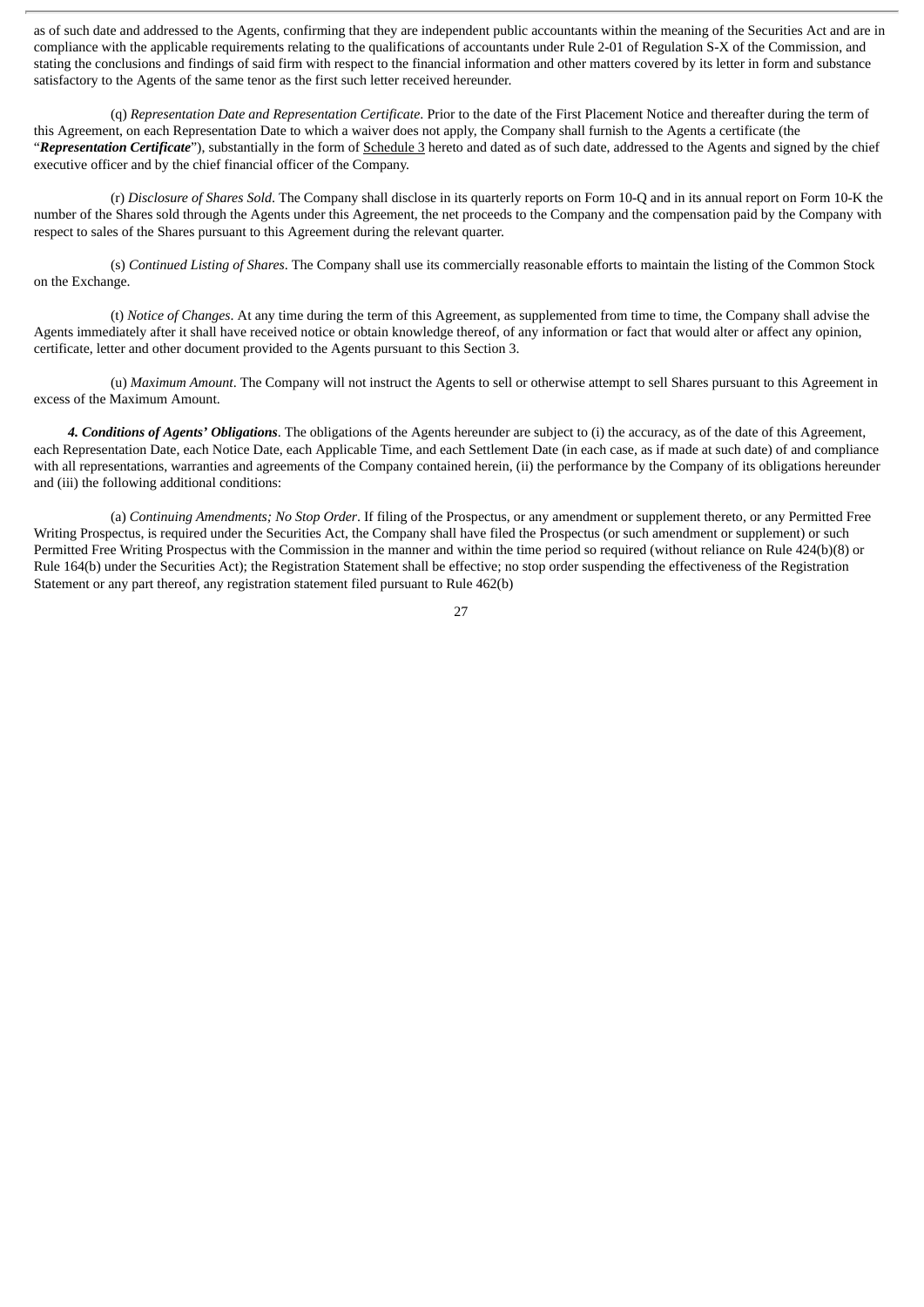as of such date and addressed to the Agents, confirming that they are independent public accountants within the meaning of the Securities Act and are in compliance with the applicable requirements relating to the qualifications of accountants under Rule 2-01 of Regulation S-X of the Commission, and stating the conclusions and findings of said firm with respect to the financial information and other matters covered by its letter in form and substance satisfactory to the Agents of the same tenor as the first such letter received hereunder.

(q) *Representation Date and Representation Certificate*. Prior to the date of the First Placement Notice and thereafter during the term of this Agreement, on each Representation Date to which a waiver does not apply, the Company shall furnish to the Agents a certificate (the "***Representation Certificate***"), substantially in the form of Schedule 3 hereto and dated as of such date, addressed to the Agents and signed by the chief executive officer and by the chief financial officer of the Company.

(r) *Disclosure of Shares Sold*. The Company shall disclose in its quarterly reports on Form 10-Q and in its annual report on Form 10-K the number of the Shares sold through the Agents under this Agreement, the net proceeds to the Company and the compensation paid by the Company with respect to sales of the Shares pursuant to this Agreement during the relevant quarter.

(s) *Continued Listing of Shares*. The Company shall use its commercially reasonable efforts to maintain the listing of the Common Stock on the Exchange.

(t) *Notice of Changes*. At any time during the term of this Agreement, as supplemented from time to time, the Company shall advise the Agents immediately after it shall have received notice or obtain knowledge thereof, of any information or fact that would alter or affect any opinion, certificate, letter and other document provided to the Agents pursuant to this Section 3.

(u) *Maximum Amount*. The Company will not instruct the Agents to sell or otherwise attempt to sell Shares pursuant to this Agreement in excess of the Maximum Amount.

***4. Conditions of Agents' Obligations***. The obligations of the Agents hereunder are subject to (i) the accuracy, as of the date of this Agreement, each Representation Date, each Notice Date, each Applicable Time, and each Settlement Date (in each case, as if made at such date) of and compliance with all representations, warranties and agreements of the Company contained herein, (ii) the performance by the Company of its obligations hereunder and (iii) the following additional conditions:

(a) *Continuing Amendments; No Stop Order*. If filing of the Prospectus, or any amendment or supplement thereto, or any Permitted Free Writing Prospectus, is required under the Securities Act, the Company shall have filed the Prospectus (or such amendment or supplement) or such Permitted Free Writing Prospectus with the Commission in the manner and within the time period so required (without reliance on Rule 424(b)(8) or Rule 164(b) under the Securities Act); the Registration Statement shall be effective; no stop order suspending the effectiveness of the Registration Statement or any part thereof, any registration statement filed pursuant to Rule 462(b)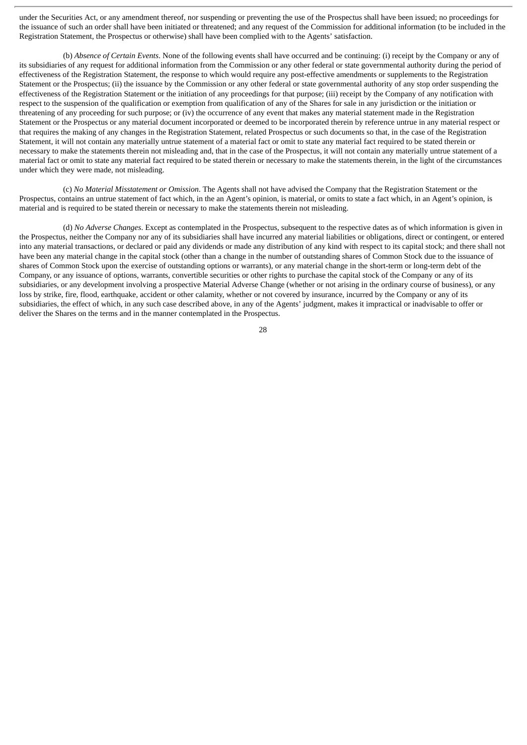under the Securities Act, or any amendment thereof, nor suspending or preventing the use of the Prospectus shall have been issued; no proceedings for the issuance of such an order shall have been initiated or threatened; and any request of the Commission for additional information (to be included in the Registration Statement, the Prospectus or otherwise) shall have been complied with to the Agents' satisfaction.

(b) *Absence of Certain Events*. None of the following events shall have occurred and be continuing: (i) receipt by the Company or any of its subsidiaries of any request for additional information from the Commission or any other federal or state governmental authority during the period of effectiveness of the Registration Statement, the response to which would require any post-effective amendments or supplements to the Registration Statement or the Prospectus; (ii) the issuance by the Commission or any other federal or state governmental authority of any stop order suspending the effectiveness of the Registration Statement or the initiation of any proceedings for that purpose; (iii) receipt by the Company of any notification with respect to the suspension of the qualification or exemption from qualification of any of the Shares for sale in any jurisdiction or the initiation or threatening of any proceeding for such purpose; or (iv) the occurrence of any event that makes any material statement made in the Registration Statement or the Prospectus or any material document incorporated or deemed to be incorporated therein by reference untrue in any material respect or that requires the making of any changes in the Registration Statement, related Prospectus or such documents so that, in the case of the Registration Statement, it will not contain any materially untrue statement of a material fact or omit to state any material fact required to be stated therein or necessary to make the statements therein not misleading and, that in the case of the Prospectus, it will not contain any materially untrue statement of a material fact or omit to state any material fact required to be stated therein or necessary to make the statements therein, in the light of the circumstances under which they were made, not misleading.

(c) *No Material Misstatement or Omission*. The Agents shall not have advised the Company that the Registration Statement or the Prospectus, contains an untrue statement of fact which, in the an Agent's opinion, is material, or omits to state a fact which, in an Agent's opinion, is material and is required to be stated therein or necessary to make the statements therein not misleading.

(d) *No Adverse Changes*. Except as contemplated in the Prospectus, subsequent to the respective dates as of which information is given in the Prospectus, neither the Company nor any of its subsidiaries shall have incurred any material liabilities or obligations, direct or contingent, or entered into any material transactions, or declared or paid any dividends or made any distribution of any kind with respect to its capital stock; and there shall not have been any material change in the capital stock (other than a change in the number of outstanding shares of Common Stock due to the issuance of shares of Common Stock upon the exercise of outstanding options or warrants), or any material change in the short-term or long-term debt of the Company, or any issuance of options, warrants, convertible securities or other rights to purchase the capital stock of the Company or any of its subsidiaries, or any development involving a prospective Material Adverse Change (whether or not arising in the ordinary course of business), or any loss by strike, fire, flood, earthquake, accident or other calamity, whether or not covered by insurance, incurred by the Company or any of its subsidiaries, the effect of which, in any such case described above, in any of the Agents' judgment, makes it impractical or inadvisable to offer or deliver the Shares on the terms and in the manner contemplated in the Prospectus.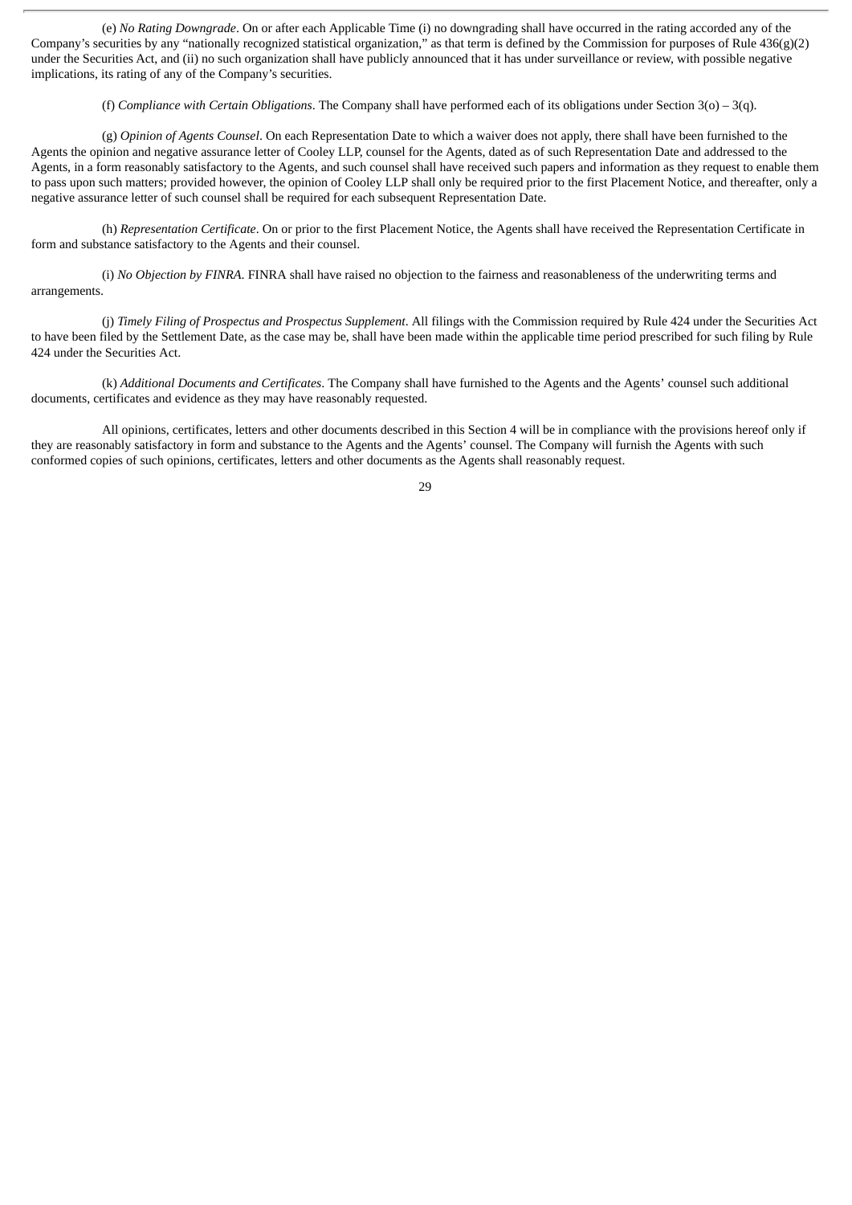(e) *No Rating Downgrade*. On or after each Applicable Time (i) no downgrading shall have occurred in the rating accorded any of the Company's securities by any "nationally recognized statistical organization," as that term is defined by the Commission for purposes of Rule 436(g)(2) under the Securities Act, and (ii) no such organization shall have publicly announced that it has under surveillance or review, with possible negative implications, its rating of any of the Company's securities.

(f) *Compliance with Certain Obligations*. The Company shall have performed each of its obligations under Section 3(o) – 3(q).

(g) *Opinion of Agents Counsel*. On each Representation Date to which a waiver does not apply, there shall have been furnished to the Agents the opinion and negative assurance letter of Cooley LLP, counsel for the Agents, dated as of such Representation Date and addressed to the Agents, in a form reasonably satisfactory to the Agents, and such counsel shall have received such papers and information as they request to enable them to pass upon such matters; provided however, the opinion of Cooley LLP shall only be required prior to the first Placement Notice, and thereafter, only a negative assurance letter of such counsel shall be required for each subsequent Representation Date.

(h) *Representation Certificate*. On or prior to the first Placement Notice, the Agents shall have received the Representation Certificate in form and substance satisfactory to the Agents and their counsel.

(i) *No Objection by FINRA*. FINRA shall have raised no objection to the fairness and reasonableness of the underwriting terms and arrangements.

(j) *Timely Filing of Prospectus and Prospectus Supplement*. All filings with the Commission required by Rule 424 under the Securities Act to have been filed by the Settlement Date, as the case may be, shall have been made within the applicable time period prescribed for such filing by Rule 424 under the Securities Act.

(k) *Additional Documents and Certificates*. The Company shall have furnished to the Agents and the Agents' counsel such additional documents, certificates and evidence as they may have reasonably requested.

All opinions, certificates, letters and other documents described in this Section 4 will be in compliance with the provisions hereof only if they are reasonably satisfactory in form and substance to the Agents and the Agents' counsel. The Company will furnish the Agents with such conformed copies of such opinions, certificates, letters and other documents as the Agents shall reasonably request.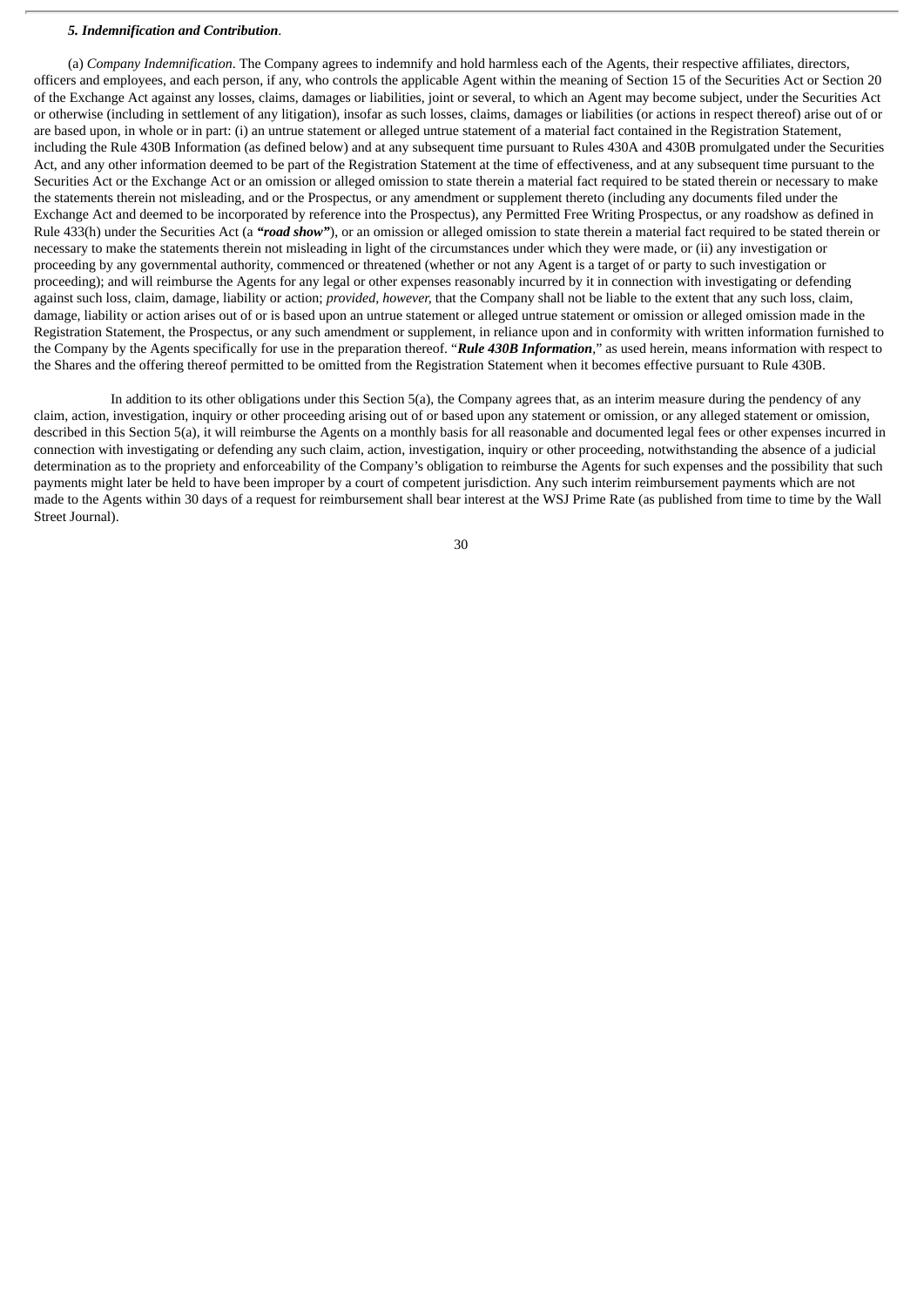***5. Indemnification and Contribution*.**

(a) *Company Indemnification*. The Company agrees to indemnify and hold harmless each of the Agents, their respective affiliates, directors, officers and employees, and each person, if any, who controls the applicable Agent within the meaning of Section 15 of the Securities Act or Section 20 of the Exchange Act against any losses, claims, damages or liabilities, joint or several, to which an Agent may become subject, under the Securities Act or otherwise (including in settlement of any litigation), insofar as such losses, claims, damages or liabilities (or actions in respect thereof) arise out of or are based upon, in whole or in part: (i) an untrue statement or alleged untrue statement of a material fact contained in the Registration Statement, including the Rule 430B Information (as defined below) and at any subsequent time pursuant to Rules 430A and 430B promulgated under the Securities Act, and any other information deemed to be part of the Registration Statement at the time of effectiveness, and at any subsequent time pursuant to the Securities Act or the Exchange Act or an omission or alleged omission to state therein a material fact required to be stated therein or necessary to make the statements therein not misleading, and or the Prospectus, or any amendment or supplement thereto (including any documents filed under the Exchange Act and deemed to be incorporated by reference into the Prospectus), any Permitted Free Writing Prospectus, or any roadshow as defined in Rule 433(h) under the Securities Act (a ***"road show"***), or an omission or alleged omission to state therein a material fact required to be stated therein or necessary to make the statements therein not misleading in light of the circumstances under which they were made, or (ii) any investigation or proceeding by any governmental authority, commenced or threatened (whether or not any Agent is a target of or party to such investigation or proceeding); and will reimburse the Agents for any legal or other expenses reasonably incurred by it in connection with investigating or defending against such loss, claim, damage, liability or action; *provided, however,* that the Company shall not be liable to the extent that any such loss, claim, damage, liability or action arises out of or is based upon an untrue statement or alleged untrue statement or omission or alleged omission made in the Registration Statement, the Prospectus, or any such amendment or supplement, in reliance upon and in conformity with written information furnished to the Company by the Agents specifically for use in the preparation thereof. "***Rule 430B Information***," as used herein, means information with respect to the Shares and the offering thereof permitted to be omitted from the Registration Statement when it becomes effective pursuant to Rule 430B.

In addition to its other obligations under this Section 5(a), the Company agrees that, as an interim measure during the pendency of any claim, action, investigation, inquiry or other proceeding arising out of or based upon any statement or omission, or any alleged statement or omission, described in this Section 5(a), it will reimburse the Agents on a monthly basis for all reasonable and documented legal fees or other expenses incurred in connection with investigating or defending any such claim, action, investigation, inquiry or other proceeding, notwithstanding the absence of a judicial determination as to the propriety and enforceability of the Company's obligation to reimburse the Agents for such expenses and the possibility that such payments might later be held to have been improper by a court of competent jurisdiction. Any such interim reimbursement payments which are not made to the Agents within 30 days of a request for reimbursement shall bear interest at the WSJ Prime Rate (as published from time to time by the Wall Street Journal).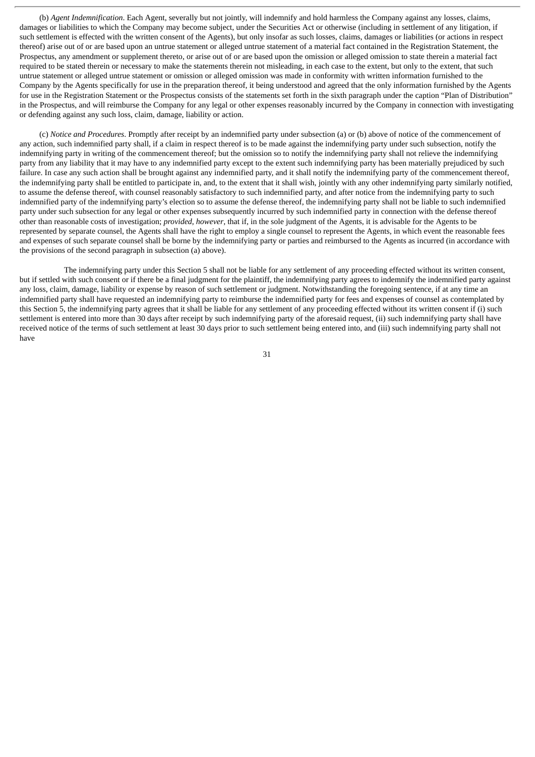(b) *Agent Indemnification*. Each Agent, severally but not jointly, will indemnify and hold harmless the Company against any losses, claims, damages or liabilities to which the Company may become subject, under the Securities Act or otherwise (including in settlement of any litigation, if such settlement is effected with the written consent of the Agents), but only insofar as such losses, claims, damages or liabilities (or actions in respect thereof) arise out of or are based upon an untrue statement or alleged untrue statement of a material fact contained in the Registration Statement, the Prospectus, any amendment or supplement thereto, or arise out of or are based upon the omission or alleged omission to state therein a material fact required to be stated therein or necessary to make the statements therein not misleading, in each case to the extent, but only to the extent, that such untrue statement or alleged untrue statement or omission or alleged omission was made in conformity with written information furnished to the Company by the Agents specifically for use in the preparation thereof, it being understood and agreed that the only information furnished by the Agents for use in the Registration Statement or the Prospectus consists of the statements set forth in the sixth paragraph under the caption "Plan of Distribution" in the Prospectus, and will reimburse the Company for any legal or other expenses reasonably incurred by the Company in connection with investigating or defending against any such loss, claim, damage, liability or action.

(c) *Notice and Procedures*. Promptly after receipt by an indemnified party under subsection (a) or (b) above of notice of the commencement of any action, such indemnified party shall, if a claim in respect thereof is to be made against the indemnifying party under such subsection, notify the indemnifying party in writing of the commencement thereof; but the omission so to notify the indemnifying party shall not relieve the indemnifying party from any liability that it may have to any indemnified party except to the extent such indemnifying party has been materially prejudiced by such failure. In case any such action shall be brought against any indemnified party, and it shall notify the indemnifying party of the commencement thereof, the indemnifying party shall be entitled to participate in, and, to the extent that it shall wish, jointly with any other indemnifying party similarly notified, to assume the defense thereof, with counsel reasonably satisfactory to such indemnified party, and after notice from the indemnifying party to such indemnified party of the indemnifying party's election so to assume the defense thereof, the indemnifying party shall not be liable to such indemnified party under such subsection for any legal or other expenses subsequently incurred by such indemnified party in connection with the defense thereof other than reasonable costs of investigation; *provided*, *however*, that if, in the sole judgment of the Agents, it is advisable for the Agents to be represented by separate counsel, the Agents shall have the right to employ a single counsel to represent the Agents, in which event the reasonable fees and expenses of such separate counsel shall be borne by the indemnifying party or parties and reimbursed to the Agents as incurred (in accordance with the provisions of the second paragraph in subsection (a) above).

The indemnifying party under this Section 5 shall not be liable for any settlement of any proceeding effected without its written consent, but if settled with such consent or if there be a final judgment for the plaintiff, the indemnifying party agrees to indemnify the indemnified party against any loss, claim, damage, liability or expense by reason of such settlement or judgment. Notwithstanding the foregoing sentence, if at any time an indemnified party shall have requested an indemnifying party to reimburse the indemnified party for fees and expenses of counsel as contemplated by this Section 5, the indemnifying party agrees that it shall be liable for any settlement of any proceeding effected without its written consent if (i) such settlement is entered into more than 30 days after receipt by such indemnifying party of the aforesaid request, (ii) such indemnifying party shall have received notice of the terms of such settlement at least 30 days prior to such settlement being entered into, and (iii) such indemnifying party shall not have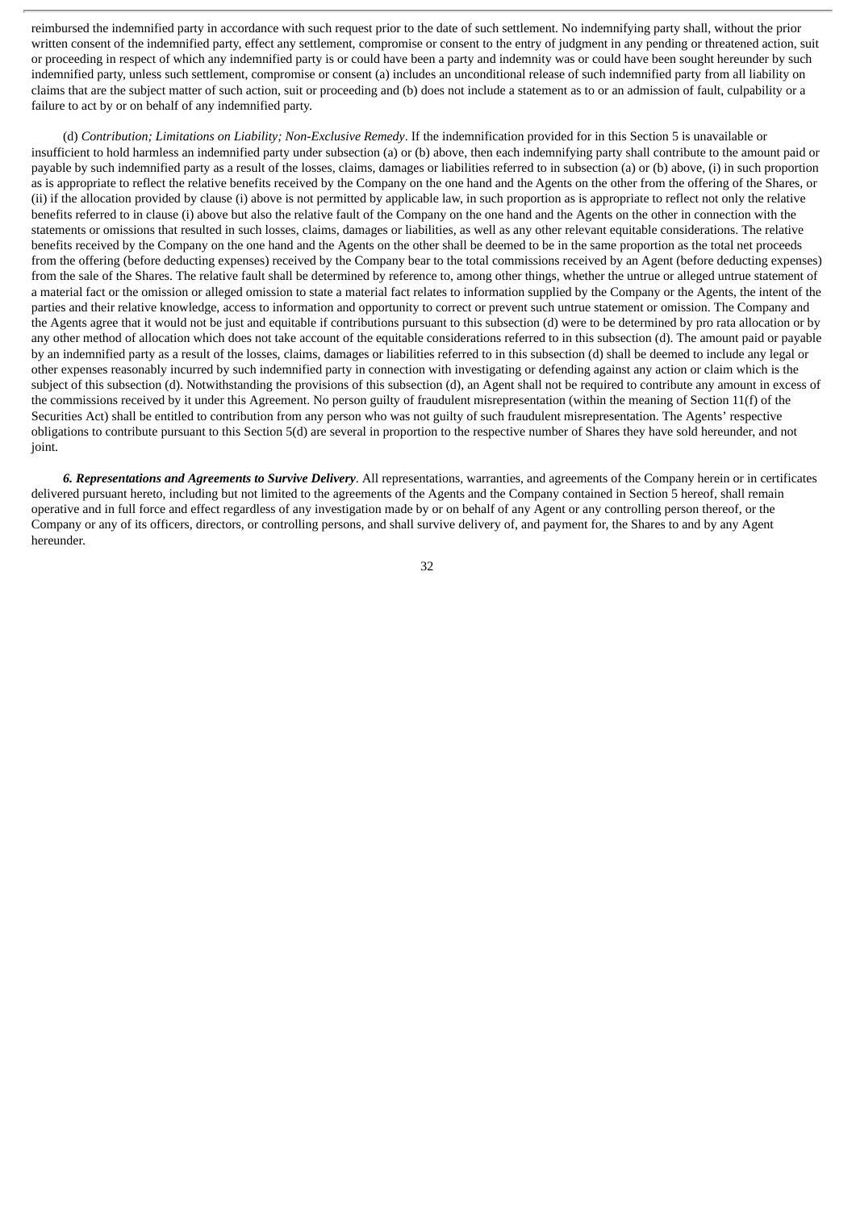reimbursed the indemnified party in accordance with such request prior to the date of such settlement. No indemnifying party shall, without the prior written consent of the indemnified party, effect any settlement, compromise or consent to the entry of judgment in any pending or threatened action, suit or proceeding in respect of which any indemnified party is or could have been a party and indemnity was or could have been sought hereunder by such indemnified party, unless such settlement, compromise or consent (a) includes an unconditional release of such indemnified party from all liability on claims that are the subject matter of such action, suit or proceeding and (b) does not include a statement as to or an admission of fault, culpability or a failure to act by or on behalf of any indemnified party.

(d) *Contribution; Limitations on Liability; Non-Exclusive Remedy*. If the indemnification provided for in this Section 5 is unavailable or insufficient to hold harmless an indemnified party under subsection (a) or (b) above, then each indemnifying party shall contribute to the amount paid or payable by such indemnified party as a result of the losses, claims, damages or liabilities referred to in subsection (a) or (b) above, (i) in such proportion as is appropriate to reflect the relative benefits received by the Company on the one hand and the Agents on the other from the offering of the Shares, or (ii) if the allocation provided by clause (i) above is not permitted by applicable law, in such proportion as is appropriate to reflect not only the relative benefits referred to in clause (i) above but also the relative fault of the Company on the one hand and the Agents on the other in connection with the statements or omissions that resulted in such losses, claims, damages or liabilities, as well as any other relevant equitable considerations. The relative benefits received by the Company on the one hand and the Agents on the other shall be deemed to be in the same proportion as the total net proceeds from the offering (before deducting expenses) received by the Company bear to the total commissions received by an Agent (before deducting expenses) from the sale of the Shares. The relative fault shall be determined by reference to, among other things, whether the untrue or alleged untrue statement of a material fact or the omission or alleged omission to state a material fact relates to information supplied by the Company or the Agents, the intent of the parties and their relative knowledge, access to information and opportunity to correct or prevent such untrue statement or omission. The Company and the Agents agree that it would not be just and equitable if contributions pursuant to this subsection (d) were to be determined by pro rata allocation or by any other method of allocation which does not take account of the equitable considerations referred to in this subsection (d). The amount paid or payable by an indemnified party as a result of the losses, claims, damages or liabilities referred to in this subsection (d) shall be deemed to include any legal or other expenses reasonably incurred by such indemnified party in connection with investigating or defending against any action or claim which is the subject of this subsection (d). Notwithstanding the provisions of this subsection (d), an Agent shall not be required to contribute any amount in excess of the commissions received by it under this Agreement. No person guilty of fraudulent misrepresentation (within the meaning of Section 11(f) of the Securities Act) shall be entitled to contribution from any person who was not guilty of such fraudulent misrepresentation. The Agents' respective obligations to contribute pursuant to this Section 5(d) are several in proportion to the respective number of Shares they have sold hereunder, and not joint.

***6. Representations and Agreements to Survive Delivery***. All representations, warranties, and agreements of the Company herein or in certificates delivered pursuant hereto, including but not limited to the agreements of the Agents and the Company contained in Section 5 hereof, shall remain operative and in full force and effect regardless of any investigation made by or on behalf of any Agent or any controlling person thereof, or the Company or any of its officers, directors, or controlling persons, and shall survive delivery of, and payment for, the Shares to and by any Agent hereunder.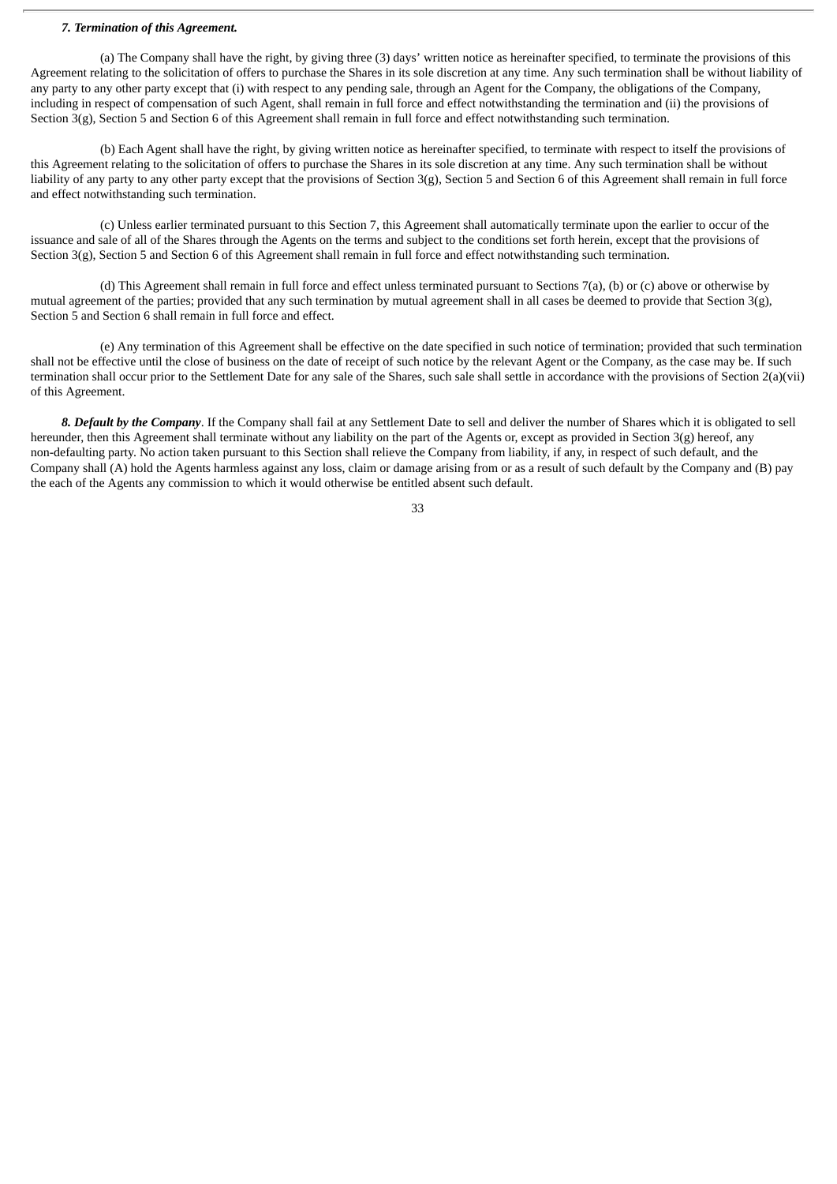***7. Termination of this Agreement.***

(a) The Company shall have the right, by giving three (3) days' written notice as hereinafter specified, to terminate the provisions of this Agreement relating to the solicitation of offers to purchase the Shares in its sole discretion at any time. Any such termination shall be without liability of any party to any other party except that (i) with respect to any pending sale, through an Agent for the Company, the obligations of the Company, including in respect of compensation of such Agent, shall remain in full force and effect notwithstanding the termination and (ii) the provisions of Section 3(g), Section 5 and Section 6 of this Agreement shall remain in full force and effect notwithstanding such termination.

(b) Each Agent shall have the right, by giving written notice as hereinafter specified, to terminate with respect to itself the provisions of this Agreement relating to the solicitation of offers to purchase the Shares in its sole discretion at any time. Any such termination shall be without liability of any party to any other party except that the provisions of Section 3(g), Section 5 and Section 6 of this Agreement shall remain in full force and effect notwithstanding such termination.

(c) Unless earlier terminated pursuant to this Section 7, this Agreement shall automatically terminate upon the earlier to occur of the issuance and sale of all of the Shares through the Agents on the terms and subject to the conditions set forth herein, except that the provisions of Section 3(g), Section 5 and Section 6 of this Agreement shall remain in full force and effect notwithstanding such termination.

(d) This Agreement shall remain in full force and effect unless terminated pursuant to Sections 7(a), (b) or (c) above or otherwise by mutual agreement of the parties; provided that any such termination by mutual agreement shall in all cases be deemed to provide that Section 3(g), Section 5 and Section 6 shall remain in full force and effect.

(e) Any termination of this Agreement shall be effective on the date specified in such notice of termination; provided that such termination shall not be effective until the close of business on the date of receipt of such notice by the relevant Agent or the Company, as the case may be. If such termination shall occur prior to the Settlement Date for any sale of the Shares, such sale shall settle in accordance with the provisions of Section 2(a)(vii) of this Agreement.

***8. Default by the Company***. If the Company shall fail at any Settlement Date to sell and deliver the number of Shares which it is obligated to sell hereunder, then this Agreement shall terminate without any liability on the part of the Agents or, except as provided in Section 3(g) hereof, any non-defaulting party. No action taken pursuant to this Section shall relieve the Company from liability, if any, in respect of such default, and the Company shall (A) hold the Agents harmless against any loss, claim or damage arising from or as a result of such default by the Company and (B) pay the each of the Agents any commission to which it would otherwise be entitled absent such default.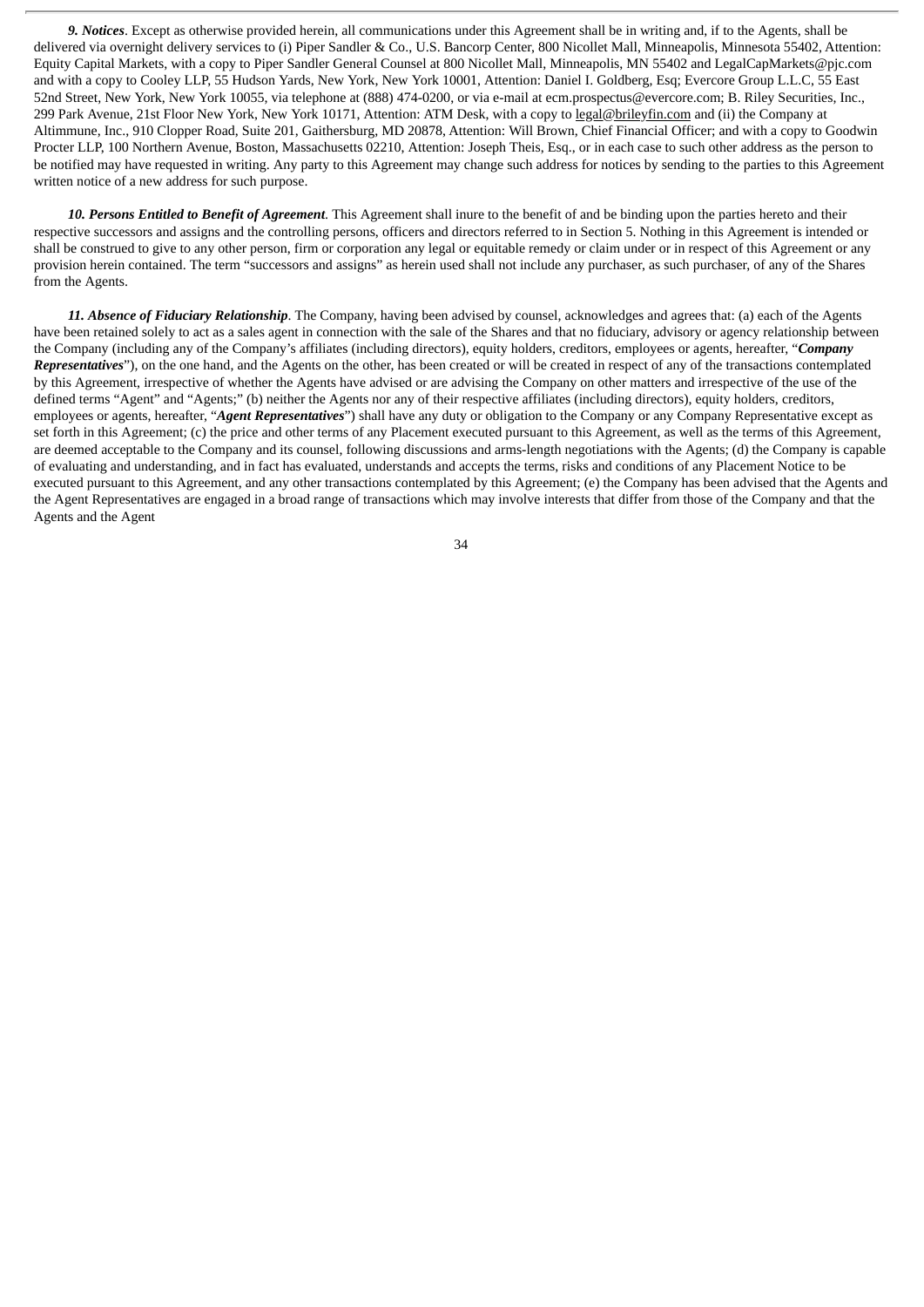***9. Notices***. Except as otherwise provided herein, all communications under this Agreement shall be in writing and, if to the Agents, shall be delivered via overnight delivery services to (i) Piper Sandler & Co., U.S. Bancorp Center, 800 Nicollet Mall, Minneapolis, Minnesota 55402, Attention: Equity Capital Markets, with a copy to Piper Sandler General Counsel at 800 Nicollet Mall, Minneapolis, MN 55402 and LegalCapMarkets@pjc.com and with a copy to Cooley LLP, 55 Hudson Yards, New York, New York 10001, Attention: Daniel I. Goldberg, Esq; Evercore Group L.L.C, 55 East 52nd Street, New York, New York 10055, via telephone at (888) 474-0200, or via e-mail at ecm.prospectus@evercore.com; B. Riley Securities, Inc., 299 Park Avenue, 21st Floor New York, New York 10171, Attention: ATM Desk, with a copy to legal@brileyfin.com and (ii) the Company at Altimmune, Inc., 910 Clopper Road, Suite 201, Gaithersburg, MD 20878, Attention: Will Brown, Chief Financial Officer; and with a copy to Goodwin Procter LLP, 100 Northern Avenue, Boston, Massachusetts 02210, Attention: Joseph Theis, Esq., or in each case to such other address as the person to be notified may have requested in writing. Any party to this Agreement may change such address for notices by sending to the parties to this Agreement written notice of a new address for such purpose.

***10. Persons Entitled to Benefit of Agreement***. This Agreement shall inure to the benefit of and be binding upon the parties hereto and their respective successors and assigns and the controlling persons, officers and directors referred to in Section 5. Nothing in this Agreement is intended or shall be construed to give to any other person, firm or corporation any legal or equitable remedy or claim under or in respect of this Agreement or any provision herein contained. The term "successors and assigns" as herein used shall not include any purchaser, as such purchaser, of any of the Shares from the Agents.

***11. Absence of Fiduciary Relationship***. The Company, having been advised by counsel, acknowledges and agrees that: (a) each of the Agents have been retained solely to act as a sales agent in connection with the sale of the Shares and that no fiduciary, advisory or agency relationship between the Company (including any of the Company's affiliates (including directors), equity holders, creditors, employees or agents, hereafter, "***Company Representatives***"), on the one hand, and the Agents on the other, has been created or will be created in respect of any of the transactions contemplated by this Agreement, irrespective of whether the Agents have advised or are advising the Company on other matters and irrespective of the use of the defined terms "Agent" and "Agents;" (b) neither the Agents nor any of their respective affiliates (including directors), equity holders, creditors, employees or agents, hereafter, "***Agent Representatives***") shall have any duty or obligation to the Company or any Company Representative except as set forth in this Agreement; (c) the price and other terms of any Placement executed pursuant to this Agreement, as well as the terms of this Agreement, are deemed acceptable to the Company and its counsel, following discussions and arms-length negotiations with the Agents; (d) the Company is capable of evaluating and understanding, and in fact has evaluated, understands and accepts the terms, risks and conditions of any Placement Notice to be executed pursuant to this Agreement, and any other transactions contemplated by this Agreement; (e) the Company has been advised that the Agents and the Agent Representatives are engaged in a broad range of transactions which may involve interests that differ from those of the Company and that the Agents and the Agent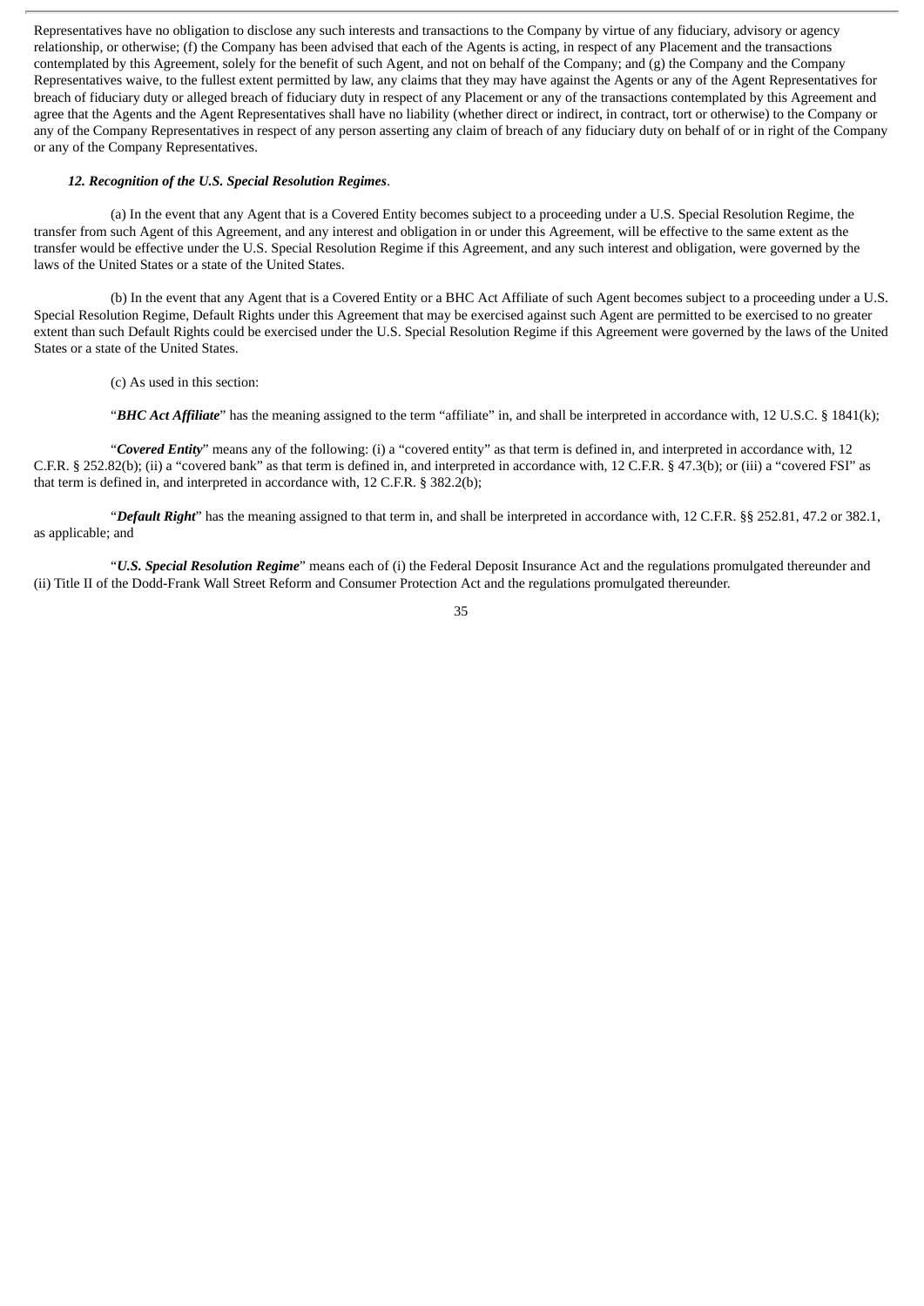Representatives have no obligation to disclose any such interests and transactions to the Company by virtue of any fiduciary, advisory or agency relationship, or otherwise; (f) the Company has been advised that each of the Agents is acting, in respect of any Placement and the transactions contemplated by this Agreement, solely for the benefit of such Agent, and not on behalf of the Company; and (g) the Company and the Company Representatives waive, to the fullest extent permitted by law, any claims that they may have against the Agents or any of the Agent Representatives for breach of fiduciary duty or alleged breach of fiduciary duty in respect of any Placement or any of the transactions contemplated by this Agreement and agree that the Agents and the Agent Representatives shall have no liability (whether direct or indirect, in contract, tort or otherwise) to the Company or any of the Company Representatives in respect of any person asserting any claim of breach of any fiduciary duty on behalf of or in right of the Company or any of the Company Representatives.

***12. Recognition of the U.S. Special Resolution Regimes***.

(a) In the event that any Agent that is a Covered Entity becomes subject to a proceeding under a U.S. Special Resolution Regime, the transfer from such Agent of this Agreement, and any interest and obligation in or under this Agreement, will be effective to the same extent as the transfer would be effective under the U.S. Special Resolution Regime if this Agreement, and any such interest and obligation, were governed by the laws of the United States or a state of the United States.

(b) In the event that any Agent that is a Covered Entity or a BHC Act Affiliate of such Agent becomes subject to a proceeding under a U.S. Special Resolution Regime, Default Rights under this Agreement that may be exercised against such Agent are permitted to be exercised to no greater extent than such Default Rights could be exercised under the U.S. Special Resolution Regime if this Agreement were governed by the laws of the United States or a state of the United States.

(c) As used in this section:

"***BHC Act Affiliate***" has the meaning assigned to the term "affiliate" in, and shall be interpreted in accordance with, 12 U.S.C. § 1841(k);

"***Covered Entity***" means any of the following: (i) a "covered entity" as that term is defined in, and interpreted in accordance with, 12 C.F.R. § 252.82(b); (ii) a "covered bank" as that term is defined in, and interpreted in accordance with, 12 C.F.R. § 47.3(b); or (iii) a "covered FSI" as that term is defined in, and interpreted in accordance with, 12 C.F.R. § 382.2(b);

"***Default Right***" has the meaning assigned to that term in, and shall be interpreted in accordance with, 12 C.F.R. §§ 252.81, 47.2 or 382.1, as applicable; and

"***U.S. Special Resolution Regime***" means each of (i) the Federal Deposit Insurance Act and the regulations promulgated thereunder and (ii) Title II of the Dodd-Frank Wall Street Reform and Consumer Protection Act and the regulations promulgated thereunder.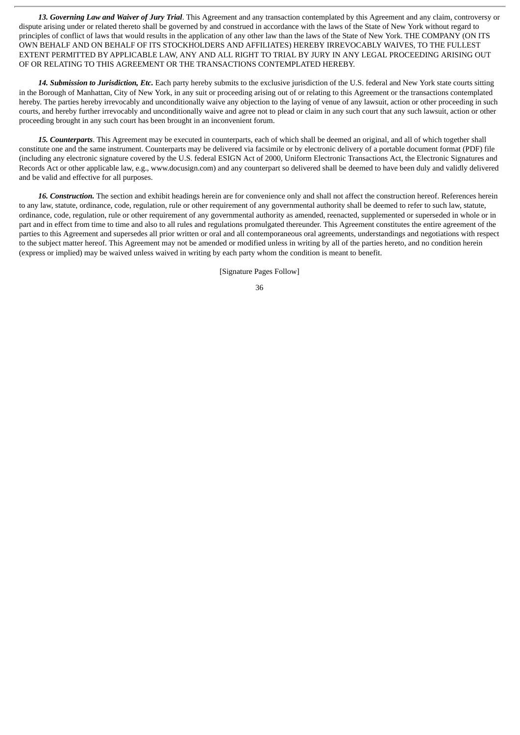***13. Governing Law and Waiver of Jury Trial***. This Agreement and any transaction contemplated by this Agreement and any claim, controversy or dispute arising under or related thereto shall be governed by and construed in accordance with the laws of the State of New York without regard to principles of conflict of laws that would results in the application of any other law than the laws of the State of New York. THE COMPANY (ON ITS OWN BEHALF AND ON BEHALF OF ITS STOCKHOLDERS AND AFFILIATES) HEREBY IRREVOCABLY WAIVES, TO THE FULLEST EXTENT PERMITTED BY APPLICABLE LAW, ANY AND ALL RIGHT TO TRIAL BY JURY IN ANY LEGAL PROCEEDING ARISING OUT OF OR RELATING TO THIS AGREEMENT OR THE TRANSACTIONS CONTEMPLATED HEREBY.

***14. Submission to Jurisdiction, Etc.*** Each party hereby submits to the exclusive jurisdiction of the U.S. federal and New York state courts sitting in the Borough of Manhattan, City of New York, in any suit or proceeding arising out of or relating to this Agreement or the transactions contemplated hereby. The parties hereby irrevocably and unconditionally waive any objection to the laying of venue of any lawsuit, action or other proceeding in such courts, and hereby further irrevocably and unconditionally waive and agree not to plead or claim in any such court that any such lawsuit, action or other proceeding brought in any such court has been brought in an inconvenient forum.

***15. Counterparts***. This Agreement may be executed in counterparts, each of which shall be deemed an original, and all of which together shall constitute one and the same instrument. Counterparts may be delivered via facsimile or by electronic delivery of a portable document format (PDF) file (including any electronic signature covered by the U.S. federal ESIGN Act of 2000, Uniform Electronic Transactions Act, the Electronic Signatures and Records Act or other applicable law, e.g., www.docusign.com) and any counterpart so delivered shall be deemed to have been duly and validly delivered and be valid and effective for all purposes.

***16. Construction.*** The section and exhibit headings herein are for convenience only and shall not affect the construction hereof. References herein to any law, statute, ordinance, code, regulation, rule or other requirement of any governmental authority shall be deemed to refer to such law, statute, ordinance, code, regulation, rule or other requirement of any governmental authority as amended, reenacted, supplemented or superseded in whole or in part and in effect from time to time and also to all rules and regulations promulgated thereunder. This Agreement constitutes the entire agreement of the parties to this Agreement and supersedes all prior written or oral and all contemporaneous oral agreements, understandings and negotiations with respect to the subject matter hereof. This Agreement may not be amended or modified unless in writing by all of the parties hereto, and no condition herein (express or implied) may be waived unless waived in writing by each party whom the condition is meant to benefit.

[Signature Pages Follow]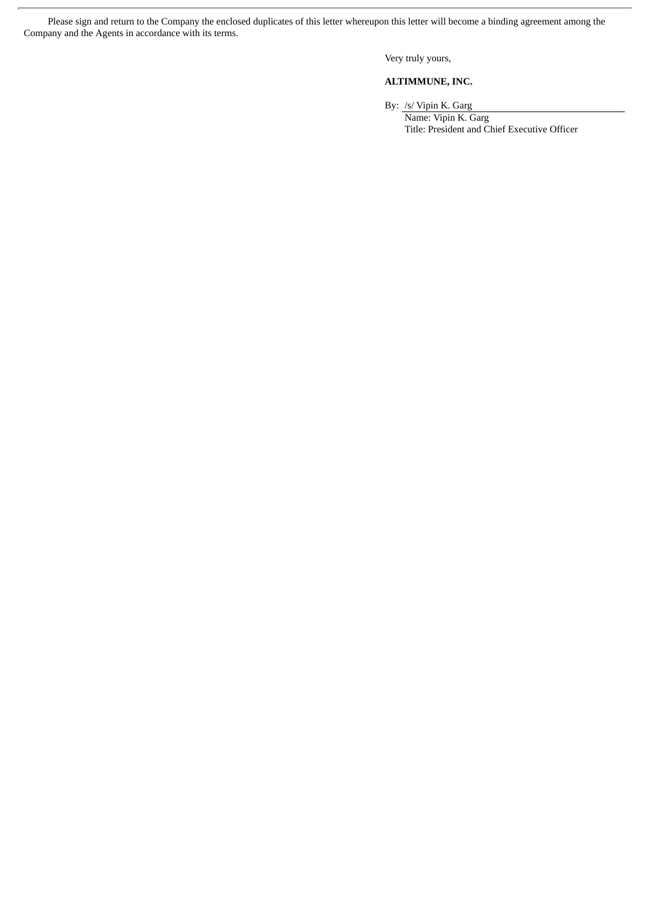Please sign and return to the Company the enclosed duplicates of this letter whereupon this letter will become a binding agreement among the Company and the Agents in accordance with its terms.

Very truly yours,

**ALTIMMUNE, INC.**

By: /s/ Vipin K. Garg  
Name: Vipin K. Garg  
Title: President and Chief Executive Officer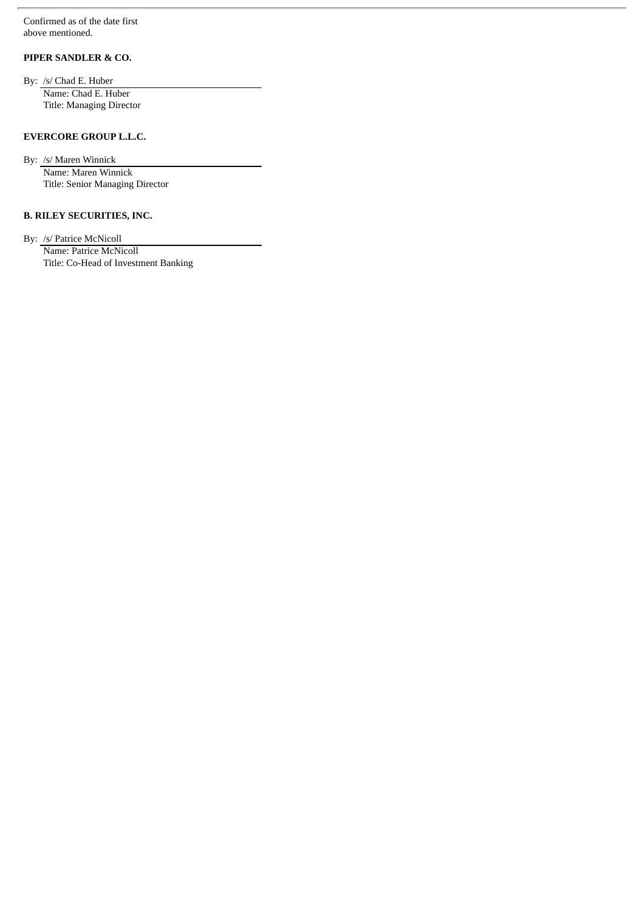Confirmed as of the date first
above mentioned.

**PIPER SANDLER & CO.**

By: /s/ Chad E. Huber
Name: Chad E. Huber
Title: Managing Director

**EVERCORE GROUP L.L.C.**

By: /s/ Maren Winnick
Name: Maren Winnick
Title: Senior Managing Director

**B. RILEY SECURITIES, INC.**

By: /s/ Patrice McNicoll
Name: Patrice McNicoll
Title: Co-Head of Investment Banking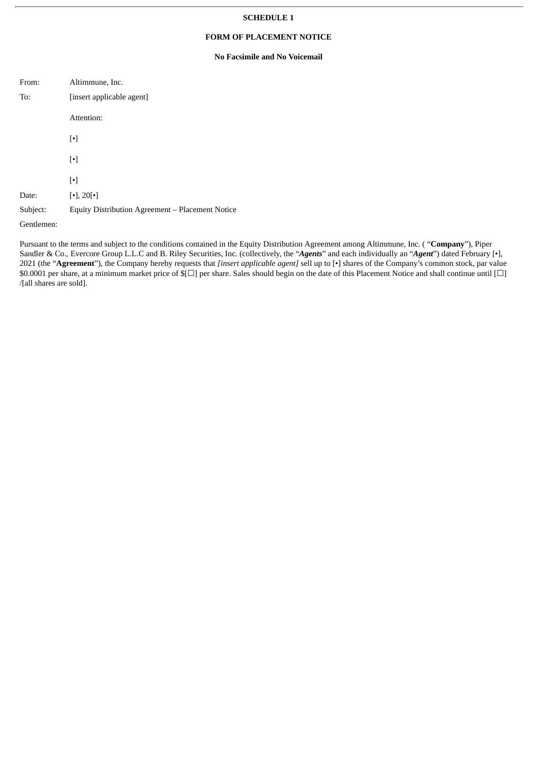**SCHEDULE 1**

**FORM OF PLACEMENT NOTICE**

**No Facsimile and No Voicemail**

From: Altimmune, Inc.

To: [insert applicable agent]

Attention:

[•]

[•]

[•]

Date: [•], 20[•]

Subject: Equity Distribution Agreement – Placement Notice

Gentlemen:

Pursuant to the terms and subject to the conditions contained in the Equity Distribution Agreement among Altimmune, Inc. ( "**Company**"), Piper Sandler & Co., Evercore Group L.L.C and B. Riley Securities, Inc. (collectively, the "***Agents***" and each individually an "***Agent***") dated February [•], 2021 (the "**Agreement**"), the Company hereby requests that *[insert applicable agent]* sell up to [•] shares of the Company's common stock, par value $0.0001 per share, at a minimum market price of $[☐] per share. Sales should begin on the date of this Placement Notice and shall continue until [☐] /[all shares are sold].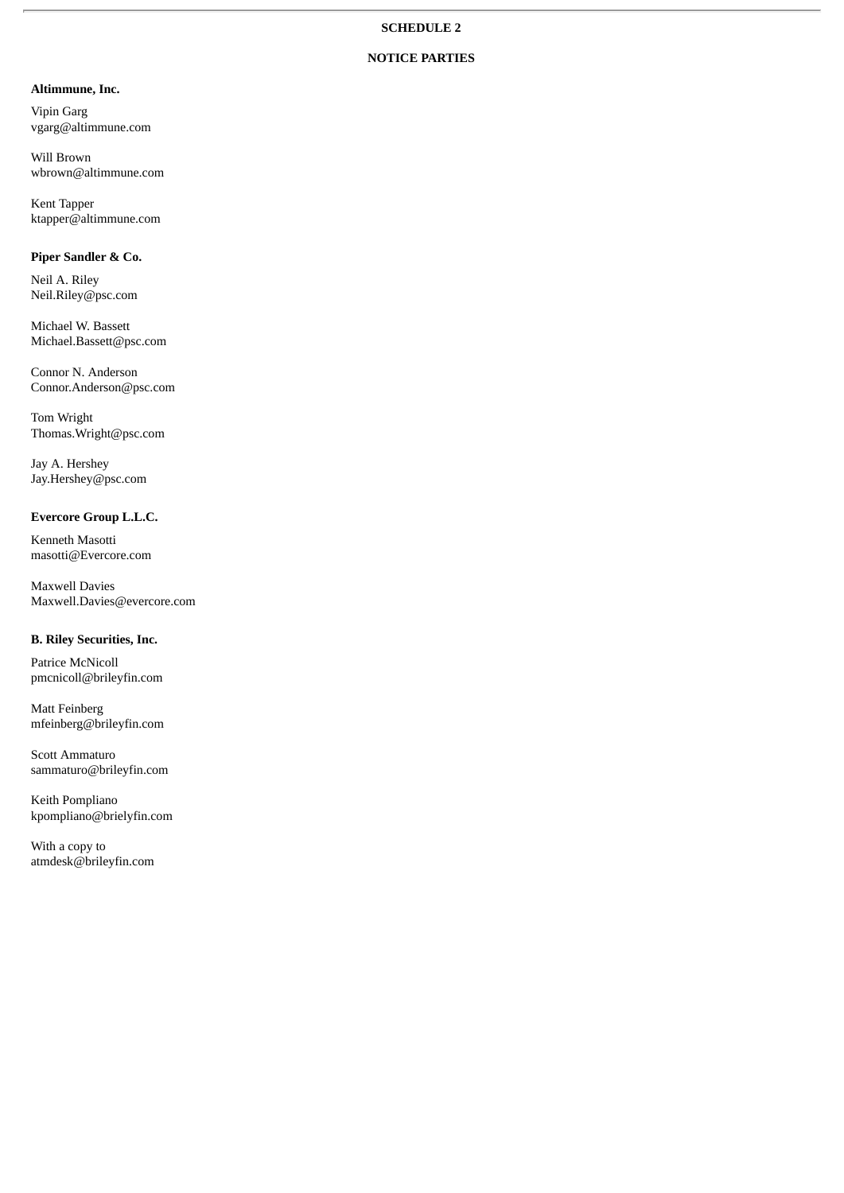**SCHEDULE 2**

**NOTICE PARTIES**

**Altimmune, Inc.**

Vipin Garg
vgarg@altimmune.com

Will Brown
wbrown@altimmune.com

Kent Tapper
ktapper@altimmune.com

**Piper Sandler & Co.**

Neil A. Riley
Neil.Riley@psc.com

Michael W. Bassett
Michael.Bassett@psc.com

Connor N. Anderson
Connor.Anderson@psc.com

Tom Wright
Thomas.Wright@psc.com

Jay A. Hershey
Jay.Hershey@psc.com

**Evercore Group L.L.C.**

Kenneth Masotti
masotti@Evercore.com

Maxwell Davies
Maxwell.Davies@evercore.com

**B. Riley Securities, Inc.**

Patrice McNicoll
pmcnicoll@brileyfin.com

Matt Feinberg
mfeinberg@brileyfin.com

Scott Ammaturo
sammaturo@brileyfin.com

Keith Pompliano
kpompliano@brielyfin.com

With a copy to
atmdesk@brileyfin.com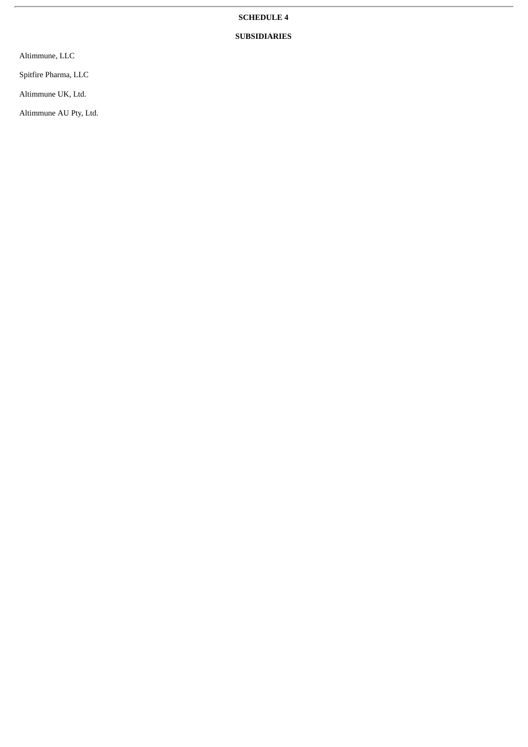**SCHEDULE 4**

**SUBSIDIARIES**

Altimmune, LLC

Spitfire Pharma, LLC

Altimmune UK, Ltd.

Altimmune AU Pty, Ltd.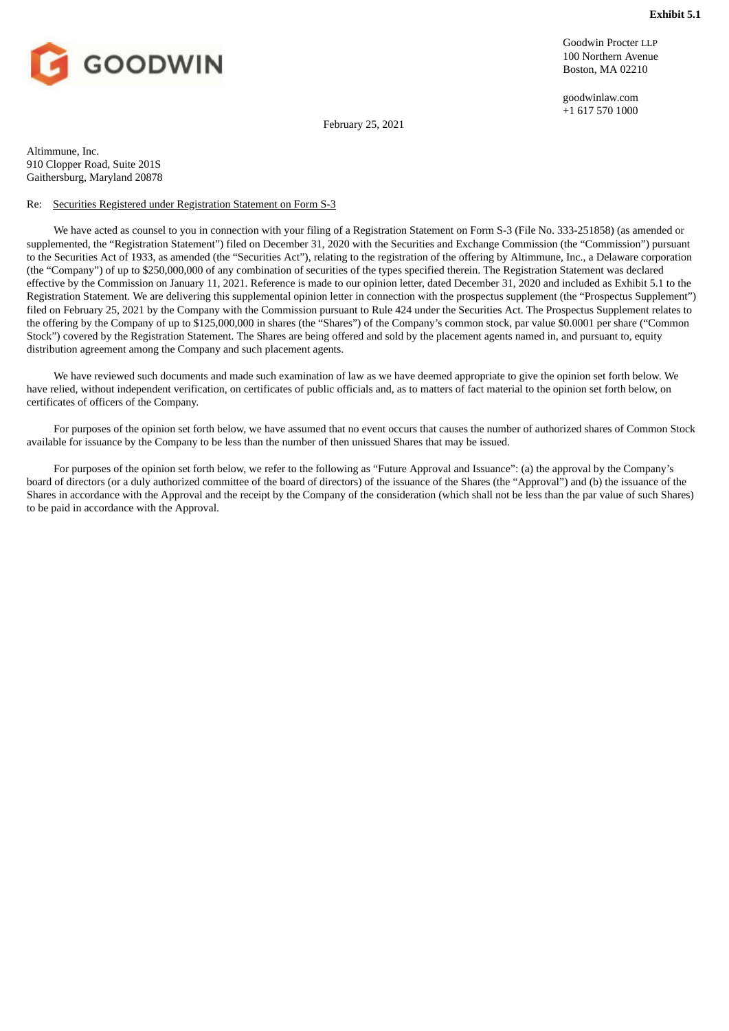**Exhibit 5.1**

GOODWIN

Goodwin Procter LLP
100 Northern Avenue
Boston, MA 02210

goodwinlaw.com
+1 617 570 1000

February 25, 2021

Altimmune, Inc.
910 Clopper Road, Suite 201S
Gaithersburg, Maryland 20878

Re: Securities Registered under Registration Statement on Form S-3

We have acted as counsel to you in connection with your filing of a Registration Statement on Form S-3 (File No. 333-251858) (as amended or supplemented, the "Registration Statement") filed on December 31, 2020 with the Securities and Exchange Commission (the "Commission") pursuant to the Securities Act of 1933, as amended (the "Securities Act"), relating to the registration of the offering by Altimmune, Inc., a Delaware corporation (the "Company") of up to $250,000,000 of any combination of securities of the types specified therein. The Registration Statement was declared effective by the Commission on January 11, 2021. Reference is made to our opinion letter, dated December 31, 2020 and included as Exhibit 5.1 to the Registration Statement. We are delivering this supplemental opinion letter in connection with the prospectus supplement (the "Prospectus Supplement") filed on February 25, 2021 by the Company with the Commission pursuant to Rule 424 under the Securities Act. The Prospectus Supplement relates to the offering by the Company of up to $125,000,000 in shares (the "Shares") of the Company's common stock, par value $0.0001 per share ("Common Stock") covered by the Registration Statement. The Shares are being offered and sold by the placement agents named in, and pursuant to, equity distribution agreement among the Company and such placement agents.

We have reviewed such documents and made such examination of law as we have deemed appropriate to give the opinion set forth below. We have relied, without independent verification, on certificates of public officials and, as to matters of fact material to the opinion set forth below, on certificates of officers of the Company.

For purposes of the opinion set forth below, we have assumed that no event occurs that causes the number of authorized shares of Common Stock available for issuance by the Company to be less than the number of then unissued Shares that may be issued.

For purposes of the opinion set forth below, we refer to the following as "Future Approval and Issuance": (a) the approval by the Company's board of directors (or a duly authorized committee of the board of directors) of the issuance of the Shares (the "Approval") and (b) the issuance of the Shares in accordance with the Approval and the receipt by the Company of the consideration (which shall not be less than the par value of such Shares) to be paid in accordance with the Approval.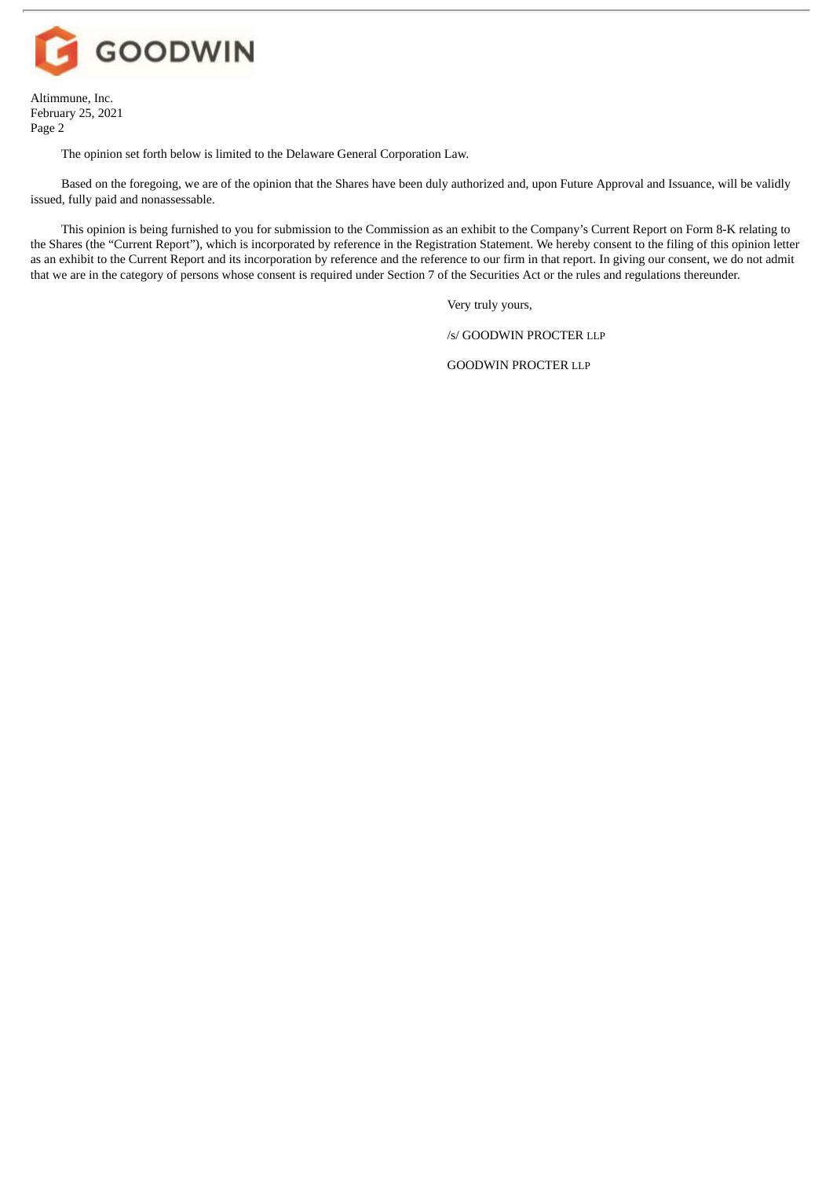The opinion set forth below is limited to the Delaware General Corporation Law.

Based on the foregoing, we are of the opinion that the Shares have been duly authorized and, upon Future Approval and Issuance, will be validly issued, fully paid and nonassessable.

This opinion is being furnished to you for submission to the Commission as an exhibit to the Company's Current Report on Form 8-K relating to the Shares (the "Current Report"), which is incorporated by reference in the Registration Statement. We hereby consent to the filing of this opinion letter as an exhibit to the Current Report and its incorporation by reference and the reference to our firm in that report. In giving our consent, we do not admit that we are in the category of persons whose consent is required under Section 7 of the Securities Act or the rules and regulations thereunder.

Very truly yours,

/s/ GOODWIN PROCTER LLP

GOODWIN PROCTER LLP